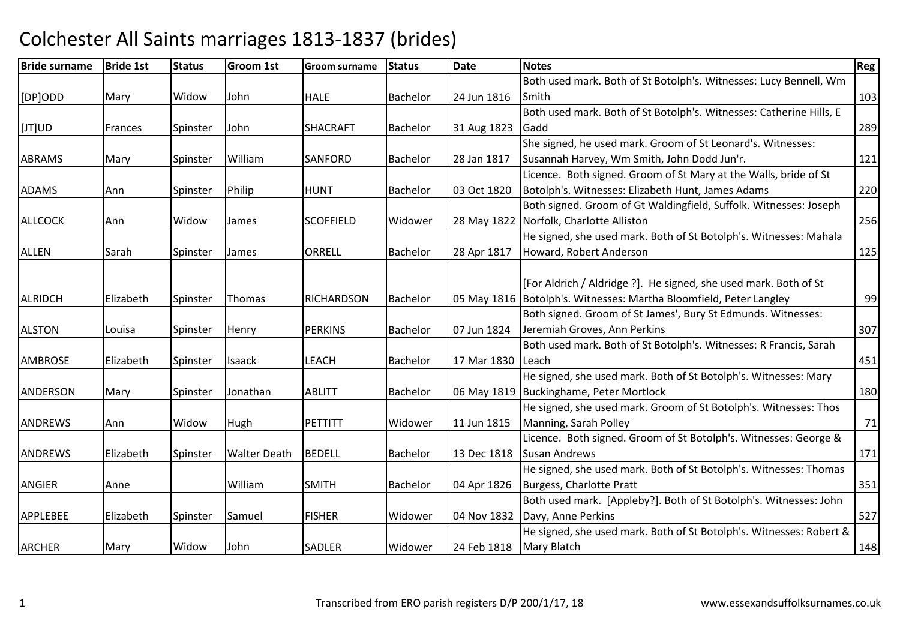# Colchester All Saints marriages 1813-1837 (brides)

| Bride surname | Bride 1st | Status | Groom 1st | Groom surname | Status | Date | Notes | Reg |
|---|---|---|---|---|---|---|---|---|
| [DP]ODD | Mary | Widow | John | HALE | Bachelor | 24 Jun 1816 | Both used mark. Both of St Botolph's. Witnesses: Lucy Bennell, Wm Smith | 103 |
| [JT]UD | Frances | Spinster | John | SHACRAFT | Bachelor | 31 Aug 1823 | Both used mark. Both of St Botolph's. Witnesses: Catherine Hills, E Gadd | 289 |
| ABRAMS | Mary | Spinster | William | SANFORD | Bachelor | 28 Jan 1817 | She signed, he used mark. Groom of St Leonard's. Witnesses: Susannah Harvey, Wm Smith, John Dodd Jun'r. | 121 |
| ADAMS | Ann | Spinster | Philip | HUNT | Bachelor | 03 Oct 1820 | Licence. Both signed. Groom of St Mary at the Walls, bride of St Botolph's. Witnesses: Elizabeth Hunt, James Adams | 220 |
| ALLCOCK | Ann | Widow | James | SCOFFIELD | Widower | 28 May 1822 | Both signed. Groom of Gt Waldingfield, Suffolk. Witnesses: Joseph Norfolk, Charlotte Alliston | 256 |
| ALLEN | Sarah | Spinster | James | ORRELL | Bachelor | 28 Apr 1817 | He signed, she used mark. Both of St Botolph's. Witnesses: Mahala Howard, Robert Anderson | 125 |
| ALRIDCH | Elizabeth | Spinster | Thomas | RICHARDSON | Bachelor | 05 May 1816 | [For Aldrich / Aldridge ?]. He signed, she used mark. Both of St Botolph's. Witnesses: Martha Bloomfield, Peter Langley | 99 |
| ALSTON | Louisa | Spinster | Henry | PERKINS | Bachelor | 07 Jun 1824 | Both signed. Groom of St James', Bury St Edmunds. Witnesses: Jeremiah Groves, Ann Perkins | 307 |
| AMBROSE | Elizabeth | Spinster | Isaack | LEACH | Bachelor | 17 Mar 1830 | Both used mark. Both of St Botolph's. Witnesses: R Francis, Sarah Leach | 451 |
| ANDERSON | Mary | Spinster | Jonathan | ABLITT | Bachelor | 06 May 1819 | He signed, she used mark. Both of St Botolph's. Witnesses: Mary Buckinghame, Peter Mortlock | 180 |
| ANDREWS | Ann | Widow | Hugh | PETTITT | Widower | 11 Jun 1815 | He signed, she used mark. Groom of St Botolph's. Witnesses: Thos Manning, Sarah Polley | 71 |
| ANDREWS | Elizabeth | Spinster | Walter Death | BEDELL | Bachelor | 13 Dec 1818 | Licence. Both signed. Groom of St Botolph's. Witnesses: George & Susan Andrews | 171 |
| ANGIER | Anne | | William | SMITH | Bachelor | 04 Apr 1826 | He signed, she used mark. Both of St Botolph's. Witnesses: Thomas Burgess, Charlotte Pratt | 351 |
| APPLEBEE | Elizabeth | Spinster | Samuel | FISHER | Widower | 04 Nov 1832 | Both used mark. [Appleby?]. Both of St Botolph's. Witnesses: John Davy, Anne Perkins | 527 |
| ARCHER | Mary | Widow | John | SADLER | Widower | 24 Feb 1818 | He signed, she used mark. Both of St Botolph's. Witnesses: Robert & Mary Blatch | 148 |

Transcribed from ERO parish registers D/P 200/1/17, 18 www.essexandsuffolksurnames.co.uk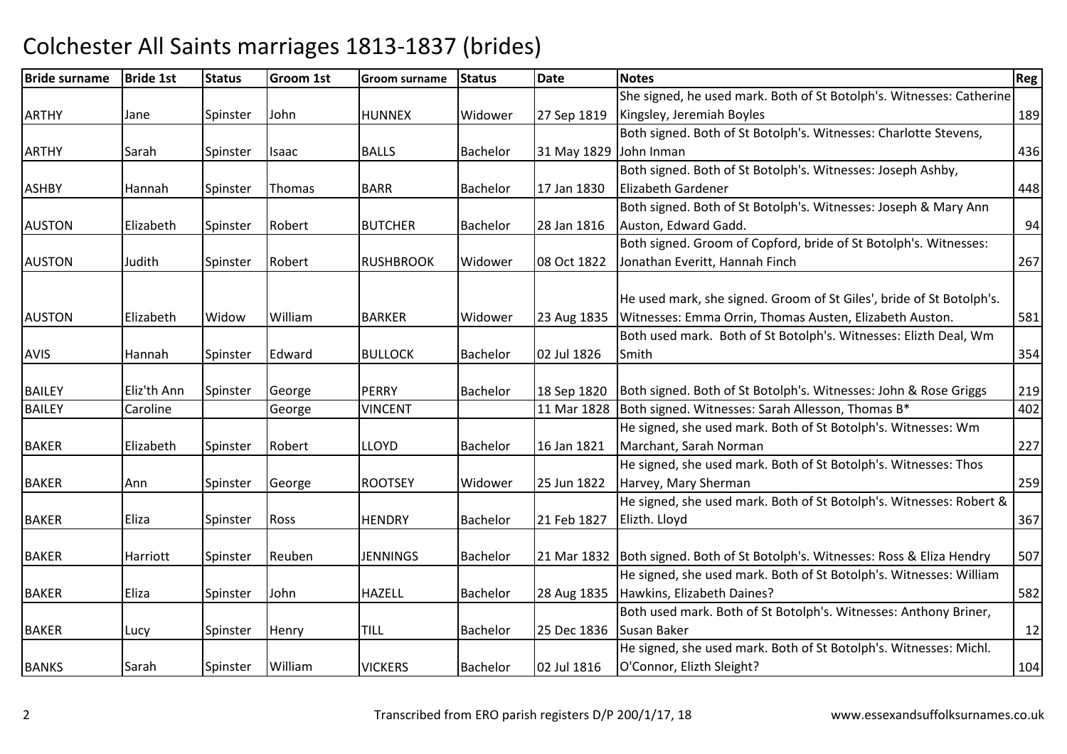# Colchester All Saints marriages 1813-1837 (brides)

| Bride surname | Bride 1st | Status | Groom 1st | Groom surname | Status | Date | Notes | Reg |
|---|---|---|---|---|---|---|---|---|
| ARTHY | Jane | Spinster | John | HUNNEX | Widower | 27 Sep 1819 | She signed, he used mark. Both of St Botolph's. Witnesses: Catherine Kingsley, Jeremiah Boyles | 189 |
| ARTHY | Sarah | Spinster | Isaac | BALLS | Bachelor | 31 May 1829 | Both signed. Both of St Botolph's. Witnesses: Charlotte Stevens, John Inman | 436 |
| ASHBY | Hannah | Spinster | Thomas | BARR | Bachelor | 17 Jan 1830 | Both signed. Both of St Botolph's. Witnesses: Joseph Ashby, Elizabeth Gardener | 448 |
| AUSTON | Elizabeth | Spinster | Robert | BUTCHER | Bachelor | 28 Jan 1816 | Both signed. Both of St Botolph's. Witnesses: Joseph & Mary Ann Auston, Edward Gadd. | 94 |
| AUSTON | Judith | Spinster | Robert | RUSHBROOK | Widower | 08 Oct 1822 | Both signed. Groom of Copford, bride of St Botolph's. Witnesses: Jonathan Everitt, Hannah Finch | 267 |
| AUSTON | Elizabeth | Widow | William | BARKER | Widower | 23 Aug 1835 | He used mark, she signed. Groom of St Giles', bride of St Botolph's. Witnesses: Emma Orrin, Thomas Austen, Elizabeth Auston. | 581 |
| AVIS | Hannah | Spinster | Edward | BULLOCK | Bachelor | 02 Jul 1826 | Both used mark. Both of St Botolph's. Witnesses: Elizth Deal, Wm Smith | 354 |
| BAILEY | Eliz'th Ann | Spinster | George | PERRY | Bachelor | 18 Sep 1820 | Both signed. Both of St Botolph's. Witnesses: John & Rose Griggs | 219 |
| BAILEY | Caroline | | George | VINCENT | | 11 Mar 1828 | Both signed. Witnesses: Sarah Allesson, Thomas B* | 402 |
| BAKER | Elizabeth | Spinster | Robert | LLOYD | Bachelor | 16 Jan 1821 | He signed, she used mark. Both of St Botolph's. Witnesses: Wm Marchant, Sarah Norman | 227 |
| BAKER | Ann | Spinster | George | ROOTSEY | Widower | 25 Jun 1822 | He signed, she used mark. Both of St Botolph's. Witnesses: Thos Harvey, Mary Sherman | 259 |
| BAKER | Eliza | Spinster | Ross | HENDRY | Bachelor | 21 Feb 1827 | He signed, she used mark. Both of St Botolph's. Witnesses: Robert & Elizth. Lloyd | 367 |
| BAKER | Harriott | Spinster | Reuben | JENNINGS | Bachelor | 21 Mar 1832 | Both signed. Both of St Botolph's. Witnesses: Ross & Eliza Hendry | 507 |
| BAKER | Eliza | Spinster | John | HAZELL | Bachelor | 28 Aug 1835 | He signed, she used mark. Both of St Botolph's. Witnesses: William Hawkins, Elizabeth Daines? | 582 |
| BAKER | Lucy | Spinster | Henry | TILL | Bachelor | 25 Dec 1836 | Both used mark. Both of St Botolph's. Witnesses: Anthony Briner, Susan Baker | 12 |
| BANKS | Sarah | Spinster | William | VICKERS | Bachelor | 02 Jul 1816 | He signed, she used mark. Both of St Botolph's. Witnesses: Michl. O'Connor, Elizth Sleight? | 104 |

Transcribed from ERO parish registers D/P 200/1/17, 18 www.essexandsuffolksurnames.co.uk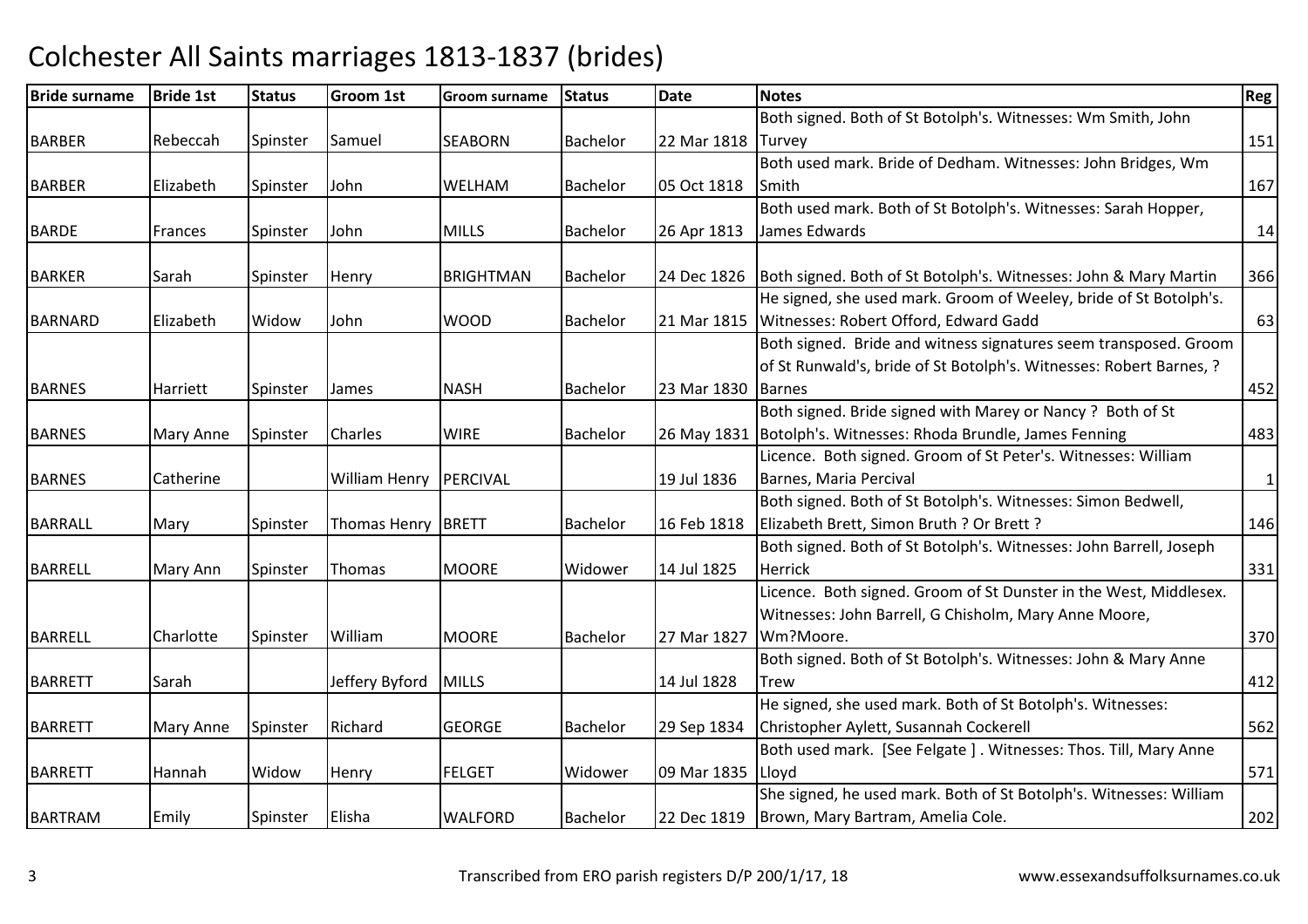# Colchester All Saints marriages 1813-1837 (brides)

| Bride surname | Bride 1st | Status | Groom 1st | Groom surname | Status | Date | Notes | Reg |
|---|---|---|---|---|---|---|---|---|
| BARBER | Rebeccah | Spinster | Samuel | SEABORN | Bachelor | 22 Mar 1818 | Both signed. Both of St Botolph's. Witnesses: Wm Smith, John Turvey | 151 |
| BARBER | Elizabeth | Spinster | John | WELHAM | Bachelor | 05 Oct 1818 | Both used mark. Bride of Dedham. Witnesses: John Bridges, Wm Smith | 167 |
| BARDE | Frances | Spinster | John | MILLS | Bachelor | 26 Apr 1813 | Both used mark. Both of St Botolph's. Witnesses: Sarah Hopper, James Edwards | 14 |
| BARKER | Sarah | Spinster | Henry | BRIGHTMAN | Bachelor | 24 Dec 1826 | Both signed. Both of St Botolph's. Witnesses: John & Mary Martin | 366 |
| BARNARD | Elizabeth | Widow | John | WOOD | Bachelor | 21 Mar 1815 | He signed, she used mark. Groom of Weeley, bride of St Botolph's. Witnesses: Robert Offord, Edward Gadd | 63 |
| BARNES | Harriett | Spinster | James | NASH | Bachelor | 23 Mar 1830 | Both signed. Bride and witness signatures seem transposed. Groom of St Runwald's, bride of St Botolph's. Witnesses: Robert Barnes, ? Barnes | 452 |
| BARNES | Mary Anne | Spinster | Charles | WIRE | Bachelor | 26 May 1831 | Both signed. Bride signed with Marey or Nancy ? Both of St Botolph's. Witnesses: Rhoda Brundle, James Fenning | 483 |
| BARNES | Catherine | | William Henry | PERCIVAL | | 19 Jul 1836 | Licence. Both signed. Groom of St Peter's. Witnesses: William Barnes, Maria Percival | 1 |
| BARRALL | Mary | Spinster | Thomas Henry | BRETT | Bachelor | 16 Feb 1818 | Both signed. Both of St Botolph's. Witnesses: Simon Bedwell, Elizabeth Brett, Simon Bruth ? Or Brett ? | 146 |
| BARRELL | Mary Ann | Spinster | Thomas | MOORE | Widower | 14 Jul 1825 | Both signed. Both of St Botolph's. Witnesses: John Barrell, Joseph Herrick | 331 |
| BARRELL | Charlotte | Spinster | William | MOORE | Bachelor | 27 Mar 1827 | Licence. Both signed. Groom of St Dunster in the West, Middlesex. Witnesses: John Barrell, G Chisholm, Mary Anne Moore, Wm?Moore. | 370 |
| BARRETT | Sarah | | Jeffery Byford | MILLS | | 14 Jul 1828 | Both signed. Both of St Botolph's. Witnesses: John & Mary Anne Trew | 412 |
| BARRETT | Mary Anne | Spinster | Richard | GEORGE | Bachelor | 29 Sep 1834 | He signed, she used mark. Both of St Botolph's. Witnesses: Christopher Aylett, Susannah Cockerell | 562 |
| BARRETT | Hannah | Widow | Henry | FELGET | Widower | 09 Mar 1835 | Both used mark. [See Felgate ] . Witnesses: Thos. Till, Mary Anne Lloyd | 571 |
| BARTRAM | Emily | Spinster | Elisha | WALFORD | Bachelor | 22 Dec 1819 | She signed, he used mark. Both of St Botolph's. Witnesses: William Brown, Mary Bartram, Amelia Cole. | 202 |

Transcribed from ERO parish registers D/P 200/1/17, 18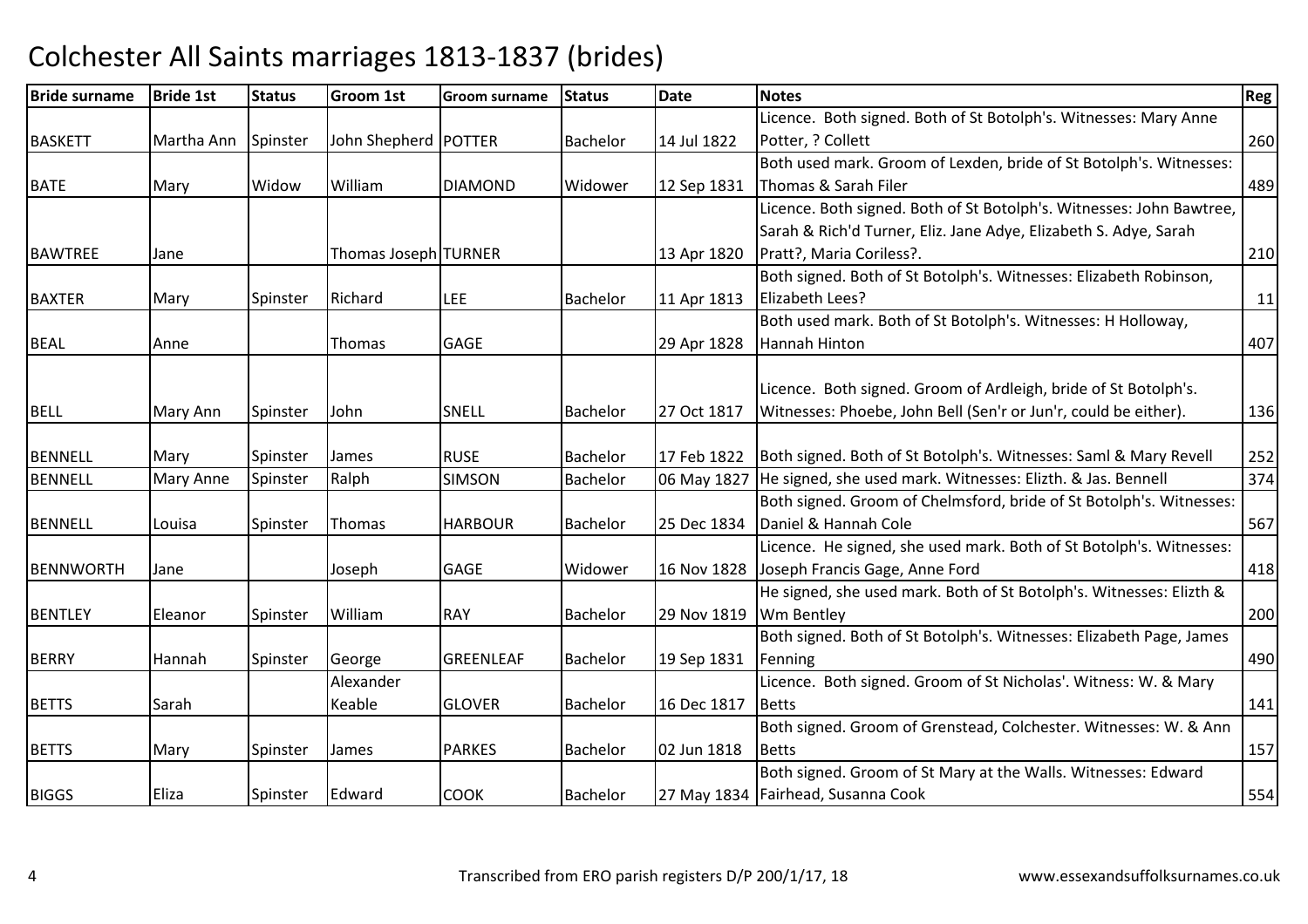# Colchester All Saints marriages 1813-1837 (brides)

| Bride surname | Bride 1st | Status | Groom 1st | Groom surname | Status | Date | Notes | Reg |
|---|---|---|---|---|---|---|---|---|
| BASKETT | Martha Ann | Spinster | John Shepherd | POTTER | Bachelor | 14 Jul 1822 | Licence. Both signed. Both of St Botolph's. Witnesses: Mary Anne Potter, ? Collett | 260 |
| BATE | Mary | Widow | William | DIAMOND | Widower | 12 Sep 1831 | Both used mark. Groom of Lexden, bride of St Botolph's. Witnesses: Thomas & Sarah Filer | 489 |
| BAWTREE | Jane | | Thomas Joseph | TURNER | | 13 Apr 1820 | Licence. Both signed. Both of St Botolph's. Witnesses: John Bawtree, Sarah & Rich'd Turner, Eliz. Jane Adye, Elizabeth S. Adye, Sarah Pratt?, Maria Coriless?. | 210 |
| BAXTER | Mary | Spinster | Richard | LEE | Bachelor | 11 Apr 1813 | Both signed. Both of St Botolph's. Witnesses: Elizabeth Robinson, Elizabeth Lees? | 11 |
| BEAL | Anne | | Thomas | GAGE | | 29 Apr 1828 | Both used mark. Both of St Botolph's. Witnesses: H Holloway, Hannah Hinton | 407 |
| BELL | Mary Ann | Spinster | John | SNELL | Bachelor | 27 Oct 1817 | Licence. Both signed. Groom of Ardleigh, bride of St Botolph's. Witnesses: Phoebe, John Bell (Sen'r or Jun'r, could be either). | 136 |
| BENNELL | Mary | Spinster | James | RUSE | Bachelor | 17 Feb 1822 | Both signed. Both of St Botolph's. Witnesses: Saml & Mary Revell | 252 |
| BENNELL | Mary Anne | Spinster | Ralph | SIMSON | Bachelor | 06 May 1827 | He signed, she used mark. Witnesses: Elizth. & Jas. Bennell | 374 |
| BENNELL | Louisa | Spinster | Thomas | HARBOUR | Bachelor | 25 Dec 1834 | Both signed. Groom of Chelmsford, bride of St Botolph's. Witnesses: Daniel & Hannah Cole | 567 |
| BENNWORTH | Jane | | Joseph | GAGE | Widower | 16 Nov 1828 | Licence. He signed, she used mark. Both of St Botolph's. Witnesses: Joseph Francis Gage, Anne Ford | 418 |
| BENTLEY | Eleanor | Spinster | William | RAY | Bachelor | 29 Nov 1819 | He signed, she used mark. Both of St Botolph's. Witnesses: Elizth & Wm Bentley | 200 |
| BERRY | Hannah | Spinster | George | GREENLEAF | Bachelor | 19 Sep 1831 | Both signed. Both of St Botolph's. Witnesses: Elizabeth Page, James Fenning | 490 |
| BETTS | Sarah | | Alexander Keable | GLOVER | Bachelor | 16 Dec 1817 | Licence. Both signed. Groom of St Nicholas'. Witness: W. & Mary Betts | 141 |
| BETTS | Mary | Spinster | James | PARKES | Bachelor | 02 Jun 1818 | Both signed. Groom of Grenstead, Colchester. Witnesses: W. & Ann Betts | 157 |
| BIGGS | Eliza | Spinster | Edward | COOK | Bachelor | 27 May 1834 | Both signed. Groom of St Mary at the Walls. Witnesses: Edward Fairhead, Susanna Cook | 554 |

Transcribed from ERO parish registers D/P 200/1/17, 18 — www.essexandsuffolksurnames.co.uk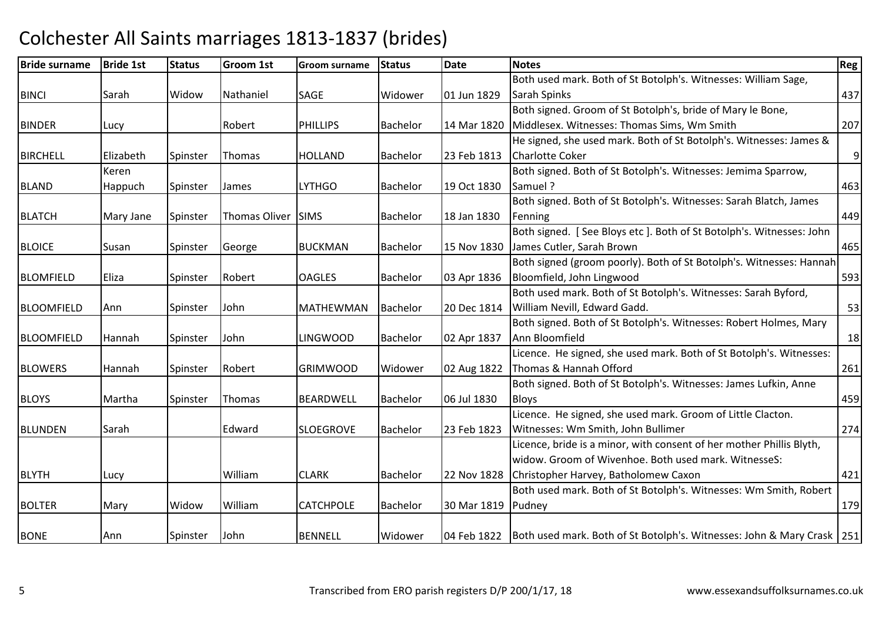# Colchester All Saints marriages 1813-1837 (brides)

| Bride surname | Bride 1st | Status | Groom 1st | Groom surname | Status | Date | Notes | Reg |
|---|---|---|---|---|---|---|---|---|
| BINCI | Sarah | Widow | Nathaniel | SAGE | Widower | 01 Jun 1829 | Both used mark. Both of St Botolph's. Witnesses: William Sage, Sarah Spinks | 437 |
| BINDER | Lucy | | Robert | PHILLIPS | Bachelor | 14 Mar 1820 | Both signed. Groom of St Botolph's, bride of Mary le Bone, Middlesex. Witnesses: Thomas Sims, Wm Smith | 207 |
| BIRCHELL | Elizabeth | Spinster | Thomas | HOLLAND | Bachelor | 23 Feb 1813 | He signed, she used mark. Both of St Botolph's. Witnesses: James & Charlotte Coker | 9 |
| BLAND | Keren Happuch | Spinster | James | LYTHGO | Bachelor | 19 Oct 1830 | Both signed. Both of St Botolph's. Witnesses: Jemima Sparrow, Samuel ? | 463 |
| BLATCH | Mary Jane | Spinster | Thomas Oliver | SIMS | Bachelor | 18 Jan 1830 | Both signed. Both of St Botolph's. Witnesses: Sarah Blatch, James Fenning | 449 |
| BLOICE | Susan | Spinster | George | BUCKMAN | Bachelor | 15 Nov 1830 | Both signed. [ See Bloys etc ]. Both of St Botolph's. Witnesses: John James Cutler, Sarah Brown | 465 |
| BLOMFIELD | Eliza | Spinster | Robert | OAGLES | Bachelor | 03 Apr 1836 | Both signed (groom poorly). Both of St Botolph's. Witnesses: Hannah Bloomfield, John Lingwood | 593 |
| BLOOMFIELD | Ann | Spinster | John | MATHEWMAN | Bachelor | 20 Dec 1814 | Both used mark. Both of St Botolph's. Witnesses: Sarah Byford, William Nevill, Edward Gadd. | 53 |
| BLOOMFIELD | Hannah | Spinster | John | LINGWOOD | Bachelor | 02 Apr 1837 | Both signed. Both of St Botolph's. Witnesses: Robert Holmes, Mary Ann Bloomfield | 18 |
| BLOWERS | Hannah | Spinster | Robert | GRIMWOOD | Widower | 02 Aug 1822 | Licence. He signed, she used mark. Both of St Botolph's. Witnesses: Thomas & Hannah Offord | 261 |
| BLOYS | Martha | Spinster | Thomas | BEARDWELL | Bachelor | 06 Jul 1830 | Both signed. Both of St Botolph's. Witnesses: James Lufkin, Anne Bloys | 459 |
| BLUNDEN | Sarah | | Edward | SLOEGROVE | Bachelor | 23 Feb 1823 | Licence. He signed, she used mark. Groom of Little Clacton. Witnesses: Wm Smith, John Bullimer | 274 |
| BLYTH | Lucy | | William | CLARK | Bachelor | 22 Nov 1828 | Licence, bride is a minor, with consent of her mother Phillis Blyth, widow. Groom of Wivenhoe. Both used mark. WitnesseS: Christopher Harvey, Batholomew Caxon | 421 |
| BOLTER | Mary | Widow | William | CATCHPOLE | Bachelor | 30 Mar 1819 | Both used mark. Both of St Botolph's. Witnesses: Wm Smith, Robert Pudney | 179 |
| BONE | Ann | Spinster | John | BENNELL | Widower | 04 Feb 1822 | Both used mark. Both of St Botolph's. Witnesses: John & Mary Crask | 251 |

Transcribed from ERO parish registers D/P 200/1/17, 18 www.essexandsuffolksurnames.co.uk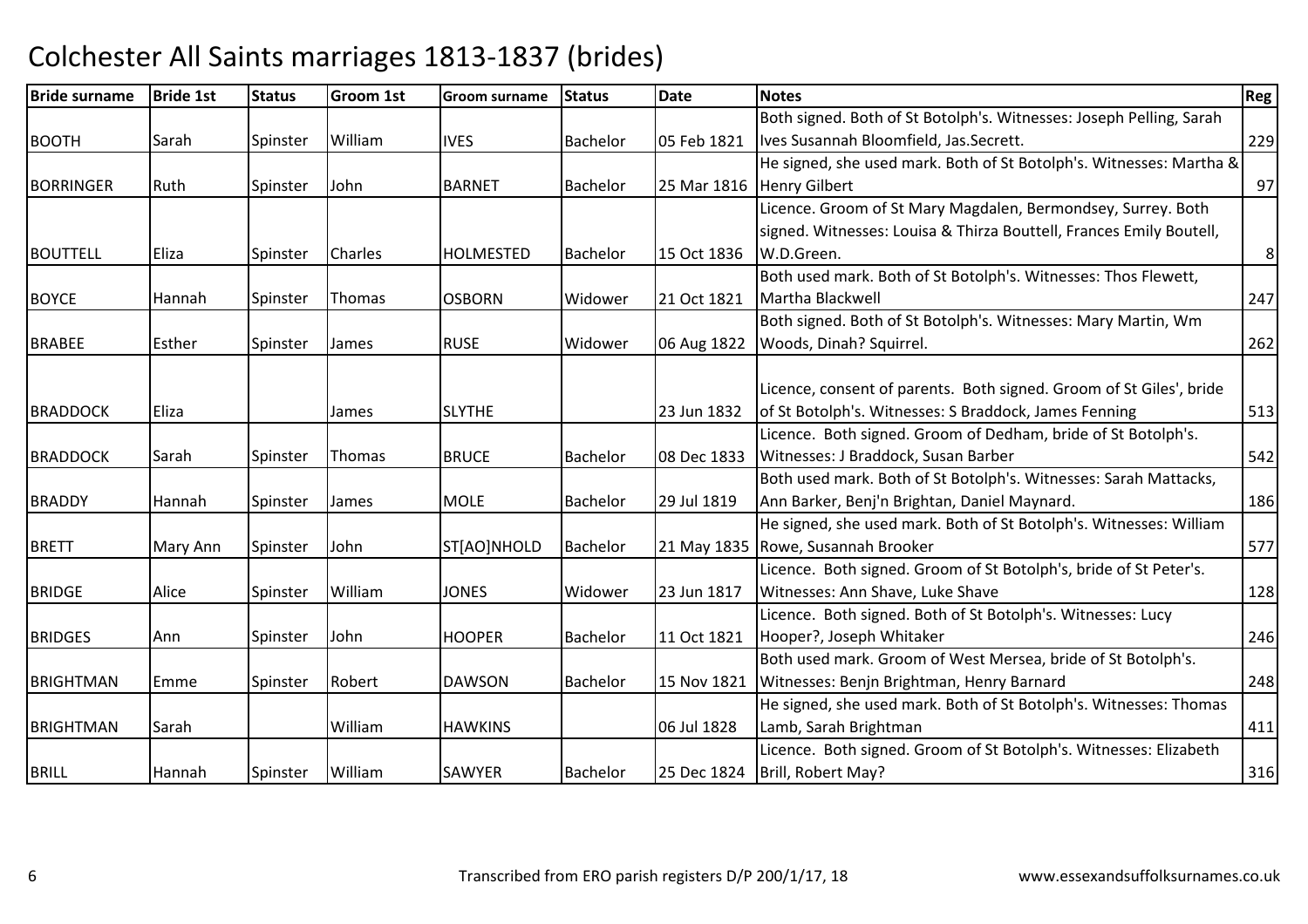# Colchester All Saints marriages 1813-1837 (brides)

| Bride surname | Bride 1st | Status | Groom 1st | Groom surname | Status | Date | Notes | Reg |
|---|---|---|---|---|---|---|---|---|
| BOOTH | Sarah | Spinster | William | IVES | Bachelor | 05 Feb 1821 | Both signed. Both of St Botolph's. Witnesses: Joseph Pelling, Sarah Ives Susannah Bloomfield, Jas.Secrett. | 229 |
| BORRINGER | Ruth | Spinster | John | BARNET | Bachelor | 25 Mar 1816 | He signed, she used mark. Both of St Botolph's. Witnesses: Martha & Henry Gilbert | 97 |
| BOUTTELL | Eliza | Spinster | Charles | HOLMESTED | Bachelor | 15 Oct 1836 | Licence. Groom of St Mary Magdalen, Bermondsey, Surrey. Both signed. Witnesses: Louisa & Thirza Bouttell, Frances Emily Boutell, W.D.Green. | 8 |
| BOYCE | Hannah | Spinster | Thomas | OSBORN | Widower | 21 Oct 1821 | Both used mark. Both of St Botolph's. Witnesses: Thos Flewett, Martha Blackwell | 247 |
| BRABEE | Esther | Spinster | James | RUSE | Widower | 06 Aug 1822 | Both signed. Both of St Botolph's. Witnesses: Mary Martin, Wm Woods, Dinah? Squirrel. | 262 |
| BRADDOCK | Eliza | | James | SLYTHE | | 23 Jun 1832 | Licence, consent of parents. Both signed. Groom of St Giles', bride of St Botolph's. Witnesses: S Braddock, James Fenning | 513 |
| BRADDOCK | Sarah | Spinster | Thomas | BRUCE | Bachelor | 08 Dec 1833 | Licence. Both signed. Groom of Dedham, bride of St Botolph's. Witnesses: J Braddock, Susan Barber | 542 |
| BRADDY | Hannah | Spinster | James | MOLE | Bachelor | 29 Jul 1819 | Both used mark. Both of St Botolph's. Witnesses: Sarah Mattacks, Ann Barker, Benj'n Brightan, Daniel Maynard. | 186 |
| BRETT | Mary Ann | Spinster | John | ST[AO]NHOLD | Bachelor | 21 May 1835 | He signed, she used mark. Both of St Botolph's. Witnesses: William Rowe, Susannah Brooker | 577 |
| BRIDGE | Alice | Spinster | William | JONES | Widower | 23 Jun 1817 | Licence. Both signed. Groom of St Botolph's, bride of St Peter's. Witnesses: Ann Shave, Luke Shave | 128 |
| BRIDGES | Ann | Spinster | John | HOOPER | Bachelor | 11 Oct 1821 | Licence. Both signed. Both of St Botolph's. Witnesses: Lucy Hooper?, Joseph Whitaker | 246 |
| BRIGHTMAN | Emme | Spinster | Robert | DAWSON | Bachelor | 15 Nov 1821 | Both used mark. Groom of West Mersea, bride of St Botolph's. Witnesses: Benjn Brightman, Henry Barnard | 248 |
| BRIGHTMAN | Sarah | | William | HAWKINS | | 06 Jul 1828 | He signed, she used mark. Both of St Botolph's. Witnesses: Thomas Lamb, Sarah Brightman | 411 |
| BRILL | Hannah | Spinster | William | SAWYER | Bachelor | 25 Dec 1824 | Licence. Both signed. Groom of St Botolph's. Witnesses: Elizabeth Brill, Robert May? | 316 |

Transcribed from ERO parish registers D/P 200/1/17, 18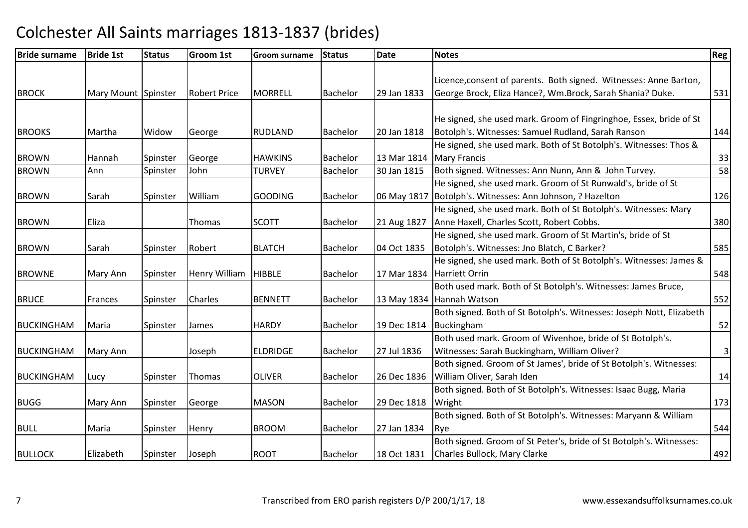# Colchester All Saints marriages 1813-1837 (brides)

| Bride surname | Bride 1st | Status | Groom 1st | Groom surname | Status | Date | Notes | Reg |
|---|---|---|---|---|---|---|---|---|
| BROCK | Mary Mount | Spinster | Robert Price | MORRELL | Bachelor | 29 Jan 1833 | Licence,consent of parents. Both signed. Witnesses: Anne Barton, George Brock, Eliza Hance?, Wm.Brock, Sarah Shania? Duke. | 531 |
| BROOKS | Martha | Widow | George | RUDLAND | Bachelor | 20 Jan 1818 | He signed, she used mark. Groom of Fingringhoe, Essex, bride of St Botolph's. Witnesses: Samuel Rudland, Sarah Ranson | 144 |
| BROWN | Hannah | Spinster | George | HAWKINS | Bachelor | 13 Mar 1814 | He signed, she used mark. Both of St Botolph's. Witnesses: Thos & Mary Francis | 33 |
| BROWN | Ann | Spinster | John | TURVEY | Bachelor | 30 Jan 1815 | Both signed. Witnesses: Ann Nunn, Ann & John Turvey. | 58 |
| BROWN | Sarah | Spinster | William | GOODING | Bachelor | 06 May 1817 | He signed, she used mark. Groom of St Runwald's, bride of St Botolph's. Witnesses: Ann Johnson, ? Hazelton | 126 |
| BROWN | Eliza | | Thomas | SCOTT | Bachelor | 21 Aug 1827 | He signed, she used mark. Both of St Botolph's. Witnesses: Mary Anne Haxell, Charles Scott, Robert Cobbs. | 380 |
| BROWN | Sarah | Spinster | Robert | BLATCH | Bachelor | 04 Oct 1835 | He signed, she used mark. Groom of St Martin's, bride of St Botolph's. Witnesses: Jno Blatch, C Barker? | 585 |
| BROWNE | Mary Ann | Spinster | Henry William | HIBBLE | Bachelor | 17 Mar 1834 | He signed, she used mark. Both of St Botolph's. Witnesses: James & Harriett Orrin | 548 |
| BRUCE | Frances | Spinster | Charles | BENNETT | Bachelor | 13 May 1834 | Both used mark. Both of St Botolph's. Witnesses: James Bruce, Hannah Watson | 552 |
| BUCKINGHAM | Maria | Spinster | James | HARDY | Bachelor | 19 Dec 1814 | Both signed. Both of St Botolph's. Witnesses: Joseph Nott, Elizabeth Buckingham | 52 |
| BUCKINGHAM | Mary Ann | | Joseph | ELDRIDGE | Bachelor | 27 Jul 1836 | Both used mark. Groom of Wivenhoe, bride of St Botolph's. Witnesses: Sarah Buckingham, William Oliver? | 3 |
| BUCKINGHAM | Lucy | Spinster | Thomas | OLIVER | Bachelor | 26 Dec 1836 | Both signed. Groom of St James', bride of St Botolph's. Witnesses: William Oliver, Sarah Iden | 14 |
| BUGG | Mary Ann | Spinster | George | MASON | Bachelor | 29 Dec 1818 | Both signed. Both of St Botolph's. Witnesses: Isaac Bugg, Maria Wright | 173 |
| BULL | Maria | Spinster | Henry | BROOM | Bachelor | 27 Jan 1834 | Both signed. Both of St Botolph's. Witnesses: Maryann & William Rye | 544 |
| BULLOCK | Elizabeth | Spinster | Joseph | ROOT | Bachelor | 18 Oct 1831 | Both signed. Groom of St Peter's, bride of St Botolph's. Witnesses: Charles Bullock, Mary Clarke | 492 |

Transcribed from ERO parish registers D/P 200/1/17, 18 www.essexandsuffolksurnames.co.uk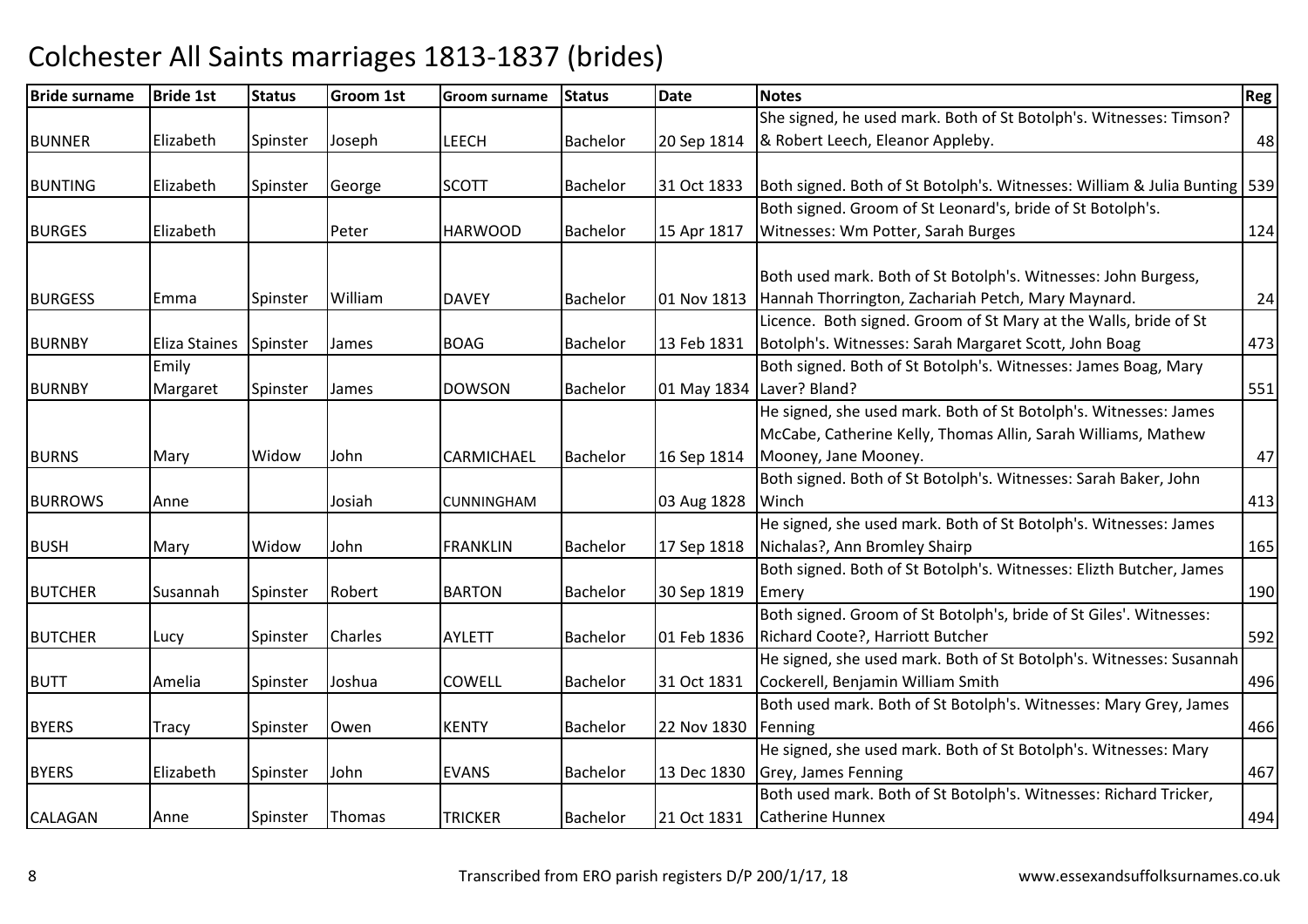# Colchester All Saints marriages 1813-1837 (brides)

| Bride surname | Bride 1st | Status | Groom 1st | Groom surname | Status | Date | Notes | Reg |
|---|---|---|---|---|---|---|---|---|
| BUNNER | Elizabeth | Spinster | Joseph | LEECH | Bachelor | 20 Sep 1814 | She signed, he used mark. Both of St Botolph's. Witnesses: Timson? & Robert Leech, Eleanor Appleby. | 48 |
| BUNTING | Elizabeth | Spinster | George | SCOTT | Bachelor | 31 Oct 1833 | Both signed. Both of St Botolph's. Witnesses: William & Julia Bunting | 539 |
| BURGES | Elizabeth | | Peter | HARWOOD | Bachelor | 15 Apr 1817 | Both signed. Groom of St Leonard's, bride of St Botolph's. Witnesses: Wm Potter, Sarah Burges | 124 |
| BURGESS | Emma | Spinster | William | DAVEY | Bachelor | 01 Nov 1813 | Both used mark. Both of St Botolph's. Witnesses: John Burgess, Hannah Thorrington, Zachariah Petch, Mary Maynard. | 24 |
| BURNBY | Eliza Staines | Spinster | James | BOAG | Bachelor | 13 Feb 1831 | Licence. Both signed. Groom of St Mary at the Walls, bride of St Botolph's. Witnesses: Sarah Margaret Scott, John Boag | 473 |
| BURNBY | Emily Margaret | Spinster | James | DOWSON | Bachelor | 01 May 1834 | Both signed. Both of St Botolph's. Witnesses: James Boag, Mary Laver? Bland? | 551 |
| BURNS | Mary | Widow | John | CARMICHAEL | Bachelor | 16 Sep 1814 | He signed, she used mark. Both of St Botolph's. Witnesses: James McCabe, Catherine Kelly, Thomas Allin, Sarah Williams, Mathew Mooney, Jane Mooney. | 47 |
| BURROWS | Anne | | Josiah | CUNNINGHAM | | 03 Aug 1828 | Both signed. Both of St Botolph's. Witnesses: Sarah Baker, John Winch | 413 |
| BUSH | Mary | Widow | John | FRANKLIN | Bachelor | 17 Sep 1818 | He signed, she used mark. Both of St Botolph's. Witnesses: James Nichalas?, Ann Bromley Shairp | 165 |
| BUTCHER | Susannah | Spinster | Robert | BARTON | Bachelor | 30 Sep 1819 | Both signed. Both of St Botolph's. Witnesses: Elizth Butcher, James Emery | 190 |
| BUTCHER | Lucy | Spinster | Charles | AYLETT | Bachelor | 01 Feb 1836 | Both signed. Groom of St Botolph's, bride of St Giles'. Witnesses: Richard Coote?, Harriott Butcher | 592 |
| BUTT | Amelia | Spinster | Joshua | COWELL | Bachelor | 31 Oct 1831 | He signed, she used mark. Both of St Botolph's. Witnesses: Susannah Cockerell, Benjamin William Smith | 496 |
| BYERS | Tracy | Spinster | Owen | KENTY | Bachelor | 22 Nov 1830 | Both used mark. Both of St Botolph's. Witnesses: Mary Grey, James Fenning | 466 |
| BYERS | Elizabeth | Spinster | John | EVANS | Bachelor | 13 Dec 1830 | He signed, she used mark. Both of St Botolph's. Witnesses: Mary Grey, James Fenning | 467 |
| CALAGAN | Anne | Spinster | Thomas | TRICKER | Bachelor | 21 Oct 1831 | Both used mark. Both of St Botolph's. Witnesses: Richard Tricker, Catherine Hunnex | 494 |

Transcribed from ERO parish registers D/P 200/1/17, 18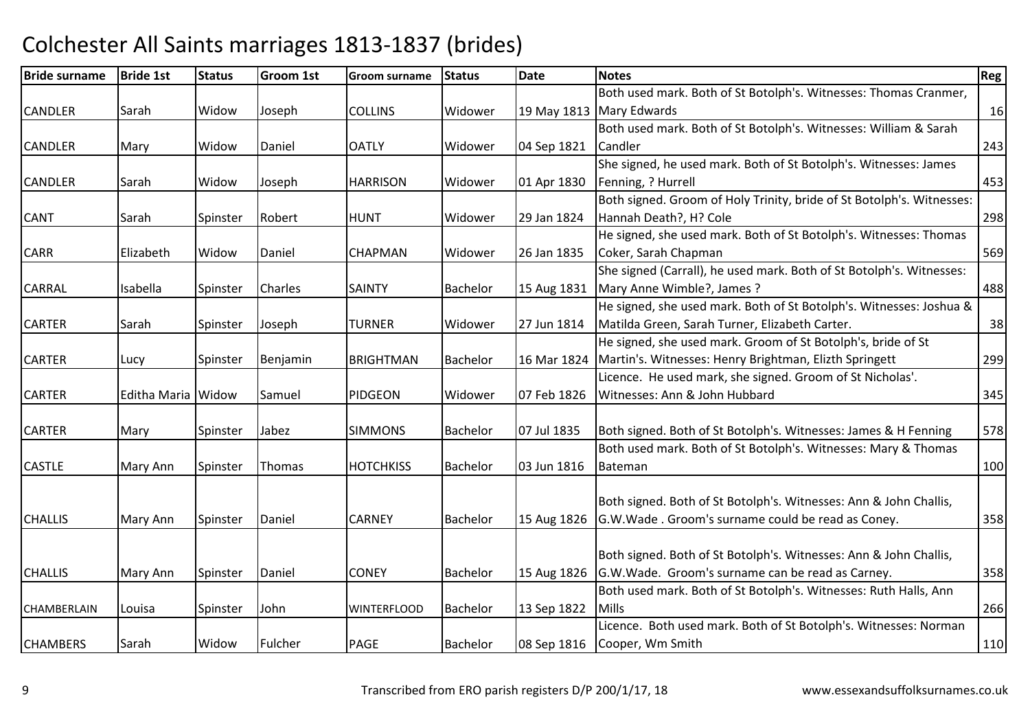# Colchester All Saints marriages 1813-1837 (brides)

| Bride surname | Bride 1st | Status | Groom 1st | Groom surname | Status | Date | Notes | Reg |
|---|---|---|---|---|---|---|---|---|
| CANDLER | Sarah | Widow | Joseph | COLLINS | Widower | 19 May 1813 | Both used mark. Both of St Botolph's. Witnesses: Thomas Cranmer, Mary Edwards | 16 |
| CANDLER | Mary | Widow | Daniel | OATLY | Widower | 04 Sep 1821 | Both used mark. Both of St Botolph's. Witnesses: William & Sarah Candler | 243 |
| CANDLER | Sarah | Widow | Joseph | HARRISON | Widower | 01 Apr 1830 | She signed, he used mark. Both of St Botolph's. Witnesses: James Fenning, ? Hurrell | 453 |
| CANT | Sarah | Spinster | Robert | HUNT | Widower | 29 Jan 1824 | Both signed. Groom of Holy Trinity, bride of St Botolph's. Witnesses: Hannah Death?, H? Cole | 298 |
| CARR | Elizabeth | Widow | Daniel | CHAPMAN | Widower | 26 Jan 1835 | He signed, she used mark. Both of St Botolph's. Witnesses: Thomas Coker, Sarah Chapman | 569 |
| CARRAL | Isabella | Spinster | Charles | SAINTY | Bachelor | 15 Aug 1831 | She signed (Carrall), he used mark. Both of St Botolph's. Witnesses: Mary Anne Wimble?, James ? | 488 |
| CARTER | Sarah | Spinster | Joseph | TURNER | Widower | 27 Jun 1814 | He signed, she used mark. Both of St Botolph's. Witnesses: Joshua & Matilda Green, Sarah Turner, Elizabeth Carter. | 38 |
| CARTER | Lucy | Spinster | Benjamin | BRIGHTMAN | Bachelor | 16 Mar 1824 | He signed, she used mark. Groom of St Botolph's, bride of St Martin's. Witnesses: Henry Brightman, Elizth Springett | 299 |
| CARTER | Editha Maria | Widow | Samuel | PIDGEON | Widower | 07 Feb 1826 | Licence. He used mark, she signed. Groom of St Nicholas'. Witnesses: Ann & John Hubbard | 345 |
| CARTER | Mary | Spinster | Jabez | SIMMONS | Bachelor | 07 Jul 1835 | Both signed. Both of St Botolph's. Witnesses: James & H Fenning | 578 |
| CASTLE | Mary Ann | Spinster | Thomas | HOTCHKISS | Bachelor | 03 Jun 1816 | Both used mark. Both of St Botolph's. Witnesses: Mary & Thomas Bateman | 100 |
| CHALLIS | Mary Ann | Spinster | Daniel | CARNEY | Bachelor | 15 Aug 1826 | Both signed. Both of St Botolph's. Witnesses: Ann & John Challis, G.W.Wade . Groom's surname could be read as Coney. | 358 |
| CHALLIS | Mary Ann | Spinster | Daniel | CONEY | Bachelor | 15 Aug 1826 | Both signed. Both of St Botolph's. Witnesses: Ann & John Challis, G.W.Wade. Groom's surname can be read as Carney. | 358 |
| CHAMBERLAIN | Louisa | Spinster | John | WINTERFLOOD | Bachelor | 13 Sep 1822 | Both used mark. Both of St Botolph's. Witnesses: Ruth Halls, Ann Mills | 266 |
| CHAMBERS | Sarah | Widow | Fulcher | PAGE | Bachelor | 08 Sep 1816 | Licence. Both used mark. Both of St Botolph's. Witnesses: Norman Cooper, Wm Smith | 110 |

Transcribed from ERO parish registers D/P 200/1/17, 18 www.essexandsuffolksurnames.co.uk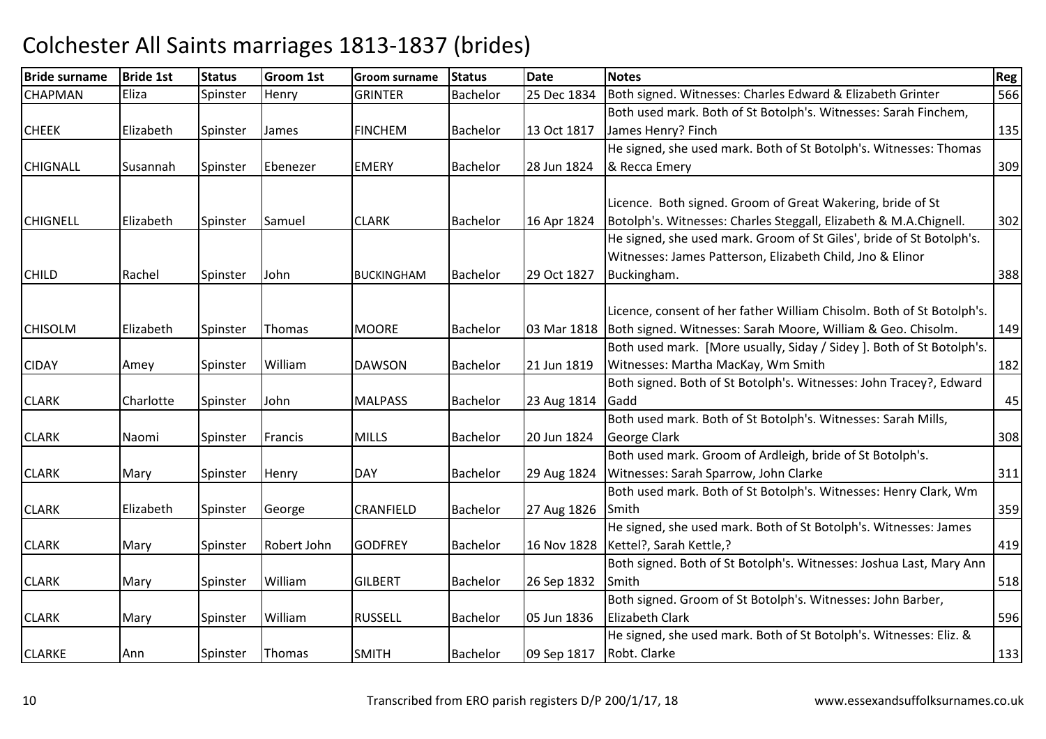# Colchester All Saints marriages 1813-1837 (brides)

| Bride surname | Bride 1st | Status | Groom 1st | Groom surname | Status | Date | Notes | Reg |
|---|---|---|---|---|---|---|---|---|
| CHAPMAN | Eliza | Spinster | Henry | GRINTER | Bachelor | 25 Dec 1834 | Both signed. Witnesses: Charles Edward & Elizabeth Grinter | 566 |
| CHEEK | Elizabeth | Spinster | James | FINCHEM | Bachelor | 13 Oct 1817 | Both used mark. Both of St Botolph's. Witnesses: Sarah Finchem, James Henry? Finch | 135 |
| CHIGNALL | Susannah | Spinster | Ebenezer | EMERY | Bachelor | 28 Jun 1824 | He signed, she used mark. Both of St Botolph's. Witnesses: Thomas & Recca Emery | 309 |
| CHIGNELL | Elizabeth | Spinster | Samuel | CLARK | Bachelor | 16 Apr 1824 | Licence. Both signed. Groom of Great Wakering, bride of St Botolph's. Witnesses: Charles Steggall, Elizabeth & M.A.Chignell. | 302 |
| CHILD | Rachel | Spinster | John | BUCKINGHAM | Bachelor | 29 Oct 1827 | He signed, she used mark. Groom of St Giles', bride of St Botolph's. Witnesses: James Patterson, Elizabeth Child, Jno & Elinor Buckingham. | 388 |
| CHISOLM | Elizabeth | Spinster | Thomas | MOORE | Bachelor | 03 Mar 1818 | Licence, consent of her father William Chisolm. Both of St Botolph's. Both signed. Witnesses: Sarah Moore, William & Geo. Chisolm. | 149 |
| CIDAY | Amey | Spinster | William | DAWSON | Bachelor | 21 Jun 1819 | Both used mark. [More usually, Siday / Sidey ]. Both of St Botolph's. Witnesses: Martha MacKay, Wm Smith | 182 |
| CLARK | Charlotte | Spinster | John | MALPASS | Bachelor | 23 Aug 1814 | Both signed. Both of St Botolph's. Witnesses: John Tracey?, Edward Gadd | 45 |
| CLARK | Naomi | Spinster | Francis | MILLS | Bachelor | 20 Jun 1824 | Both used mark. Both of St Botolph's. Witnesses: Sarah Mills, George Clark | 308 |
| CLARK | Mary | Spinster | Henry | DAY | Bachelor | 29 Aug 1824 | Both used mark. Groom of Ardleigh, bride of St Botolph's. Witnesses: Sarah Sparrow, John Clarke | 311 |
| CLARK | Elizabeth | Spinster | George | CRANFIELD | Bachelor | 27 Aug 1826 | Both used mark. Both of St Botolph's. Witnesses: Henry Clark, Wm Smith | 359 |
| CLARK | Mary | Spinster | Robert John | GODFREY | Bachelor | 16 Nov 1828 | He signed, she used mark. Both of St Botolph's. Witnesses: James Kettel?, Sarah Kettle,? | 419 |
| CLARK | Mary | Spinster | William | GILBERT | Bachelor | 26 Sep 1832 | Both signed. Both of St Botolph's. Witnesses: Joshua Last, Mary Ann Smith | 518 |
| CLARK | Mary | Spinster | William | RUSSELL | Bachelor | 05 Jun 1836 | Both signed. Groom of St Botolph's. Witnesses: John Barber, Elizabeth Clark | 596 |
| CLARKE | Ann | Spinster | Thomas | SMITH | Bachelor | 09 Sep 1817 | He signed, she used mark. Both of St Botolph's. Witnesses: Eliz. & Robt. Clarke | 133 |

Transcribed from ERO parish registers D/P 200/1/17, 18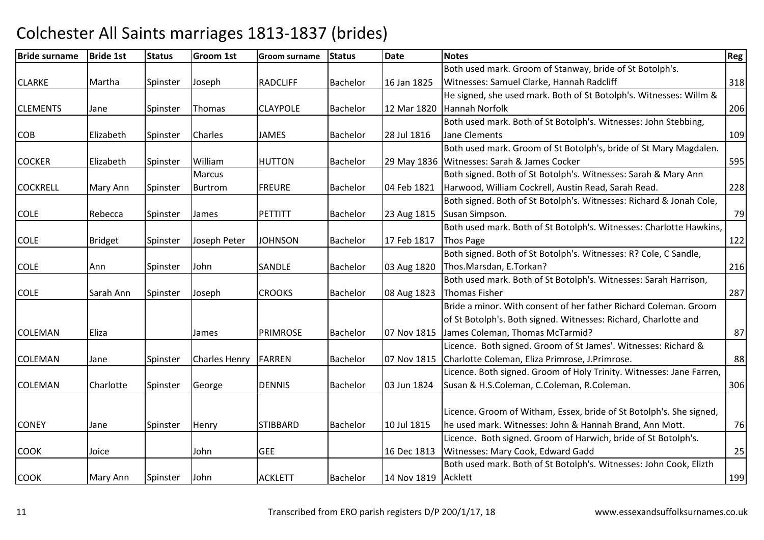# Colchester All Saints marriages 1813-1837 (brides)

| Bride surname | Bride 1st | Status | Groom 1st | Groom surname | Status | Date | Notes | Reg |
|---|---|---|---|---|---|---|---|---|
| CLARKE | Martha | Spinster | Joseph | RADCLIFF | Bachelor | 16 Jan 1825 | Both used mark. Groom of Stanway, bride of St Botolph's. Witnesses: Samuel Clarke, Hannah Radcliff | 318 |
| CLEMENTS | Jane | Spinster | Thomas | CLAYPOLE | Bachelor | 12 Mar 1820 | He signed, she used mark. Both of St Botolph's. Witnesses: Willm & Hannah Norfolk | 206 |
| COB | Elizabeth | Spinster | Charles | JAMES | Bachelor | 28 Jul 1816 | Both used mark. Both of St Botolph's. Witnesses: John Stebbing, Jane Clements | 109 |
| COCKER | Elizabeth | Spinster | William | HUTTON | Bachelor | 29 May 1836 | Both used mark. Groom of St Botolph's, bride of St Mary Magdalen. Witnesses: Sarah & James Cocker | 595 |
| COCKRELL | Mary Ann | Spinster | Marcus Burtrom | FREURE | Bachelor | 04 Feb 1821 | Both signed. Both of St Botolph's. Witnesses: Sarah & Mary Ann Harwood, William Cockrell, Austin Read, Sarah Read. | 228 |
| COLE | Rebecca | Spinster | James | PETTITT | Bachelor | 23 Aug 1815 | Both signed. Both of St Botolph's. Witnesses: Richard & Jonah Cole, Susan Simpson. | 79 |
| COLE | Bridget | Spinster | Joseph Peter | JOHNSON | Bachelor | 17 Feb 1817 | Both used mark. Both of St Botolph's. Witnesses: Charlotte Hawkins, Thos Page | 122 |
| COLE | Ann | Spinster | John | SANDLE | Bachelor | 03 Aug 1820 | Both signed. Both of St Botolph's. Witnesses: R? Cole, C Sandle, Thos.Marsdan, E.Torkan? | 216 |
| COLE | Sarah Ann | Spinster | Joseph | CROOKS | Bachelor | 08 Aug 1823 | Both used mark. Both of St Botolph's. Witnesses: Sarah Harrison, Thomas Fisher | 287 |
| COLEMAN | Eliza | | James | PRIMROSE | Bachelor | 07 Nov 1815 | Bride a minor. With consent of her father Richard Coleman. Groom of St Botolph's. Both signed. Witnesses: Richard, Charlotte and James Coleman, Thomas McTarmid? | 87 |
| COLEMAN | Jane | Spinster | Charles Henry | FARREN | Bachelor | 07 Nov 1815 | Licence. Both signed. Groom of St James'. Witnesses: Richard & Charlotte Coleman, Eliza Primrose, J.Primrose. | 88 |
| COLEMAN | Charlotte | Spinster | George | DENNIS | Bachelor | 03 Jun 1824 | Licence. Both signed. Groom of Holy Trinity. Witnesses: Jane Farren, Susan & H.S.Coleman, C.Coleman, R.Coleman. | 306 |
| CONEY | Jane | Spinster | Henry | STIBBARD | Bachelor | 10 Jul 1815 | Licence. Groom of Witham, Essex, bride of St Botolph's. She signed, he used mark. Witnesses: John & Hannah Brand, Ann Mott. | 76 |
| COOK | Joice | | John | GEE | | 16 Dec 1813 | Licence. Both signed. Groom of Harwich, bride of St Botolph's. Witnesses: Mary Cook, Edward Gadd | 25 |
| COOK | Mary Ann | Spinster | John | ACKLETT | Bachelor | 14 Nov 1819 | Both used mark. Both of St Botolph's. Witnesses: John Cook, Elizth Acklett | 199 |

Transcribed from ERO parish registers D/P 200/1/17, 18 www.essexandsuffolksurnames.co.uk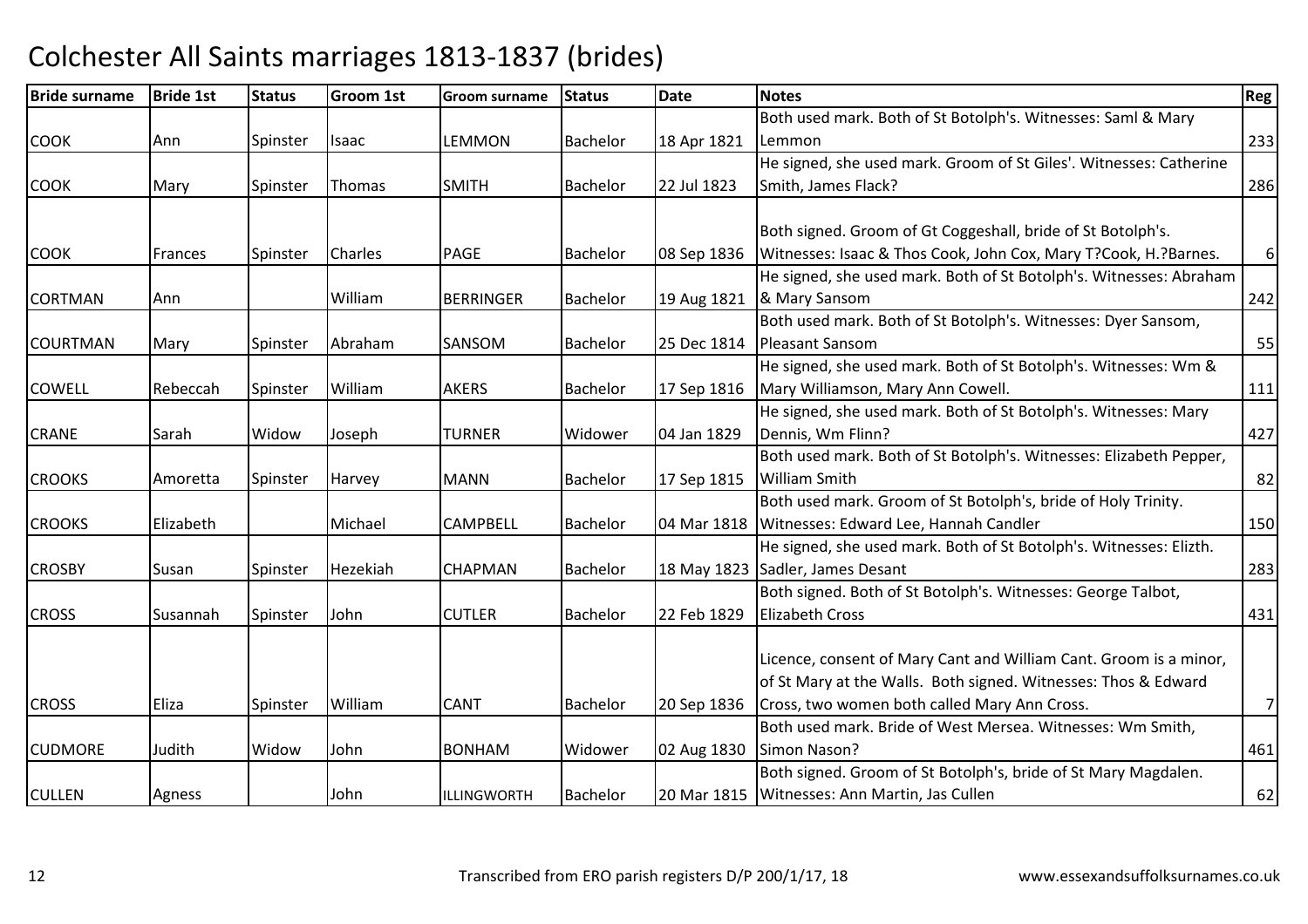# Colchester All Saints marriages 1813-1837 (brides)

| Bride surname | Bride 1st | Status | Groom 1st | Groom surname | Status | Date | Notes | Reg |
|---|---|---|---|---|---|---|---|---|
| COOK | Ann | Spinster | Isaac | LEMMON | Bachelor | 18 Apr 1821 | Both used mark. Both of St Botolph's. Witnesses: Saml & Mary Lemmon | 233 |
| COOK | Mary | Spinster | Thomas | SMITH | Bachelor | 22 Jul 1823 | He signed, she used mark. Groom of St Giles'. Witnesses: Catherine Smith, James Flack? | 286 |
| COOK | Frances | Spinster | Charles | PAGE | Bachelor | 08 Sep 1836 | Both signed. Groom of Gt Coggeshall, bride of St Botolph's. Witnesses: Isaac & Thos Cook, John Cox, Mary T?Cook, H.?Barnes. | 6 |
| CORTMAN | Ann | | William | BERRINGER | Bachelor | 19 Aug 1821 | He signed, she used mark. Both of St Botolph's. Witnesses: Abraham & Mary Sansom | 242 |
| COURTMAN | Mary | Spinster | Abraham | SANSOM | Bachelor | 25 Dec 1814 | Both used mark. Both of St Botolph's. Witnesses: Dyer Sansom, Pleasant Sansom | 55 |
| COWELL | Rebeccah | Spinster | William | AKERS | Bachelor | 17 Sep 1816 | He signed, she used mark. Both of St Botolph's. Witnesses: Wm & Mary Williamson, Mary Ann Cowell. | 111 |
| CRANE | Sarah | Widow | Joseph | TURNER | Widower | 04 Jan 1829 | He signed, she used mark. Both of St Botolph's. Witnesses: Mary Dennis, Wm Flinn? | 427 |
| CROOKS | Amoretta | Spinster | Harvey | MANN | Bachelor | 17 Sep 1815 | Both used mark. Both of St Botolph's. Witnesses: Elizabeth Pepper, William Smith | 82 |
| CROOKS | Elizabeth | | Michael | CAMPBELL | Bachelor | 04 Mar 1818 | Both used mark. Groom of St Botolph's, bride of Holy Trinity. Witnesses: Edward Lee, Hannah Candler | 150 |
| CROSBY | Susan | Spinster | Hezekiah | CHAPMAN | Bachelor | 18 May 1823 | He signed, she used mark. Both of St Botolph's. Witnesses: Elizth. Sadler, James Desant | 283 |
| CROSS | Susannah | Spinster | John | CUTLER | Bachelor | 22 Feb 1829 | Both signed. Both of St Botolph's. Witnesses: George Talbot, Elizabeth Cross | 431 |
| CROSS | Eliza | Spinster | William | CANT | Bachelor | 20 Sep 1836 | Licence, consent of Mary Cant and William Cant. Groom is a minor, of St Mary at the Walls. Both signed. Witnesses: Thos & Edward Cross, two women both called Mary Ann Cross. | 7 |
| CUDMORE | Judith | Widow | John | BONHAM | Widower | 02 Aug 1830 | Both used mark. Bride of West Mersea. Witnesses: Wm Smith, Simon Nason? | 461 |
| CULLEN | Agness | | John | ILLINGWORTH | Bachelor | 20 Mar 1815 | Both signed. Groom of St Botolph's, bride of St Mary Magdalen. Witnesses: Ann Martin, Jas Cullen | 62 |

Transcribed from ERO parish registers D/P 200/1/17, 18 www.essexandsuffolksurnames.co.uk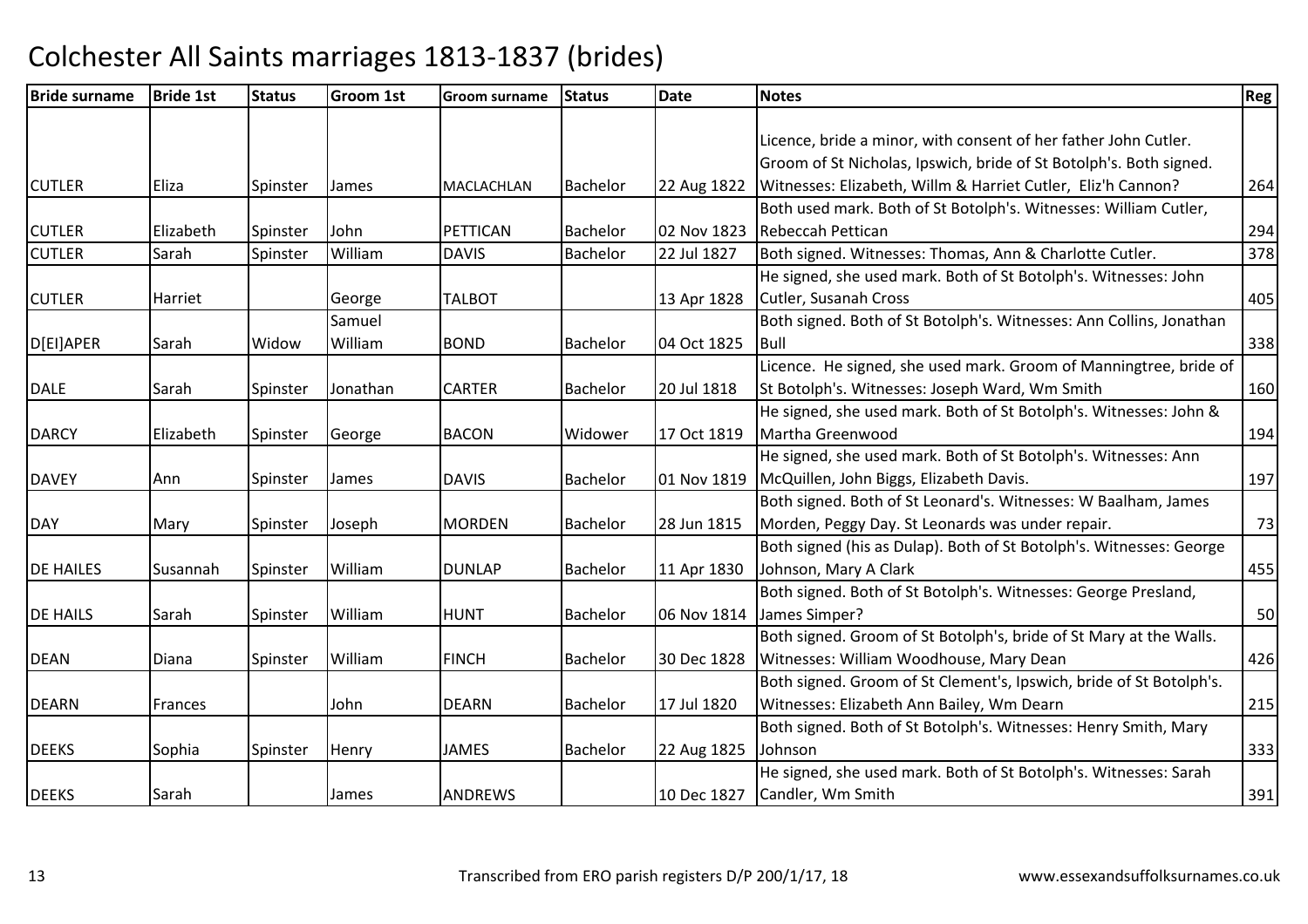# Colchester All Saints marriages 1813-1837 (brides)

| Bride surname | Bride 1st | Status | Groom 1st | Groom surname | Status | Date | Notes | Reg |
|---|---|---|---|---|---|---|---|---|
| CUTLER | Eliza | Spinster | James | MACLACHLAN | Bachelor | 22 Aug 1822 | Licence, bride a minor, with consent of her father John Cutler. Groom of St Nicholas, Ipswich, bride of St Botolph's. Both signed. Witnesses: Elizabeth, Willm & Harriet Cutler, Eliz'h Cannon? | 264 |
| CUTLER | Elizabeth | Spinster | John | PETTICAN | Bachelor | 02 Nov 1823 | Both used mark. Both of St Botolph's. Witnesses: William Cutler, Rebeccah Pettican | 294 |
| CUTLER | Sarah | Spinster | William | DAVIS | Bachelor | 22 Jul 1827 | Both signed. Witnesses: Thomas, Ann & Charlotte Cutler. | 378 |
| CUTLER | Harriet | | George | TALBOT | | 13 Apr 1828 | He signed, she used mark. Both of St Botolph's. Witnesses: John Cutler, Susanah Cross | 405 |
| D[EI]APER | Sarah | Widow | Samuel William | BOND | Bachelor | 04 Oct 1825 | Both signed. Both of St Botolph's. Witnesses: Ann Collins, Jonathan Bull | 338 |
| DALE | Sarah | Spinster | Jonathan | CARTER | Bachelor | 20 Jul 1818 | Licence. He signed, she used mark. Groom of Manningtree, bride of St Botolph's. Witnesses: Joseph Ward, Wm Smith | 160 |
| DARCY | Elizabeth | Spinster | George | BACON | Widower | 17 Oct 1819 | He signed, she used mark. Both of St Botolph's. Witnesses: John & Martha Greenwood | 194 |
| DAVEY | Ann | Spinster | James | DAVIS | Bachelor | 01 Nov 1819 | He signed, she used mark. Both of St Botolph's. Witnesses: Ann McQuillen, John Biggs, Elizabeth Davis. | 197 |
| DAY | Mary | Spinster | Joseph | MORDEN | Bachelor | 28 Jun 1815 | Both signed. Both of St Leonard's. Witnesses: W Baalham, James Morden, Peggy Day. St Leonards was under repair. | 73 |
| DE HAILES | Susannah | Spinster | William | DUNLAP | Bachelor | 11 Apr 1830 | Both signed (his as Dulap). Both of St Botolph's. Witnesses: George Johnson, Mary A Clark | 455 |
| DE HAILS | Sarah | Spinster | William | HUNT | Bachelor | 06 Nov 1814 | Both signed. Both of St Botolph's. Witnesses: George Presland, James Simper? | 50 |
| DEAN | Diana | Spinster | William | FINCH | Bachelor | 30 Dec 1828 | Both signed. Groom of St Botolph's, bride of St Mary at the Walls. Witnesses: William Woodhouse, Mary Dean | 426 |
| DEARN | Frances | | John | DEARN | Bachelor | 17 Jul 1820 | Both signed. Groom of St Clement's, Ipswich, bride of St Botolph's. Witnesses: Elizabeth Ann Bailey, Wm Dearn | 215 |
| DEEKS | Sophia | Spinster | Henry | JAMES | Bachelor | 22 Aug 1825 | Both signed. Both of St Botolph's. Witnesses: Henry Smith, Mary Johnson | 333 |
| DEEKS | Sarah | | James | ANDREWS | | 10 Dec 1827 | He signed, she used mark. Both of St Botolph's. Witnesses: Sarah Candler, Wm Smith | 391 |

Transcribed from ERO parish registers D/P 200/1/17, 18 www.essexandsuffolksurnames.co.uk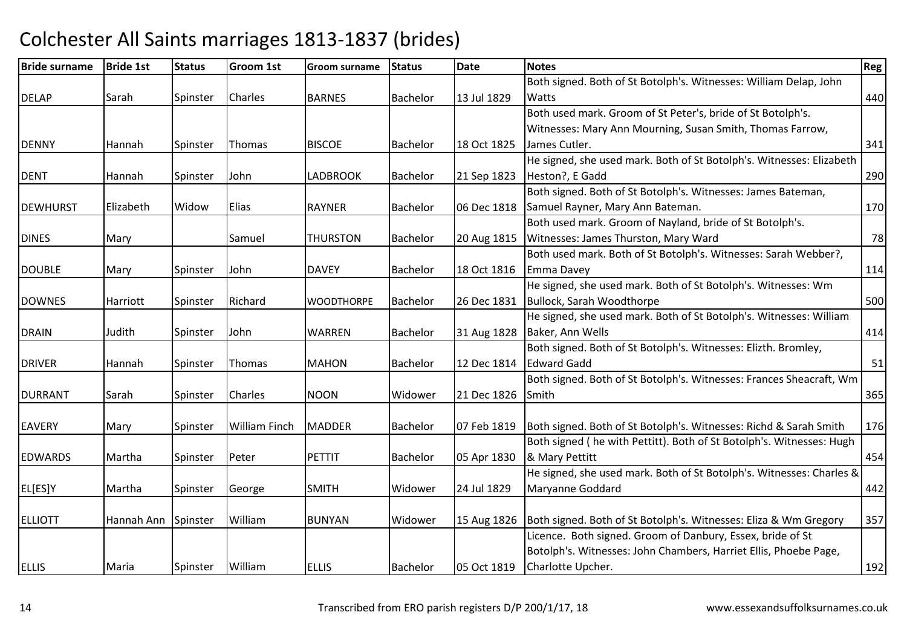# Colchester All Saints marriages 1813-1837 (brides)

| Bride surname | Bride 1st | Status | Groom 1st | Groom surname | Status | Date | Notes | Reg |
|---|---|---|---|---|---|---|---|---|
| DELAP | Sarah | Spinster | Charles | BARNES | Bachelor | 13 Jul 1829 | Both signed. Both of St Botolph's. Witnesses: William Delap, John Watts | 440 |
| DENNY | Hannah | Spinster | Thomas | BISCOE | Bachelor | 18 Oct 1825 | Both used mark. Groom of St Peter's, bride of St Botolph's. Witnesses: Mary Ann Mourning, Susan Smith, Thomas Farrow, James Cutler. | 341 |
| DENT | Hannah | Spinster | John | LADBROOK | Bachelor | 21 Sep 1823 | He signed, she used mark. Both of St Botolph's. Witnesses: Elizabeth Heston?, E Gadd | 290 |
| DEWHURST | Elizabeth | Widow | Elias | RAYNER | Bachelor | 06 Dec 1818 | Both signed. Both of St Botolph's. Witnesses: James Bateman, Samuel Rayner, Mary Ann Bateman. | 170 |
| DINES | Mary | | Samuel | THURSTON | Bachelor | 20 Aug 1815 | Both used mark. Groom of Nayland, bride of St Botolph's. Witnesses: James Thurston, Mary Ward | 78 |
| DOUBLE | Mary | Spinster | John | DAVEY | Bachelor | 18 Oct 1816 | Both used mark. Both of St Botolph's. Witnesses: Sarah Webber?, Emma Davey | 114 |
| DOWNES | Harriott | Spinster | Richard | WOODTHORPE | Bachelor | 26 Dec 1831 | He signed, she used mark. Both of St Botolph's. Witnesses: Wm Bullock, Sarah Woodthorpe | 500 |
| DRAIN | Judith | Spinster | John | WARREN | Bachelor | 31 Aug 1828 | He signed, she used mark. Both of St Botolph's. Witnesses: William Baker, Ann Wells | 414 |
| DRIVER | Hannah | Spinster | Thomas | MAHON | Bachelor | 12 Dec 1814 | Both signed. Both of St Botolph's. Witnesses: Elizth. Bromley, Edward Gadd | 51 |
| DURRANT | Sarah | Spinster | Charles | NOON | Widower | 21 Dec 1826 | Both signed. Both of St Botolph's. Witnesses: Frances Sheacraft, Wm Smith | 365 |
| EAVERY | Mary | Spinster | William Finch | MADDER | Bachelor | 07 Feb 1819 | Both signed. Both of St Botolph's. Witnesses: Richd & Sarah Smith | 176 |
| EDWARDS | Martha | Spinster | Peter | PETTIT | Bachelor | 05 Apr 1830 | Both signed ( he with Pettitt). Both of St Botolph's. Witnesses: Hugh & Mary Pettitt | 454 |
| EL[ES]Y | Martha | Spinster | George | SMITH | Widower | 24 Jul 1829 | He signed, she used mark. Both of St Botolph's. Witnesses: Charles & Maryanne Goddard | 442 |
| ELLIOTT | Hannah Ann | Spinster | William | BUNYAN | Widower | 15 Aug 1826 | Both signed. Both of St Botolph's. Witnesses: Eliza & Wm Gregory | 357 |
| ELLIS | Maria | Spinster | William | ELLIS | Bachelor | 05 Oct 1819 | Licence. Both signed. Groom of Danbury, Essex, bride of St Botolph's. Witnesses: John Chambers, Harriet Ellis, Phoebe Page, Charlotte Upcher. | 192 |

Transcribed from ERO parish registers D/P 200/1/17, 18 www.essexandsuffolksurnames.co.uk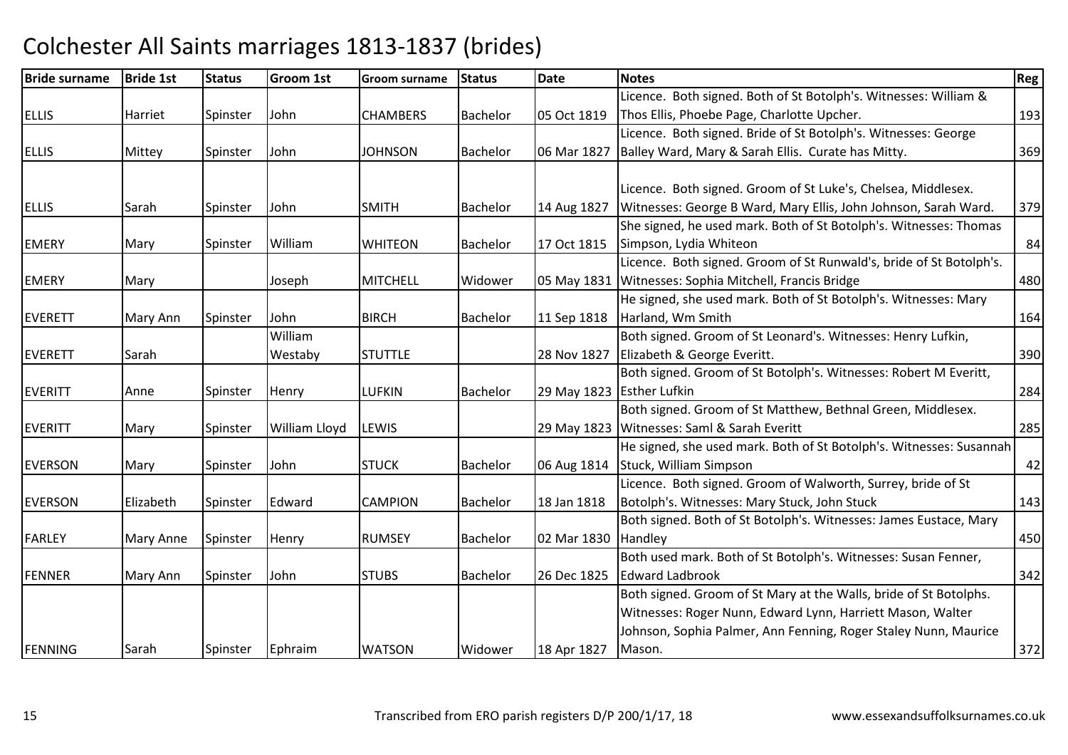# Colchester All Saints marriages 1813-1837 (brides)

| Bride surname | Bride 1st | Status | Groom 1st | Groom surname | Status | Date | Notes | Reg |
|---|---|---|---|---|---|---|---|---|
| ELLIS | Harriet | Spinster | John | CHAMBERS | Bachelor | 05 Oct 1819 | Licence. Both signed. Both of St Botolph's. Witnesses: William & Thos Ellis, Phoebe Page, Charlotte Upcher. | 193 |
| ELLIS | Mittey | Spinster | John | JOHNSON | Bachelor | 06 Mar 1827 | Licence. Both signed. Bride of St Botolph's. Witnesses: George Balley Ward, Mary & Sarah Ellis. Curate has Mitty. | 369 |
| ELLIS | Sarah | Spinster | John | SMITH | Bachelor | 14 Aug 1827 | Licence. Both signed. Groom of St Luke's, Chelsea, Middlesex. Witnesses: George B Ward, Mary Ellis, John Johnson, Sarah Ward. | 379 |
| EMERY | Mary | Spinster | William | WHITEON | Bachelor | 17 Oct 1815 | She signed, he used mark. Both of St Botolph's. Witnesses: Thomas Simpson, Lydia Whiteon | 84 |
| EMERY | Mary | | Joseph | MITCHELL | Widower | 05 May 1831 | Licence. Both signed. Groom of St Runwald's, bride of St Botolph's. Witnesses: Sophia Mitchell, Francis Bridge | 480 |
| EVERETT | Mary Ann | Spinster | John | BIRCH | Bachelor | 11 Sep 1818 | He signed, she used mark. Both of St Botolph's. Witnesses: Mary Harland, Wm Smith | 164 |
| EVERETT | Sarah | | William Westaby | STUTTLE | | 28 Nov 1827 | Both signed. Groom of St Leonard's. Witnesses: Henry Lufkin, Elizabeth & George Everitt. | 390 |
| EVERITT | Anne | Spinster | Henry | LUFKIN | Bachelor | 29 May 1823 | Both signed. Groom of St Botolph's. Witnesses: Robert M Everitt, Esther Lufkin | 284 |
| EVERITT | Mary | Spinster | William Lloyd | LEWIS | | 29 May 1823 | Both signed. Groom of St Matthew, Bethnal Green, Middlesex. Witnesses: Saml & Sarah Everitt | 285 |
| EVERSON | Mary | Spinster | John | STUCK | Bachelor | 06 Aug 1814 | He signed, she used mark. Both of St Botolph's. Witnesses: Susannah Stuck, William Simpson | 42 |
| EVERSON | Elizabeth | Spinster | Edward | CAMPION | Bachelor | 18 Jan 1818 | Licence. Both signed. Groom of Walworth, Surrey, bride of St Botolph's. Witnesses: Mary Stuck, John Stuck | 143 |
| FARLEY | Mary Anne | Spinster | Henry | RUMSEY | Bachelor | 02 Mar 1830 | Both signed. Both of St Botolph's. Witnesses: James Eustace, Mary Handley | 450 |
| FENNER | Mary Ann | Spinster | John | STUBS | Bachelor | 26 Dec 1825 | Both used mark. Both of St Botolph's. Witnesses: Susan Fenner, Edward Ladbrook | 342 |
| FENNING | Sarah | Spinster | Ephraim | WATSON | Widower | 18 Apr 1827 | Both signed. Groom of St Mary at the Walls, bride of St Botolphs. Witnesses: Roger Nunn, Edward Lynn, Harriett Mason, Walter Johnson, Sophia Palmer, Ann Fenning, Roger Staley Nunn, Maurice Mason. | 372 |

Transcribed from ERO parish registers D/P 200/1/17, 18 www.essexandsuffolksurnames.co.uk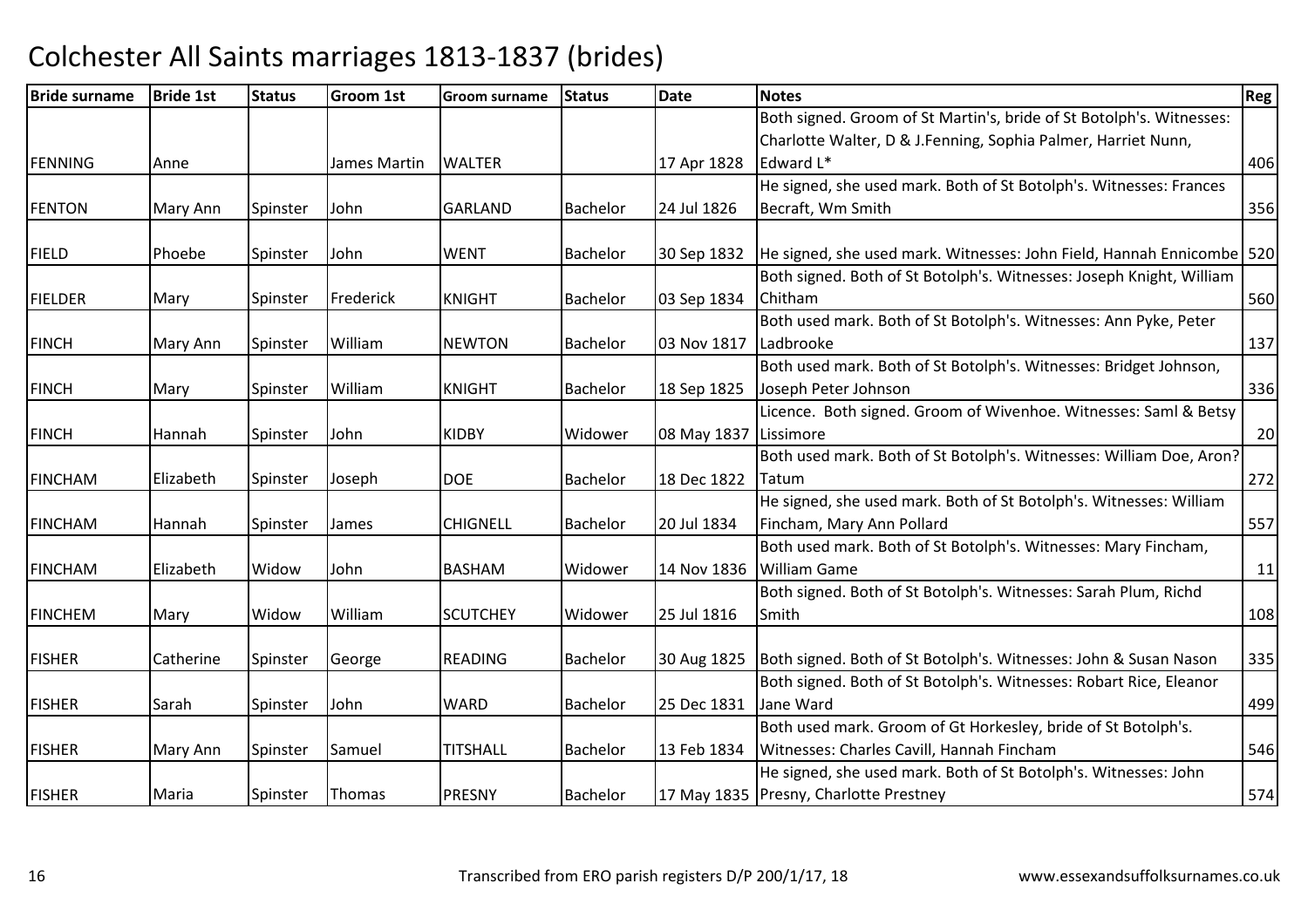# Colchester All Saints marriages 1813-1837 (brides)

| Bride surname | Bride 1st | Status | Groom 1st | Groom surname | Status | Date | Notes | Reg |
|---|---|---|---|---|---|---|---|---|
| FENNING | Anne | | James Martin | WALTER | | 17 Apr 1828 | Both signed. Groom of St Martin's, bride of St Botolph's. Witnesses: Charlotte Walter, D & J.Fenning, Sophia Palmer, Harriet Nunn, Edward L* | 406 |
| FENTON | Mary Ann | Spinster | John | GARLAND | Bachelor | 24 Jul 1826 | He signed, she used mark. Both of St Botolph's. Witnesses: Frances Becraft, Wm Smith | 356 |
| FIELD | Phoebe | Spinster | John | WENT | Bachelor | 30 Sep 1832 | He signed, she used mark. Witnesses: John Field, Hannah Ennicombe | 520 |
| FIELDER | Mary | Spinster | Frederick | KNIGHT | Bachelor | 03 Sep 1834 | Both signed. Both of St Botolph's. Witnesses: Joseph Knight, William Chitham | 560 |
| FINCH | Mary Ann | Spinster | William | NEWTON | Bachelor | 03 Nov 1817 | Both used mark. Both of St Botolph's. Witnesses: Ann Pyke, Peter Ladbrooke | 137 |
| FINCH | Mary | Spinster | William | KNIGHT | Bachelor | 18 Sep 1825 | Both used mark. Both of St Botolph's. Witnesses: Bridget Johnson, Joseph Peter Johnson | 336 |
| FINCH | Hannah | Spinster | John | KIDBY | Widower | 08 May 1837 | Licence. Both signed. Groom of Wivenhoe. Witnesses: Saml & Betsy Lissimore | 20 |
| FINCHAM | Elizabeth | Spinster | Joseph | DOE | Bachelor | 18 Dec 1822 | Both used mark. Both of St Botolph's. Witnesses: William Doe, Aron? Tatum | 272 |
| FINCHAM | Hannah | Spinster | James | CHIGNELL | Bachelor | 20 Jul 1834 | He signed, she used mark. Both of St Botolph's. Witnesses: William Fincham, Mary Ann Pollard | 557 |
| FINCHAM | Elizabeth | Widow | John | BASHAM | Widower | 14 Nov 1836 | Both used mark. Both of St Botolph's. Witnesses: Mary Fincham, William Game | 11 |
| FINCHEM | Mary | Widow | William | SCUTCHEY | Widower | 25 Jul 1816 | Both signed. Both of St Botolph's. Witnesses: Sarah Plum, Richd Smith | 108 |
| FISHER | Catherine | Spinster | George | READING | Bachelor | 30 Aug 1825 | Both signed. Both of St Botolph's. Witnesses: John & Susan Nason | 335 |
| FISHER | Sarah | Spinster | John | WARD | Bachelor | 25 Dec 1831 | Both signed. Both of St Botolph's. Witnesses: Robart Rice, Eleanor Jane Ward | 499 |
| FISHER | Mary Ann | Spinster | Samuel | TITSHALL | Bachelor | 13 Feb 1834 | Both used mark. Groom of Gt Horkesley, bride of St Botolph's. Witnesses: Charles Cavill, Hannah Fincham | 546 |
| FISHER | Maria | Spinster | Thomas | PRESNY | Bachelor | 17 May 1835 | He signed, she used mark. Both of St Botolph's. Witnesses: John Presny, Charlotte Prestney | 574 |

Transcribed from ERO parish registers D/P 200/1/17, 18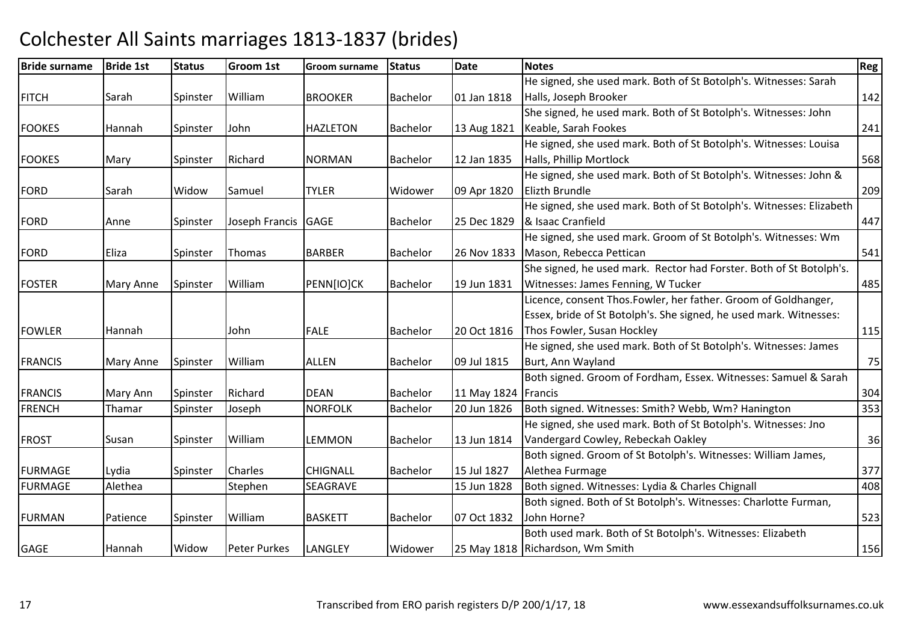# Colchester All Saints marriages 1813-1837 (brides)

| Bride surname | Bride 1st | Status | Groom 1st | Groom surname | Status | Date | Notes | Reg |
|---|---|---|---|---|---|---|---|---|
| FITCH | Sarah | Spinster | William | BROOKER | Bachelor | 01 Jan 1818 | He signed, she used mark. Both of St Botolph's. Witnesses: Sarah Halls, Joseph Brooker | 142 |
| FOOKES | Hannah | Spinster | John | HAZLETON | Bachelor | 13 Aug 1821 | She signed, he used mark. Both of St Botolph's. Witnesses: John Keable, Sarah Fookes | 241 |
| FOOKES | Mary | Spinster | Richard | NORMAN | Bachelor | 12 Jan 1835 | He signed, she used mark. Both of St Botolph's. Witnesses: Louisa Halls, Phillip Mortlock | 568 |
| FORD | Sarah | Widow | Samuel | TYLER | Widower | 09 Apr 1820 | He signed, she used mark. Both of St Botolph's. Witnesses: John & Elizth Brundle | 209 |
| FORD | Anne | Spinster | Joseph Francis | GAGE | Bachelor | 25 Dec 1829 | He signed, she used mark. Both of St Botolph's. Witnesses: Elizabeth & Isaac Cranfield | 447 |
| FORD | Eliza | Spinster | Thomas | BARBER | Bachelor | 26 Nov 1833 | He signed, she used mark. Groom of St Botolph's. Witnesses: Wm Mason, Rebecca Pettican | 541 |
| FOSTER | Mary Anne | Spinster | William | PENN[IO]CK | Bachelor | 19 Jun 1831 | She signed, he used mark. Rector had Forster. Both of St Botolph's. Witnesses: James Fenning, W Tucker | 485 |
| FOWLER | Hannah | | John | FALE | Bachelor | 20 Oct 1816 | Licence, consent Thos.Fowler, her father. Groom of Goldhanger, Essex, bride of St Botolph's. She signed, he used mark. Witnesses: Thos Fowler, Susan Hockley | 115 |
| FRANCIS | Mary Anne | Spinster | William | ALLEN | Bachelor | 09 Jul 1815 | He signed, she used mark. Both of St Botolph's. Witnesses: James Burt, Ann Wayland | 75 |
| FRANCIS | Mary Ann | Spinster | Richard | DEAN | Bachelor | 11 May 1824 | Both signed. Groom of Fordham, Essex. Witnesses: Samuel & Sarah Francis | 304 |
| FRENCH | Thamar | Spinster | Joseph | NORFOLK | Bachelor | 20 Jun 1826 | Both signed. Witnesses: Smith? Webb, Wm? Hanington | 353 |
| FROST | Susan | Spinster | William | LEMMON | Bachelor | 13 Jun 1814 | He signed, she used mark. Both of St Botolph's. Witnesses: Jno Vandergard Cowley, Rebeckah Oakley | 36 |
| FURMAGE | Lydia | Spinster | Charles | CHIGNALL | Bachelor | 15 Jul 1827 | Both signed. Groom of St Botolph's. Witnesses: William James, Alethea Furmage | 377 |
| FURMAGE | Alethea | | Stephen | SEAGRAVE | | 15 Jun 1828 | Both signed. Witnesses: Lydia & Charles Chignall | 408 |
| FURMAN | Patience | Spinster | William | BASKETT | Bachelor | 07 Oct 1832 | Both signed. Both of St Botolph's. Witnesses: Charlotte Furman, John Horne? | 523 |
| GAGE | Hannah | Widow | Peter Purkes | LANGLEY | Widower | 25 May 1818 | Both used mark. Both of St Botolph's. Witnesses: Elizabeth Richardson, Wm Smith | 156 |

Transcribed from ERO parish registers D/P 200/1/17, 18 www.essexandsuffolksurnames.co.uk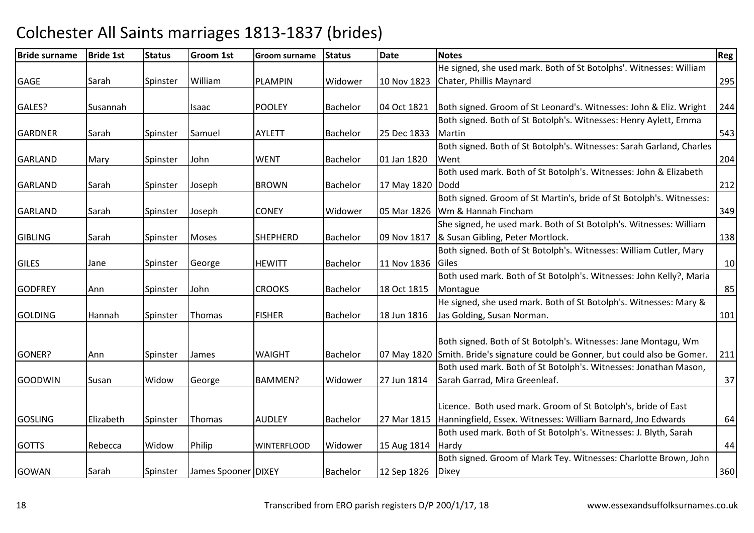# Colchester All Saints marriages 1813-1837 (brides)

| Bride surname | Bride 1st | Status | Groom 1st | Groom surname | Status | Date | Notes | Reg |
|---|---|---|---|---|---|---|---|---|
| GAGE | Sarah | Spinster | William | PLAMPIN | Widower | 10 Nov 1823 | He signed, she used mark. Both of St Botolphs'. Witnesses: William Chater, Phillis Maynard | 295 |
| GALES? | Susannah | | Isaac | POOLEY | Bachelor | 04 Oct 1821 | Both signed. Groom of St Leonard's. Witnesses: John & Eliz. Wright | 244 |
| GARDNER | Sarah | Spinster | Samuel | AYLETT | Bachelor | 25 Dec 1833 | Both signed. Both of St Botolph's. Witnesses: Henry Aylett, Emma Martin | 543 |
| GARLAND | Mary | Spinster | John | WENT | Bachelor | 01 Jan 1820 | Both signed. Both of St Botolph's. Witnesses: Sarah Garland, Charles Went | 204 |
| GARLAND | Sarah | Spinster | Joseph | BROWN | Bachelor | 17 May 1820 | Both used mark. Both of St Botolph's. Witnesses: John & Elizabeth Dodd | 212 |
| GARLAND | Sarah | Spinster | Joseph | CONEY | Widower | 05 Mar 1826 | Both signed. Groom of St Martin's, bride of St Botolph's. Witnesses: Wm & Hannah Fincham | 349 |
| GIBLING | Sarah | Spinster | Moses | SHEPHERD | Bachelor | 09 Nov 1817 | She signed, he used mark. Both of St Botolph's. Witnesses: William & Susan Gibling, Peter Mortlock. | 138 |
| GILES | Jane | Spinster | George | HEWITT | Bachelor | 11 Nov 1836 | Both signed. Both of St Botolph's. Witnesses: William Cutler, Mary Giles | 10 |
| GODFREY | Ann | Spinster | John | CROOKS | Bachelor | 18 Oct 1815 | Both used mark. Both of St Botolph's. Witnesses: John Kelly?, Maria Montague | 85 |
| GOLDING | Hannah | Spinster | Thomas | FISHER | Bachelor | 18 Jun 1816 | He signed, she used mark. Both of St Botolph's. Witnesses: Mary & Jas Golding, Susan Norman. | 101 |
| GONER? | Ann | Spinster | James | WAIGHT | Bachelor | 07 May 1820 | Both signed. Both of St Botolph's. Witnesses: Jane Montagu, Wm Smith. Bride's signature could be Gonner, but could also be Gomer. | 211 |
| GOODWIN | Susan | Widow | George | BAMMEN? | Widower | 27 Jun 1814 | Both used mark. Both of St Botolph's. Witnesses: Jonathan Mason, Sarah Garrad, Mira Greenleaf. | 37 |
| GOSLING | Elizabeth | Spinster | Thomas | AUDLEY | Bachelor | 27 Mar 1815 | Licence. Both used mark. Groom of St Botolph's, bride of East Hanningfield, Essex. Witnesses: William Barnard, Jno Edwards | 64 |
| GOTTS | Rebecca | Widow | Philip | WINTERFLOOD | Widower | 15 Aug 1814 | Both used mark. Both of St Botolph's. Witnesses: J. Blyth, Sarah Hardy | 44 |
| GOWAN | Sarah | Spinster | James Spooner | DIXEY | Bachelor | 12 Sep 1826 | Both signed. Groom of Mark Tey. Witnesses: Charlotte Brown, John Dixey | 360 |

Transcribed from ERO parish registers D/P 200/1/17, 18

www.essexandsuffolksurnames.co.uk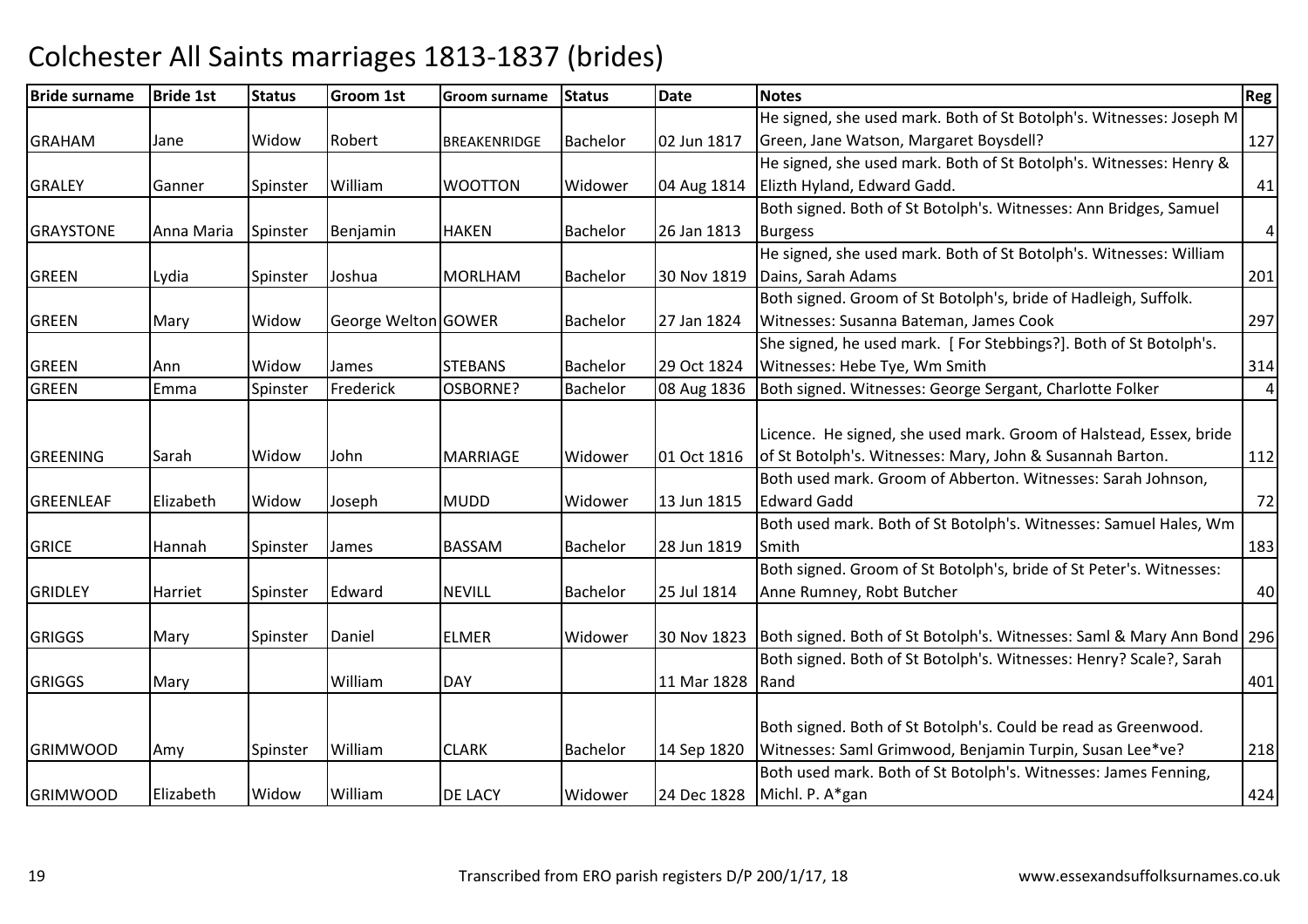# Colchester All Saints marriages 1813-1837 (brides)

| Bride surname | Bride 1st | Status | Groom 1st | Groom surname | Status | Date | Notes | Reg |
|---|---|---|---|---|---|---|---|---|
| GRAHAM | Jane | Widow | Robert | BREAKENRIDGE | Bachelor | 02 Jun 1817 | He signed, she used mark. Both of St Botolph's. Witnesses: Joseph M Green, Jane Watson, Margaret Boysdell? | 127 |
| GRALEY | Ganner | Spinster | William | WOOTTON | Widower | 04 Aug 1814 | He signed, she used mark. Both of St Botolph's. Witnesses: Henry & Elizth Hyland, Edward Gadd. | 41 |
| GRAYSTONE | Anna Maria | Spinster | Benjamin | HAKEN | Bachelor | 26 Jan 1813 | Both signed. Both of St Botolph's. Witnesses: Ann Bridges, Samuel Burgess | 4 |
| GREEN | Lydia | Spinster | Joshua | MORLHAM | Bachelor | 30 Nov 1819 | He signed, she used mark. Both of St Botolph's. Witnesses: William Dains, Sarah Adams | 201 |
| GREEN | Mary | Widow | George Welton | GOWER | Bachelor | 27 Jan 1824 | Both signed. Groom of St Botolph's, bride of Hadleigh, Suffolk. Witnesses: Susanna Bateman, James Cook | 297 |
| GREEN | Ann | Widow | James | STEBANS | Bachelor | 29 Oct 1824 | She signed, he used mark. [ For Stebbings?]. Both of St Botolph's. Witnesses: Hebe Tye, Wm Smith | 314 |
| GREEN | Emma | Spinster | Frederick | OSBORNE? | Bachelor | 08 Aug 1836 | Both signed. Witnesses: George Sergant, Charlotte Folker | 4 |
| GREENING | Sarah | Widow | John | MARRIAGE | Widower | 01 Oct 1816 | Licence. He signed, she used mark. Groom of Halstead, Essex, bride of St Botolph's. Witnesses: Mary, John & Susannah Barton. | 112 |
| GREENLEAF | Elizabeth | Widow | Joseph | MUDD | Widower | 13 Jun 1815 | Both used mark. Groom of Abberton. Witnesses: Sarah Johnson, Edward Gadd | 72 |
| GRICE | Hannah | Spinster | James | BASSAM | Bachelor | 28 Jun 1819 | Both used mark. Both of St Botolph's. Witnesses: Samuel Hales, Wm Smith | 183 |
| GRIDLEY | Harriet | Spinster | Edward | NEVILL | Bachelor | 25 Jul 1814 | Both signed. Groom of St Botolph's, bride of St Peter's. Witnesses: Anne Rumney, Robt Butcher | 40 |
| GRIGGS | Mary | Spinster | Daniel | ELMER | Widower | 30 Nov 1823 | Both signed. Both of St Botolph's. Witnesses: Saml & Mary Ann Bond | 296 |
| GRIGGS | Mary | | William | DAY | | 11 Mar 1828 | Both signed. Both of St Botolph's. Witnesses: Henry? Scale?, Sarah Rand | 401 |
| GRIMWOOD | Amy | Spinster | William | CLARK | Bachelor | 14 Sep 1820 | Both signed. Both of St Botolph's. Could be read as Greenwood. Witnesses: Saml Grimwood, Benjamin Turpin, Susan Lee*ve? | 218 |
| GRIMWOOD | Elizabeth | Widow | William | DE LACY | Widower | 24 Dec 1828 | Both used mark. Both of St Botolph's. Witnesses: James Fenning, Michl. P. A*gan | 424 |

Transcribed from ERO parish registers D/P 200/1/17, 18 www.essexandsuffolksurnames.co.uk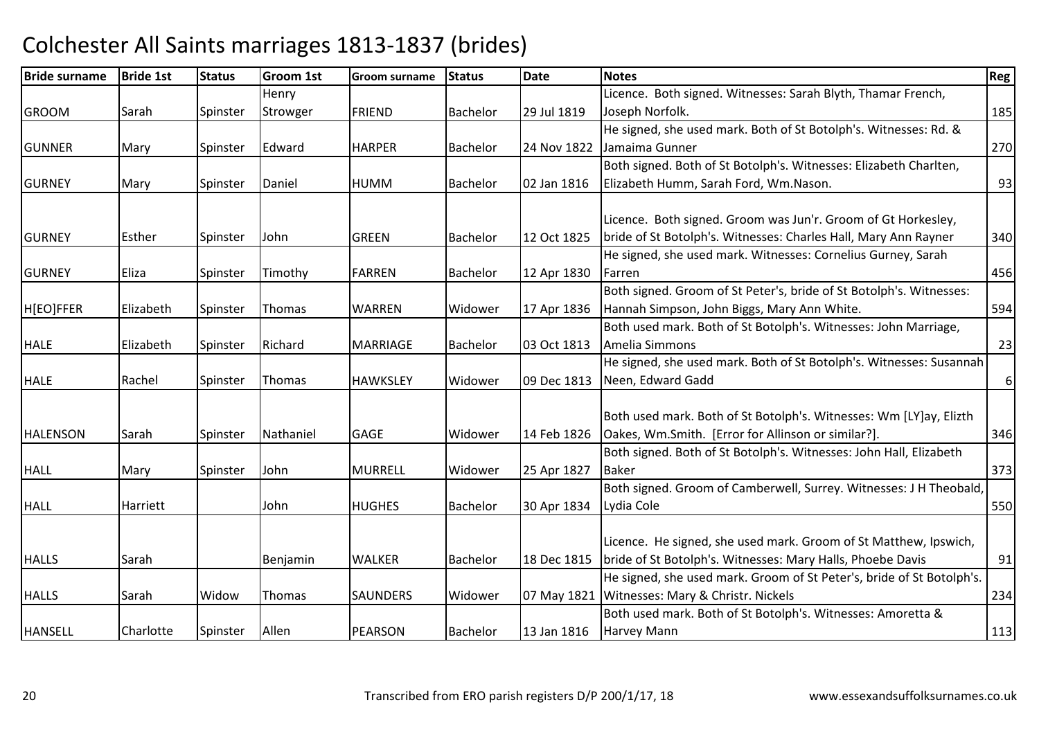# Colchester All Saints marriages 1813-1837 (brides)

| Bride surname | Bride 1st | Status | Groom 1st | Groom surname | Status | Date | Notes | Reg |
|---|---|---|---|---|---|---|---|---|
| GROOM | Sarah | Spinster | Henry Strowger | FRIEND | Bachelor | 29 Jul 1819 | Licence. Both signed. Witnesses: Sarah Blyth, Thamar French, Joseph Norfolk. | 185 |
| GUNNER | Mary | Spinster | Edward | HARPER | Bachelor | 24 Nov 1822 | He signed, she used mark. Both of St Botolph's. Witnesses: Rd. & Jamaima Gunner | 270 |
| GURNEY | Mary | Spinster | Daniel | HUMM | Bachelor | 02 Jan 1816 | Both signed. Both of St Botolph's. Witnesses: Elizabeth Charlten, Elizabeth Humm, Sarah Ford, Wm.Nason. | 93 |
| GURNEY | Esther | Spinster | John | GREEN | Bachelor | 12 Oct 1825 | Licence. Both signed. Groom was Jun'r. Groom of Gt Horkesley, bride of St Botolph's. Witnesses: Charles Hall, Mary Ann Rayner | 340 |
| GURNEY | Eliza | Spinster | Timothy | FARREN | Bachelor | 12 Apr 1830 | He signed, she used mark. Witnesses: Cornelius Gurney, Sarah Farren | 456 |
| H[EO]FFER | Elizabeth | Spinster | Thomas | WARREN | Widower | 17 Apr 1836 | Both signed. Groom of St Peter's, bride of St Botolph's. Witnesses: Hannah Simpson, John Biggs, Mary Ann White. | 594 |
| HALE | Elizabeth | Spinster | Richard | MARRIAGE | Bachelor | 03 Oct 1813 | Both used mark. Both of St Botolph's. Witnesses: John Marriage, Amelia Simmons | 23 |
| HALE | Rachel | Spinster | Thomas | HAWKSLEY | Widower | 09 Dec 1813 | He signed, she used mark. Both of St Botolph's. Witnesses: Susannah Neen, Edward Gadd | 6 |
| HALENSON | Sarah | Spinster | Nathaniel | GAGE | Widower | 14 Feb 1826 | Both used mark. Both of St Botolph's. Witnesses: Wm [LY]ay, Elizth Oakes, Wm.Smith. [Error for Allinson or similar?]. | 346 |
| HALL | Mary | Spinster | John | MURRELL | Widower | 25 Apr 1827 | Both signed. Both of St Botolph's. Witnesses: John Hall, Elizabeth Baker | 373 |
| HALL | Harriett | | John | HUGHES | Bachelor | 30 Apr 1834 | Both signed. Groom of Camberwell, Surrey. Witnesses: J H Theobald, Lydia Cole | 550 |
| HALLS | Sarah | | Benjamin | WALKER | Bachelor | 18 Dec 1815 | Licence. He signed, she used mark. Groom of St Matthew, Ipswich, bride of St Botolph's. Witnesses: Mary Halls, Phoebe Davis | 91 |
| HALLS | Sarah | Widow | Thomas | SAUNDERS | Widower | 07 May 1821 | He signed, she used mark. Groom of St Peter's, bride of St Botolph's. Witnesses: Mary & Christr. Nickels | 234 |
| HANSELL | Charlotte | Spinster | Allen | PEARSON | Bachelor | 13 Jan 1816 | Both used mark. Both of St Botolph's. Witnesses: Amoretta & Harvey Mann | 113 |

Transcribed from ERO parish registers D/P 200/1/17, 18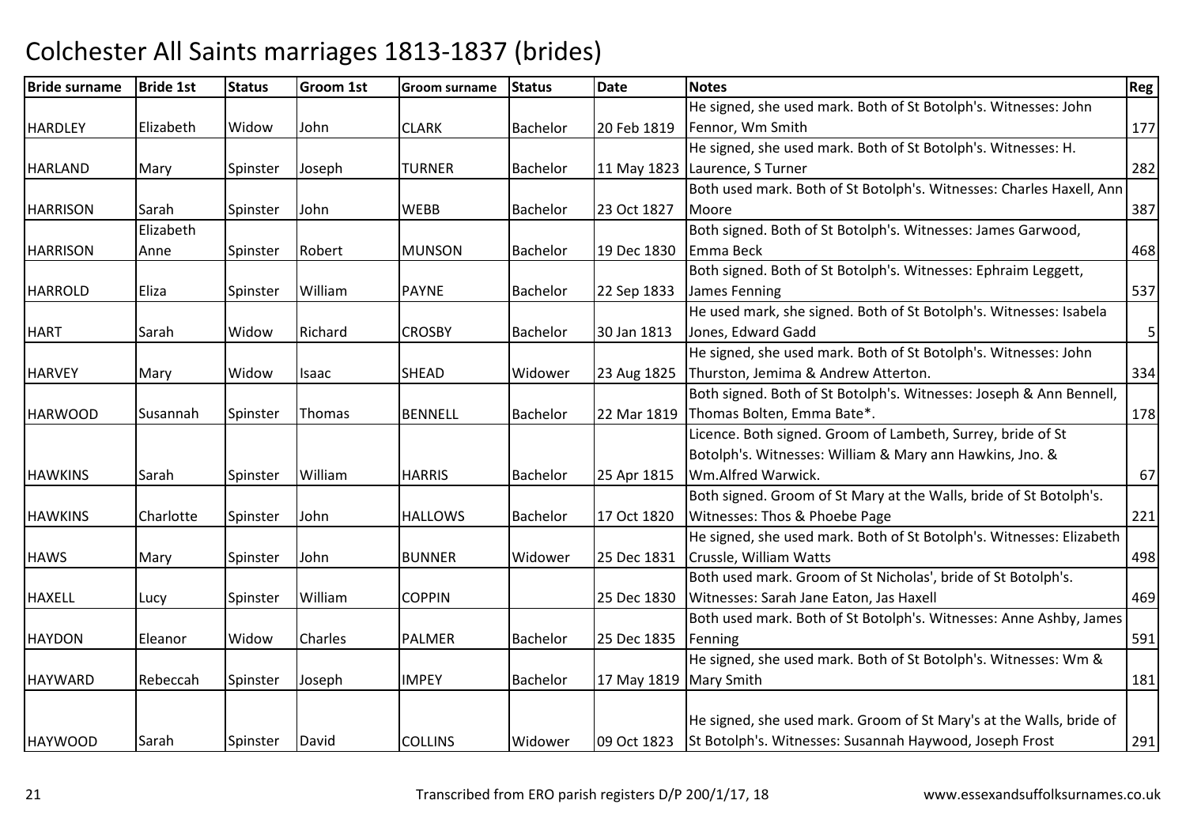# Colchester All Saints marriages 1813-1837 (brides)

| Bride surname | Bride 1st | Status | Groom 1st | Groom surname | Status | Date | Notes | Reg |
|---|---|---|---|---|---|---|---|---|
| HARDLEY | Elizabeth | Widow | John | CLARK | Bachelor | 20 Feb 1819 | He signed, she used mark. Both of St Botolph's. Witnesses: John Fennor, Wm Smith | 177 |
| HARLAND | Mary | Spinster | Joseph | TURNER | Bachelor | 11 May 1823 | He signed, she used mark. Both of St Botolph's. Witnesses: H. Laurence, S Turner | 282 |
| HARRISON | Sarah | Spinster | John | WEBB | Bachelor | 23 Oct 1827 | Both used mark. Both of St Botolph's. Witnesses: Charles Haxell, Ann Moore | 387 |
| HARRISON | Elizabeth Anne | Spinster | Robert | MUNSON | Bachelor | 19 Dec 1830 | Both signed. Both of St Botolph's. Witnesses: James Garwood, Emma Beck | 468 |
| HARROLD | Eliza | Spinster | William | PAYNE | Bachelor | 22 Sep 1833 | Both signed. Both of St Botolph's. Witnesses: Ephraim Leggett, James Fenning | 537 |
| HART | Sarah | Widow | Richard | CROSBY | Bachelor | 30 Jan 1813 | He used mark, she signed. Both of St Botolph's. Witnesses: Isabela Jones, Edward Gadd | 5 |
| HARVEY | Mary | Widow | Isaac | SHEAD | Widower | 23 Aug 1825 | He signed, she used mark. Both of St Botolph's. Witnesses: John Thurston, Jemima & Andrew Atterton. | 334 |
| HARWOOD | Susannah | Spinster | Thomas | BENNELL | Bachelor | 22 Mar 1819 | Both signed. Both of St Botolph's. Witnesses: Joseph & Ann Bennell, Thomas Bolten, Emma Bate*. | 178 |
| HAWKINS | Sarah | Spinster | William | HARRIS | Bachelor | 25 Apr 1815 | Licence. Both signed. Groom of Lambeth, Surrey, bride of St Botolph's. Witnesses: William & Mary ann Hawkins, Jno. & Wm.Alfred Warwick. | 67 |
| HAWKINS | Charlotte | Spinster | John | HALLOWS | Bachelor | 17 Oct 1820 | Both signed. Groom of St Mary at the Walls, bride of St Botolph's. Witnesses: Thos & Phoebe Page | 221 |
| HAWS | Mary | Spinster | John | BUNNER | Widower | 25 Dec 1831 | He signed, she used mark. Both of St Botolph's. Witnesses: Elizabeth Crussle, William Watts | 498 |
| HAXELL | Lucy | Spinster | William | COPPIN | | 25 Dec 1830 | Both used mark. Groom of St Nicholas', bride of St Botolph's. Witnesses: Sarah Jane Eaton, Jas Haxell | 469 |
| HAYDON | Eleanor | Widow | Charles | PALMER | Bachelor | 25 Dec 1835 | Both used mark. Both of St Botolph's. Witnesses: Anne Ashby, James Fenning | 591 |
| HAYWARD | Rebeccah | Spinster | Joseph | IMPEY | Bachelor | 17 May 1819 | He signed, she used mark. Both of St Botolph's. Witnesses: Wm & Mary Smith | 181 |
| HAYWOOD | Sarah | Spinster | David | COLLINS | Widower | 09 Oct 1823 | He signed, she used mark. Groom of St Mary's at the Walls, bride of St Botolph's. Witnesses: Susannah Haywood, Joseph Frost | 291 |

Transcribed from ERO parish registers D/P 200/1/17, 18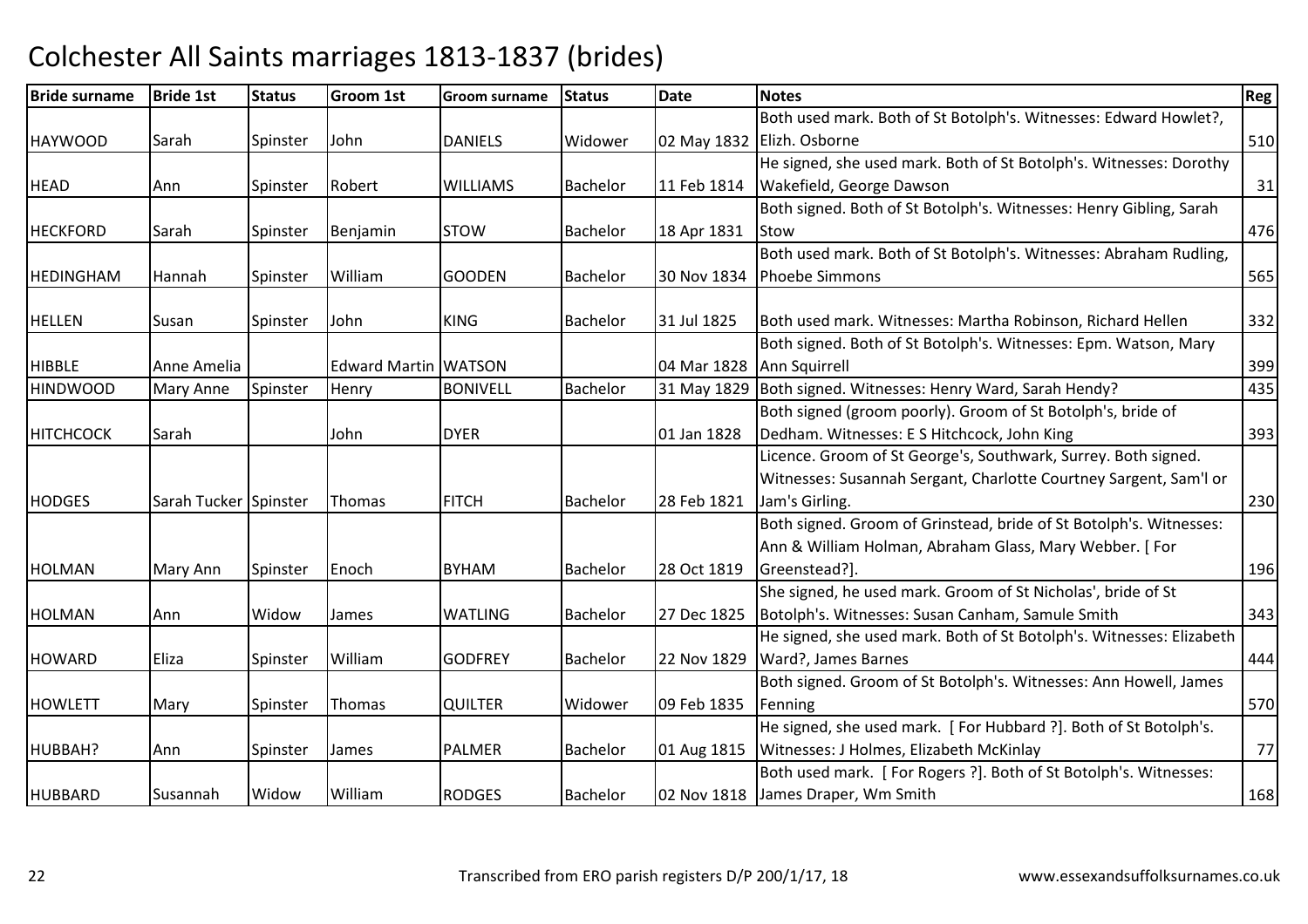# Colchester All Saints marriages 1813-1837 (brides)

| Bride surname | Bride 1st | Status | Groom 1st | Groom surname | Status | Date | Notes | Reg |
|---|---|---|---|---|---|---|---|---|
| HAYWOOD | Sarah | Spinster | John | DANIELS | Widower | 02 May 1832 | Both used mark. Both of St Botolph's. Witnesses: Edward Howlet?, Elizh. Osborne | 510 |
| HEAD | Ann | Spinster | Robert | WILLIAMS | Bachelor | 11 Feb 1814 | He signed, she used mark. Both of St Botolph's. Witnesses: Dorothy Wakefield, George Dawson | 31 |
| HECKFORD | Sarah | Spinster | Benjamin | STOW | Bachelor | 18 Apr 1831 | Both signed. Both of St Botolph's. Witnesses: Henry Gibling, Sarah Stow | 476 |
| HEDINGHAM | Hannah | Spinster | William | GOODEN | Bachelor | 30 Nov 1834 | Both used mark. Both of St Botolph's. Witnesses: Abraham Rudling, Phoebe Simmons | 565 |
| HELLEN | Susan | Spinster | John | KING | Bachelor | 31 Jul 1825 | Both used mark. Witnesses: Martha Robinson, Richard Hellen | 332 |
| HIBBLE | Anne Amelia | | Edward Martin | WATSON | | 04 Mar 1828 | Both signed. Both of St Botolph's. Witnesses: Epm. Watson, Mary Ann Squirrell | 399 |
| HINDWOOD | Mary Anne | Spinster | Henry | BONIVELL | Bachelor | 31 May 1829 | Both signed. Witnesses: Henry Ward, Sarah Hendy? | 435 |
| HITCHCOCK | Sarah | | John | DYER | | 01 Jan 1828 | Both signed (groom poorly). Groom of St Botolph's, bride of Dedham. Witnesses: E S Hitchcock, John King | 393 |
| HODGES | Sarah Tucker | Spinster | Thomas | FITCH | Bachelor | 28 Feb 1821 | Licence. Groom of St George's, Southwark, Surrey. Both signed. Witnesses: Susannah Sergant, Charlotte Courtney Sargent, Sam'l or Jam's Girling. | 230 |
| HOLMAN | Mary Ann | Spinster | Enoch | BYHAM | Bachelor | 28 Oct 1819 | Both signed. Groom of Grinstead, bride of St Botolph's. Witnesses: Ann & William Holman, Abraham Glass, Mary Webber. [ For Greenstead?]. | 196 |
| HOLMAN | Ann | Widow | James | WATLING | Bachelor | 27 Dec 1825 | She signed, he used mark. Groom of St Nicholas', bride of St Botolph's. Witnesses: Susan Canham, Samule Smith | 343 |
| HOWARD | Eliza | Spinster | William | GODFREY | Bachelor | 22 Nov 1829 | He signed, she used mark. Both of St Botolph's. Witnesses: Elizabeth Ward?, James Barnes | 444 |
| HOWLETT | Mary | Spinster | Thomas | QUILTER | Widower | 09 Feb 1835 | Both signed. Groom of St Botolph's. Witnesses: Ann Howell, James Fenning | 570 |
| HUBBAH? | Ann | Spinster | James | PALMER | Bachelor | 01 Aug 1815 | He signed, she used mark. [ For Hubbard ?]. Both of St Botolph's. Witnesses: J Holmes, Elizabeth McKinlay | 77 |
| HUBBARD | Susannah | Widow | William | RODGES | Bachelor | 02 Nov 1818 | Both used mark. [ For Rogers ?]. Both of St Botolph's. Witnesses: James Draper, Wm Smith | 168 |

Transcribed from ERO parish registers D/P 200/1/17, 18 www.essexandsuffolksurnames.co.uk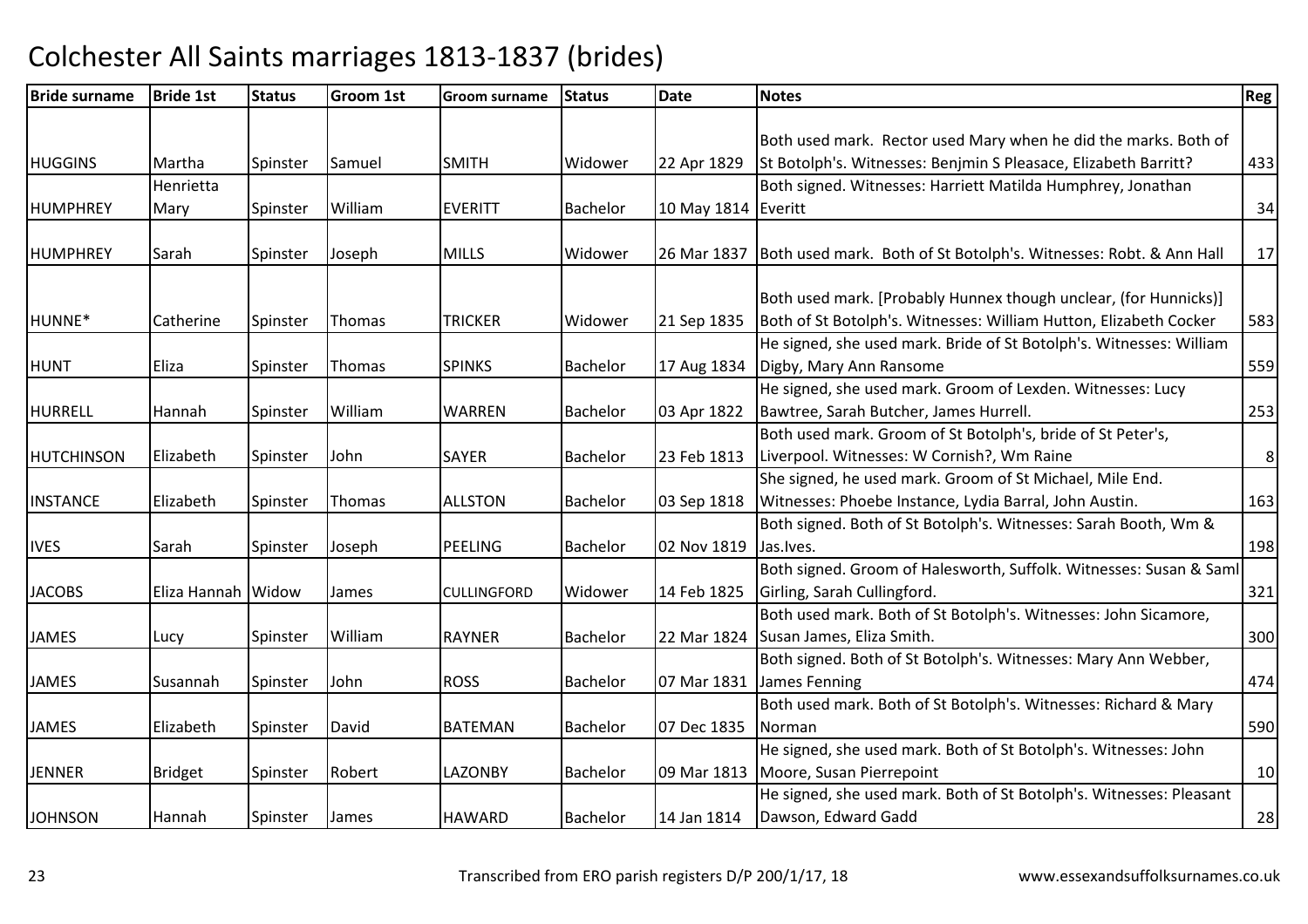# Colchester All Saints marriages 1813-1837 (brides)

| Bride surname | Bride 1st | Status | Groom 1st | Groom surname | Status | Date | Notes | Reg |
|---|---|---|---|---|---|---|---|---|
| HUGGINS | Martha | Spinster | Samuel | SMITH | Widower | 22 Apr 1829 | Both used mark. Rector used Mary when he did the marks. Both of St Botolph's. Witnesses: Benjmin S Pleasace, Elizabeth Barritt? | 433 |
| HUMPHREY | Henrietta Mary | Spinster | William | EVERITT | Bachelor | 10 May 1814 | Both signed. Witnesses: Harriett Matilda Humphrey, Jonathan Everitt | 34 |
| HUMPHREY | Sarah | Spinster | Joseph | MILLS | Widower | 26 Mar 1837 | Both used mark. Both of St Botolph's. Witnesses: Robt. & Ann Hall | 17 |
| HUNNE* | Catherine | Spinster | Thomas | TRICKER | Widower | 21 Sep 1835 | Both used mark. [Probably Hunnex though unclear, (for Hunnicks)] Both of St Botolph's. Witnesses: William Hutton, Elizabeth Cocker | 583 |
| HUNT | Eliza | Spinster | Thomas | SPINKS | Bachelor | 17 Aug 1834 | He signed, she used mark. Bride of St Botolph's. Witnesses: William Digby, Mary Ann Ransome | 559 |
| HURRELL | Hannah | Spinster | William | WARREN | Bachelor | 03 Apr 1822 | He signed, she used mark. Groom of Lexden. Witnesses: Lucy Bawtree, Sarah Butcher, James Hurrell. | 253 |
| HUTCHINSON | Elizabeth | Spinster | John | SAYER | Bachelor | 23 Feb 1813 | Both used mark. Groom of St Botolph's, bride of St Peter's, Liverpool. Witnesses: W Cornish?, Wm Raine | 8 |
| INSTANCE | Elizabeth | Spinster | Thomas | ALLSTON | Bachelor | 03 Sep 1818 | She signed, he used mark. Groom of St Michael, Mile End. Witnesses: Phoebe Instance, Lydia Barral, John Austin. | 163 |
| IVES | Sarah | Spinster | Joseph | PEELING | Bachelor | 02 Nov 1819 | Both signed. Both of St Botolph's. Witnesses: Sarah Booth, Wm & Jas.Ives. | 198 |
| JACOBS | Eliza Hannah | Widow | James | CULLINGFORD | Widower | 14 Feb 1825 | Both signed. Groom of Halesworth, Suffolk. Witnesses: Susan & Saml Girling, Sarah Cullingford. | 321 |
| JAMES | Lucy | Spinster | William | RAYNER | Bachelor | 22 Mar 1824 | Both used mark. Both of St Botolph's. Witnesses: John Sicamore, Susan James, Eliza Smith. | 300 |
| JAMES | Susannah | Spinster | John | ROSS | Bachelor | 07 Mar 1831 | Both signed. Both of St Botolph's. Witnesses: Mary Ann Webber, James Fenning | 474 |
| JAMES | Elizabeth | Spinster | David | BATEMAN | Bachelor | 07 Dec 1835 | Both used mark. Both of St Botolph's. Witnesses: Richard & Mary Norman | 590 |
| JENNER | Bridget | Spinster | Robert | LAZONBY | Bachelor | 09 Mar 1813 | He signed, she used mark. Both of St Botolph's. Witnesses: John Moore, Susan Pierrepoint | 10 |
| JOHNSON | Hannah | Spinster | James | HAWARD | Bachelor | 14 Jan 1814 | He signed, she used mark. Both of St Botolph's. Witnesses: Pleasant Dawson, Edward Gadd | 28 |

Transcribed from ERO parish registers D/P 200/1/17, 18 www.essexandsuffolksurnames.co.uk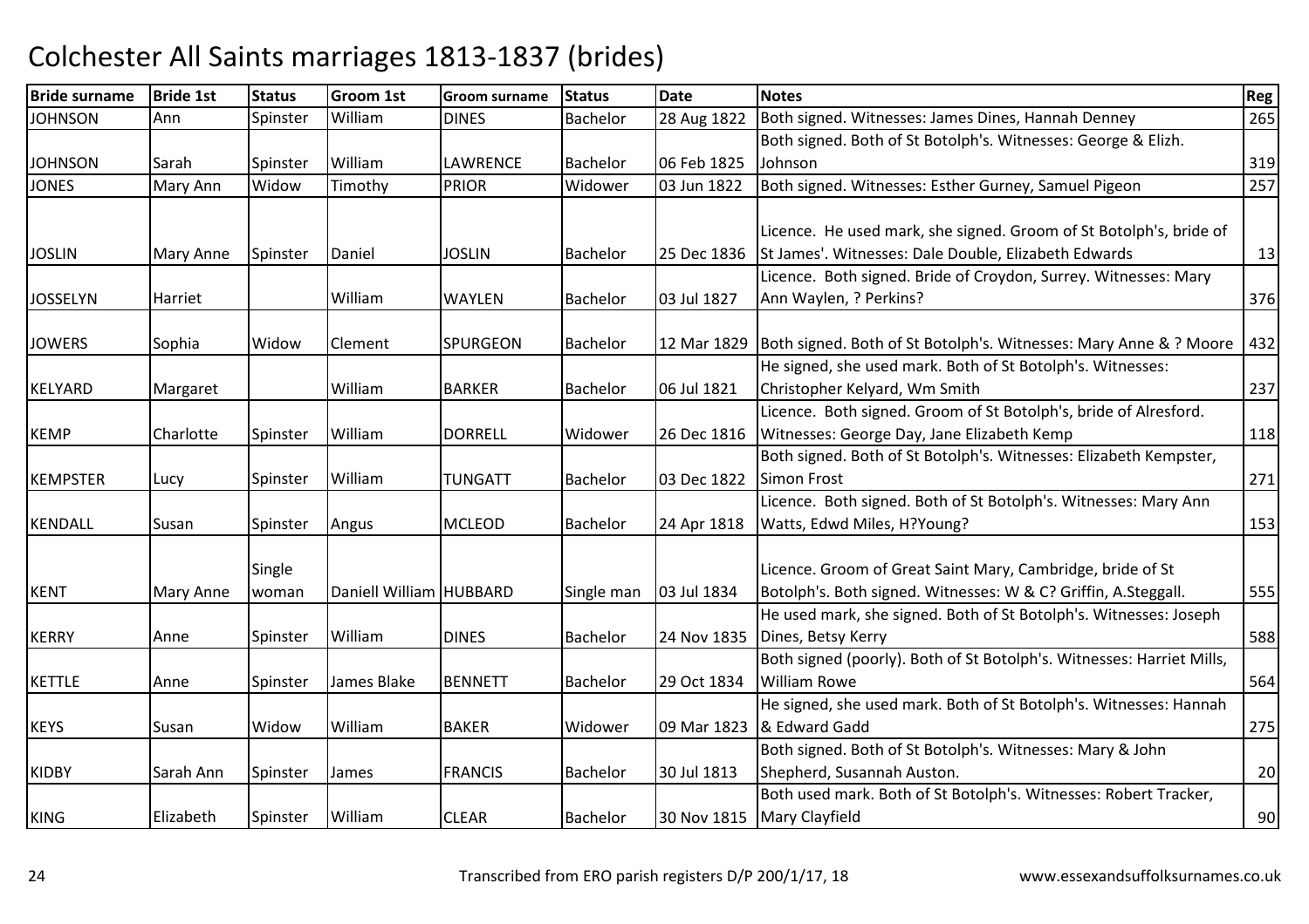# Colchester All Saints marriages 1813-1837 (brides)

| Bride surname | Bride 1st | Status | Groom 1st | Groom surname | Status | Date | Notes | Reg |
|---|---|---|---|---|---|---|---|---|
| JOHNSON | Ann | Spinster | William | DINES | Bachelor | 28 Aug 1822 | Both signed. Witnesses: James Dines, Hannah Denney | 265 |
| JOHNSON | Sarah | Spinster | William | LAWRENCE | Bachelor | 06 Feb 1825 | Both signed. Both of St Botolph's. Witnesses: George & Elizh. Johnson | 319 |
| JONES | Mary Ann | Widow | Timothy | PRIOR | Widower | 03 Jun 1822 | Both signed. Witnesses: Esther Gurney, Samuel Pigeon | 257 |
| JOSLIN | Mary Anne | Spinster | Daniel | JOSLIN | Bachelor | 25 Dec 1836 | Licence. He used mark, she signed. Groom of St Botolph's, bride of St James'. Witnesses: Dale Double, Elizabeth Edwards | 13 |
| JOSSELYN | Harriet | | William | WAYLEN | Bachelor | 03 Jul 1827 | Licence. Both signed. Bride of Croydon, Surrey. Witnesses: Mary Ann Waylen, ? Perkins? | 376 |
| JOWERS | Sophia | Widow | Clement | SPURGEON | Bachelor | 12 Mar 1829 | Both signed. Both of St Botolph's. Witnesses: Mary Anne & ? Moore | 432 |
| KELYARD | Margaret | | William | BARKER | Bachelor | 06 Jul 1821 | He signed, she used mark. Both of St Botolph's. Witnesses: Christopher Kelyard, Wm Smith | 237 |
| KEMP | Charlotte | Spinster | William | DORRELL | Widower | 26 Dec 1816 | Licence. Both signed. Groom of St Botolph's, bride of Alresford. Witnesses: George Day, Jane Elizabeth Kemp | 118 |
| KEMPSTER | Lucy | Spinster | William | TUNGATT | Bachelor | 03 Dec 1822 | Both signed. Both of St Botolph's. Witnesses: Elizabeth Kempster, Simon Frost | 271 |
| KENDALL | Susan | Spinster | Angus | MCLEOD | Bachelor | 24 Apr 1818 | Licence. Both signed. Both of St Botolph's. Witnesses: Mary Ann Watts, Edwd Miles, H?Young? | 153 |
| KENT | Mary Anne | Single woman | Daniell William | HUBBARD | Single man | 03 Jul 1834 | Licence. Groom of Great Saint Mary, Cambridge, bride of St Botolph's. Both signed. Witnesses: W & C? Griffin, A.Steggall. | 555 |
| KERRY | Anne | Spinster | William | DINES | Bachelor | 24 Nov 1835 | He used mark, she signed. Both of St Botolph's. Witnesses: Joseph Dines, Betsy Kerry | 588 |
| KETTLE | Anne | Spinster | James Blake | BENNETT | Bachelor | 29 Oct 1834 | Both signed (poorly). Both of St Botolph's. Witnesses: Harriet Mills, William Rowe | 564 |
| KEYS | Susan | Widow | William | BAKER | Widower | 09 Mar 1823 | He signed, she used mark. Both of St Botolph's. Witnesses: Hannah & Edward Gadd | 275 |
| KIDBY | Sarah Ann | Spinster | James | FRANCIS | Bachelor | 30 Jul 1813 | Both signed. Both of St Botolph's. Witnesses: Mary & John Shepherd, Susannah Auston. | 20 |
| KING | Elizabeth | Spinster | William | CLEAR | Bachelor | 30 Nov 1815 | Both used mark. Both of St Botolph's. Witnesses: Robert Tracker, Mary Clayfield | 90 |

Transcribed from ERO parish registers D/P 200/1/17, 18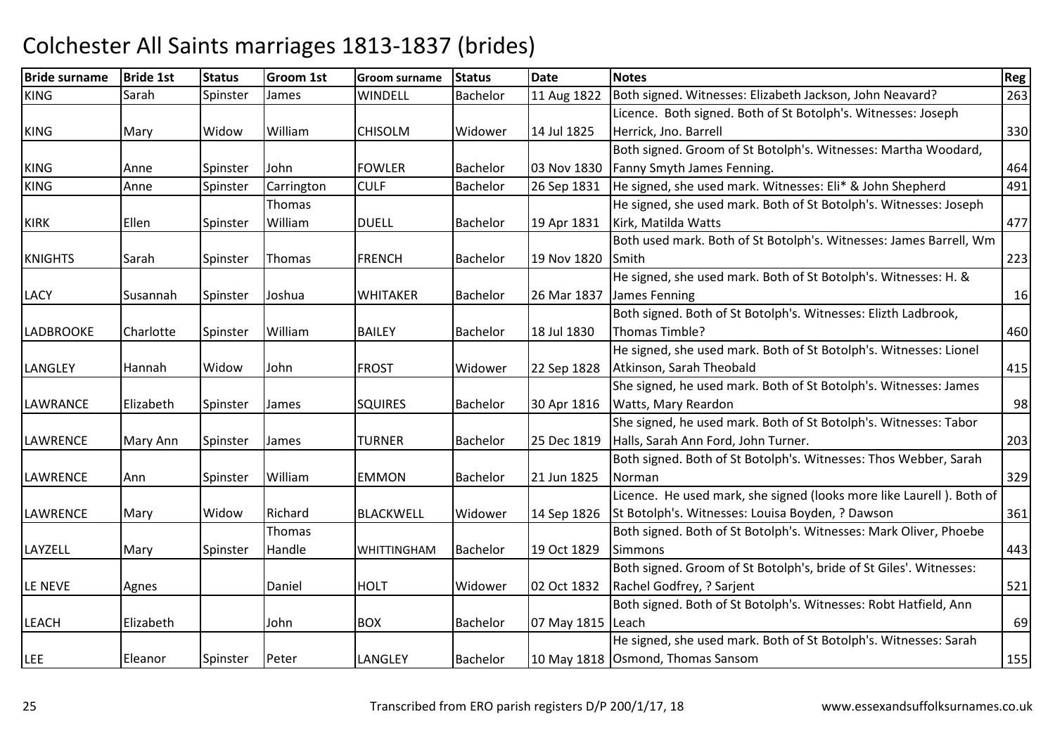# Colchester All Saints marriages 1813-1837 (brides)

| Bride surname | Bride 1st | Status | Groom 1st | Groom surname | Status | Date | Notes | Reg |
|---|---|---|---|---|---|---|---|---|
| KING | Sarah | Spinster | James | WINDELL | Bachelor | 11 Aug 1822 | Both signed. Witnesses: Elizabeth Jackson, John Neavard? | 263 |
| KING | Mary | Widow | William | CHISOLM | Widower | 14 Jul 1825 | Licence. Both signed. Both of St Botolph's. Witnesses: Joseph Herrick, Jno. Barrell | 330 |
| KING | Anne | Spinster | John | FOWLER | Bachelor | 03 Nov 1830 | Both signed. Groom of St Botolph's. Witnesses: Martha Woodard, Fanny Smyth James Fenning. | 464 |
| KING | Anne | Spinster | Carrington | CULF | Bachelor | 26 Sep 1831 | He signed, she used mark. Witnesses: Eli* & John Shepherd | 491 |
| KIRK | Ellen | Spinster | Thomas William | DUELL | Bachelor | 19 Apr 1831 | He signed, she used mark. Both of St Botolph's. Witnesses: Joseph Kirk, Matilda Watts | 477 |
| KNIGHTS | Sarah | Spinster | Thomas | FRENCH | Bachelor | 19 Nov 1820 | Both used mark. Both of St Botolph's. Witnesses: James Barrell, Wm Smith | 223 |
| LACY | Susannah | Spinster | Joshua | WHITAKER | Bachelor | 26 Mar 1837 | He signed, she used mark. Both of St Botolph's. Witnesses: H. & James Fenning | 16 |
| LADBROOKE | Charlotte | Spinster | William | BAILEY | Bachelor | 18 Jul 1830 | Both signed. Both of St Botolph's. Witnesses: Elizth Ladbrook, Thomas Timble? | 460 |
| LANGLEY | Hannah | Widow | John | FROST | Widower | 22 Sep 1828 | He signed, she used mark. Both of St Botolph's. Witnesses: Lionel Atkinson, Sarah Theobald | 415 |
| LAWRANCE | Elizabeth | Spinster | James | SQUIRES | Bachelor | 30 Apr 1816 | She signed, he used mark. Both of St Botolph's. Witnesses: James Watts, Mary Reardon | 98 |
| LAWRENCE | Mary Ann | Spinster | James | TURNER | Bachelor | 25 Dec 1819 | She signed, he used mark. Both of St Botolph's. Witnesses: Tabor Halls, Sarah Ann Ford, John Turner. | 203 |
| LAWRENCE | Ann | Spinster | William | EMMON | Bachelor | 21 Jun 1825 | Both signed. Both of St Botolph's. Witnesses: Thos Webber, Sarah Norman | 329 |
| LAWRENCE | Mary | Widow | Richard | BLACKWELL | Widower | 14 Sep 1826 | Licence. He used mark, she signed (looks more like Laurell ). Both of St Botolph's. Witnesses: Louisa Boyden, ? Dawson | 361 |
| LAYZELL | Mary | Spinster | Thomas Handle | WHITTINGHAM | Bachelor | 19 Oct 1829 | Both signed. Both of St Botolph's. Witnesses: Mark Oliver, Phoebe Simmons | 443 |
| LE NEVE | Agnes | | Daniel | HOLT | Widower | 02 Oct 1832 | Both signed. Groom of St Botolph's, bride of St Giles'. Witnesses: Rachel Godfrey, ? Sarjent | 521 |
| LEACH | Elizabeth | | John | BOX | Bachelor | 07 May 1815 | Both signed. Both of St Botolph's. Witnesses: Robt Hatfield, Ann Leach | 69 |
| LEE | Eleanor | Spinster | Peter | LANGLEY | Bachelor | 10 May 1818 | He signed, she used mark. Both of St Botolph's. Witnesses: Sarah Osmond, Thomas Sansom | 155 |

Transcribed from ERO parish registers D/P 200/1/17, 18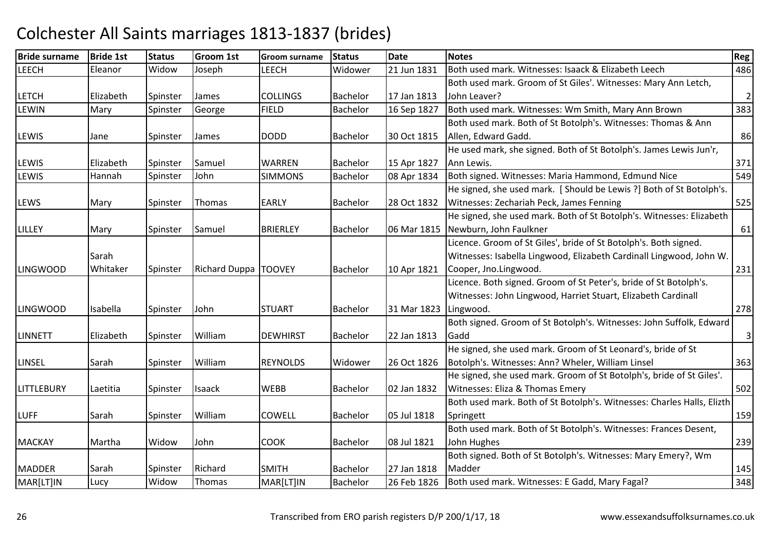# Colchester All Saints marriages 1813-1837 (brides)

| Bride surname | Bride 1st | Status | Groom 1st | Groom surname | Status | Date | Notes | Reg |
|---|---|---|---|---|---|---|---|---|
| LEECH | Eleanor | Widow | Joseph | LEECH | Widower | 21 Jun 1831 | Both used mark. Witnesses: Isaack & Elizabeth Leech | 486 |
| LETCH | Elizabeth | Spinster | James | COLLINGS | Bachelor | 17 Jan 1813 | Both used mark. Groom of St Giles'. Witnesses: Mary Ann Letch, John Leaver? | 2 |
| LEWIN | Mary | Spinster | George | FIELD | Bachelor | 16 Sep 1827 | Both used mark. Witnesses: Wm Smith, Mary Ann Brown | 383 |
| LEWIS | Jane | Spinster | James | DODD | Bachelor | 30 Oct 1815 | Both used mark. Both of St Botolph's. Witnesses: Thomas & Ann Allen, Edward Gadd. | 86 |
| LEWIS | Elizabeth | Spinster | Samuel | WARREN | Bachelor | 15 Apr 1827 | He used mark, she signed. Both of St Botolph's. James Lewis Jun'r, Ann Lewis. | 371 |
| LEWIS | Hannah | Spinster | John | SIMMONS | Bachelor | 08 Apr 1834 | Both signed. Witnesses: Maria Hammond, Edmund Nice | 549 |
| LEWS | Mary | Spinster | Thomas | EARLY | Bachelor | 28 Oct 1832 | He signed, she used mark. [ Should be Lewis ?] Both of St Botolph's. Witnesses: Zechariah Peck, James Fenning | 525 |
| LILLEY | Mary | Spinster | Samuel | BRIERLEY | Bachelor | 06 Mar 1815 | He signed, she used mark. Both of St Botolph's. Witnesses: Elizabeth Newburn, John Faulkner | 61 |
| LINGWOOD | Sarah Whitaker | Spinster | Richard Duppa | TOOVEY | Bachelor | 10 Apr 1821 | Licence. Groom of St Giles', bride of St Botolph's. Both signed. Witnesses: Isabella Lingwood, Elizabeth Cardinall Lingwood, John W. Cooper, Jno.Lingwood. | 231 |
| LINGWOOD | Isabella | Spinster | John | STUART | Bachelor | 31 Mar 1823 | Licence. Both signed. Groom of St Peter's, bride of St Botolph's. Witnesses: John Lingwood, Harriet Stuart, Elizabeth Cardinall Lingwood. | 278 |
| LINNETT | Elizabeth | Spinster | William | DEWHIRST | Bachelor | 22 Jan 1813 | Both signed. Groom of St Botolph's. Witnesses: John Suffolk, Edward Gadd | 3 |
| LINSEL | Sarah | Spinster | William | REYNOLDS | Widower | 26 Oct 1826 | He signed, she used mark. Groom of St Leonard's, bride of St Botolph's. Witnesses: Ann? Wheler, William Linsel | 363 |
| LITTLEBURY | Laetitia | Spinster | Isaack | WEBB | Bachelor | 02 Jan 1832 | He signed, she used mark. Groom of St Botolph's, bride of St Giles'. Witnesses: Eliza & Thomas Emery | 502 |
| LUFF | Sarah | Spinster | William | COWELL | Bachelor | 05 Jul 1818 | Both used mark. Both of St Botolph's. Witnesses: Charles Halls, Elizth Springett | 159 |
| MACKAY | Martha | Widow | John | COOK | Bachelor | 08 Jul 1821 | Both used mark. Both of St Botolph's. Witnesses: Frances Desent, John Hughes | 239 |
| MADDER | Sarah | Spinster | Richard | SMITH | Bachelor | 27 Jan 1818 | Both signed. Both of St Botolph's. Witnesses: Mary Emery?, Wm Madder | 145 |
| MAR[LT]IN | Lucy | Widow | Thomas | MAR[LT]IN | Bachelor | 26 Feb 1826 | Both used mark. Witnesses: E Gadd, Mary Fagal? | 348 |

Transcribed from ERO parish registers D/P 200/1/17, 18 www.essexandsuffolksurnames.co.uk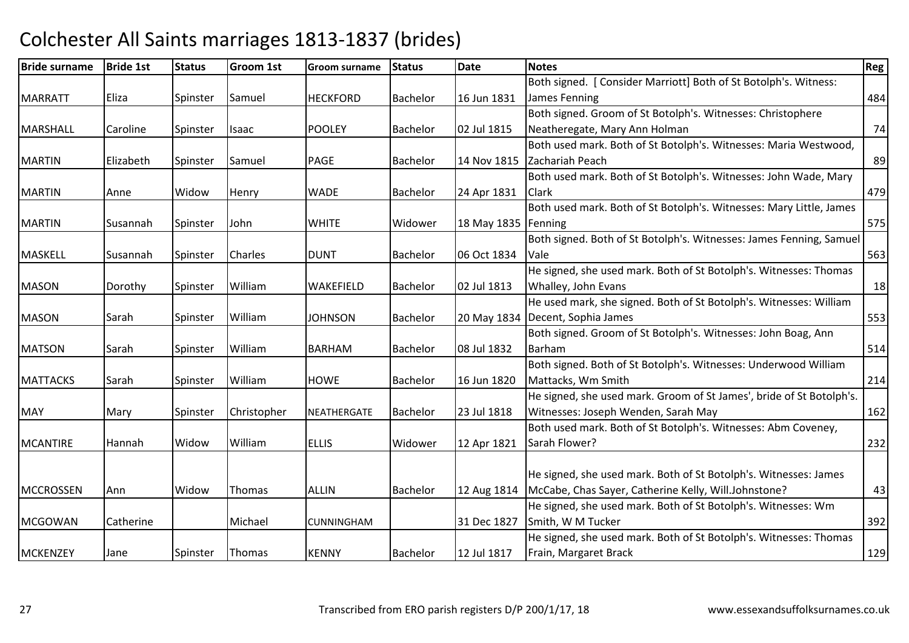# Colchester All Saints marriages 1813-1837 (brides)

| Bride surname | Bride 1st | Status | Groom 1st | Groom surname | Status | Date | Notes | Reg |
|---|---|---|---|---|---|---|---|---|
| MARRATT | Eliza | Spinster | Samuel | HECKFORD | Bachelor | 16 Jun 1831 | Both signed. [ Consider Marriott] Both of St Botolph's. Witness: James Fenning | 484 |
| MARSHALL | Caroline | Spinster | Isaac | POOLEY | Bachelor | 02 Jul 1815 | Both signed. Groom of St Botolph's. Witnesses: Christophere Neatheregate, Mary Ann Holman | 74 |
| MARTIN | Elizabeth | Spinster | Samuel | PAGE | Bachelor | 14 Nov 1815 | Both used mark. Both of St Botolph's. Witnesses: Maria Westwood, Zachariah Peach | 89 |
| MARTIN | Anne | Widow | Henry | WADE | Bachelor | 24 Apr 1831 | Both used mark. Both of St Botolph's. Witnesses: John Wade, Mary Clark | 479 |
| MARTIN | Susannah | Spinster | John | WHITE | Widower | 18 May 1835 | Both used mark. Both of St Botolph's. Witnesses: Mary Little, James Fenning | 575 |
| MASKELL | Susannah | Spinster | Charles | DUNT | Bachelor | 06 Oct 1834 | Both signed. Both of St Botolph's. Witnesses: James Fenning, Samuel Vale | 563 |
| MASON | Dorothy | Spinster | William | WAKEFIELD | Bachelor | 02 Jul 1813 | He signed, she used mark. Both of St Botolph's. Witnesses: Thomas Whalley, John Evans | 18 |
| MASON | Sarah | Spinster | William | JOHNSON | Bachelor | 20 May 1834 | He used mark, she signed. Both of St Botolph's. Witnesses: William Decent, Sophia James | 553 |
| MATSON | Sarah | Spinster | William | BARHAM | Bachelor | 08 Jul 1832 | Both signed. Groom of St Botolph's. Witnesses: John Boag, Ann Barham | 514 |
| MATTACKS | Sarah | Spinster | William | HOWE | Bachelor | 16 Jun 1820 | Both signed. Both of St Botolph's. Witnesses: Underwood William Mattacks, Wm Smith | 214 |
| MAY | Mary | Spinster | Christopher | NEATHERGATE | Bachelor | 23 Jul 1818 | He signed, she used mark. Groom of St James', bride of St Botolph's. Witnesses: Joseph Wenden, Sarah May | 162 |
| MCANTIRE | Hannah | Widow | William | ELLIS | Widower | 12 Apr 1821 | Both used mark. Both of St Botolph's. Witnesses: Abm Coveney, Sarah Flower? | 232 |
| MCCROSSEN | Ann | Widow | Thomas | ALLIN | Bachelor | 12 Aug 1814 | He signed, she used mark. Both of St Botolph's. Witnesses: James McCabe, Chas Sayer, Catherine Kelly, Will.Johnstone? | 43 |
| MCGOWAN | Catherine | | Michael | CUNNINGHAM | | 31 Dec 1827 | He signed, she used mark. Both of St Botolph's. Witnesses: Wm Smith, W M Tucker | 392 |
| MCKENZEY | Jane | Spinster | Thomas | KENNY | Bachelor | 12 Jul 1817 | He signed, she used mark. Both of St Botolph's. Witnesses: Thomas Frain, Margaret Brack | 129 |

Transcribed from ERO parish registers D/P 200/1/17, 18

www.essexandsuffolksurnames.co.uk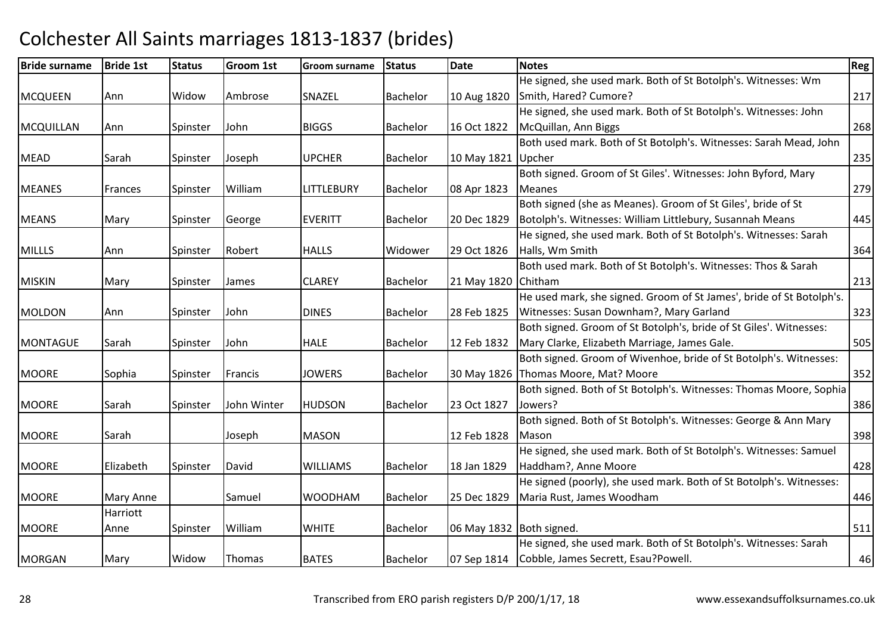# Colchester All Saints marriages 1813-1837 (brides)

| Bride surname | Bride 1st | Status | Groom 1st | Groom surname | Status | Date | Notes | Reg |
|---|---|---|---|---|---|---|---|---|
| MCQUEEN | Ann | Widow | Ambrose | SNAZEL | Bachelor | 10 Aug 1820 | He signed, she used mark. Both of St Botolph's. Witnesses: Wm Smith, Hared? Cumore? | 217 |
| MCQUILLAN | Ann | Spinster | John | BIGGS | Bachelor | 16 Oct 1822 | He signed, she used mark. Both of St Botolph's. Witnesses: John McQuillan, Ann Biggs | 268 |
| MEAD | Sarah | Spinster | Joseph | UPCHER | Bachelor | 10 May 1821 | Both used mark. Both of St Botolph's. Witnesses: Sarah Mead, John Upcher | 235 |
| MEANES | Frances | Spinster | William | LITTLEBURY | Bachelor | 08 Apr 1823 | Both signed. Groom of St Giles'. Witnesses: John Byford, Mary Meanes | 279 |
| MEANS | Mary | Spinster | George | EVERITT | Bachelor | 20 Dec 1829 | Both signed (she as Meanes). Groom of St Giles', bride of St Botolph's. Witnesses: William Littlebury, Susannah Means | 445 |
| MILLLS | Ann | Spinster | Robert | HALLS | Widower | 29 Oct 1826 | He signed, she used mark. Both of St Botolph's. Witnesses: Sarah Halls, Wm Smith | 364 |
| MISKIN | Mary | Spinster | James | CLAREY | Bachelor | 21 May 1820 | Both used mark. Both of St Botolph's. Witnesses: Thos & Sarah Chitham | 213 |
| MOLDON | Ann | Spinster | John | DINES | Bachelor | 28 Feb 1825 | He used mark, she signed. Groom of St James', bride of St Botolph's. Witnesses: Susan Downham?, Mary Garland | 323 |
| MONTAGUE | Sarah | Spinster | John | HALE | Bachelor | 12 Feb 1832 | Both signed. Groom of St Botolph's, bride of St Giles'. Witnesses: Mary Clarke, Elizabeth Marriage, James Gale. | 505 |
| MOORE | Sophia | Spinster | Francis | JOWERS | Bachelor | 30 May 1826 | Both signed. Groom of Wivenhoe, bride of St Botolph's. Witnesses: Thomas Moore, Mat? Moore | 352 |
| MOORE | Sarah | Spinster | John Winter | HUDSON | Bachelor | 23 Oct 1827 | Both signed. Both of St Botolph's. Witnesses: Thomas Moore, Sophia Jowers? | 386 |
| MOORE | Sarah | | Joseph | MASON | | 12 Feb 1828 | Both signed. Both of St Botolph's. Witnesses: George & Ann Mary Mason | 398 |
| MOORE | Elizabeth | Spinster | David | WILLIAMS | Bachelor | 18 Jan 1829 | He signed, she used mark. Both of St Botolph's. Witnesses: Samuel Haddham?, Anne Moore | 428 |
| MOORE | Mary Anne | | Samuel | WOODHAM | Bachelor | 25 Dec 1829 | He signed (poorly), she used mark. Both of St Botolph's. Witnesses: Maria Rust, James Woodham | 446 |
| MOORE | Harriott Anne | Spinster | William | WHITE | Bachelor | 06 May 1832 | Both signed. | 511 |
| MORGAN | Mary | Widow | Thomas | BATES | Bachelor | 07 Sep 1814 | He signed, she used mark. Both of St Botolph's. Witnesses: Sarah Cobble, James Secrett, Esau?Powell. | 46 |

Transcribed from ERO parish registers D/P 200/1/17, 18 www.essexandsuffolksurnames.co.uk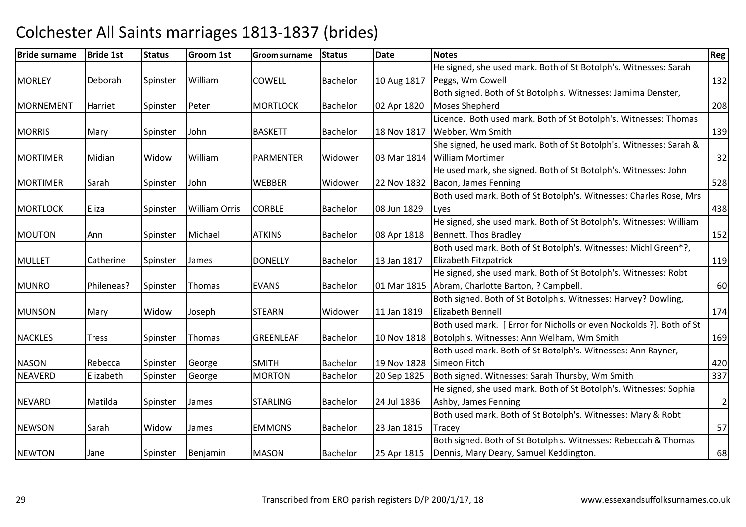# Colchester All Saints marriages 1813-1837 (brides)

| Bride surname | Bride 1st | Status | Groom 1st | Groom surname | Status | Date | Notes | Reg |
|---|---|---|---|---|---|---|---|---|
| MORLEY | Deborah | Spinster | William | COWELL | Bachelor | 10 Aug 1817 | He signed, she used mark. Both of St Botolph's. Witnesses: Sarah Peggs, Wm Cowell | 132 |
| MORNEMENT | Harriet | Spinster | Peter | MORTLOCK | Bachelor | 02 Apr 1820 | Both signed. Both of St Botolph's. Witnesses: Jamima Denster, Moses Shepherd | 208 |
| MORRIS | Mary | Spinster | John | BASKETT | Bachelor | 18 Nov 1817 | Licence. Both used mark. Both of St Botolph's. Witnesses: Thomas Webber, Wm Smith | 139 |
| MORTIMER | Midian | Widow | William | PARMENTER | Widower | 03 Mar 1814 | She signed, he used mark. Both of St Botolph's. Witnesses: Sarah & William Mortimer | 32 |
| MORTIMER | Sarah | Spinster | John | WEBBER | Widower | 22 Nov 1832 | He used mark, she signed. Both of St Botolph's. Witnesses: John Bacon, James Fenning | 528 |
| MORTLOCK | Eliza | Spinster | William Orris | CORBLE | Bachelor | 08 Jun 1829 | Both used mark. Both of St Botolph's. Witnesses: Charles Rose, Mrs Lyes | 438 |
| MOUTON | Ann | Spinster | Michael | ATKINS | Bachelor | 08 Apr 1818 | He signed, she used mark. Both of St Botolph's. Witnesses: William Bennett, Thos Bradley | 152 |
| MULLET | Catherine | Spinster | James | DONELLY | Bachelor | 13 Jan 1817 | Both used mark. Both of St Botolph's. Witnesses: Michl Green*?, Elizabeth Fitzpatrick | 119 |
| MUNRO | Phileneas? | Spinster | Thomas | EVANS | Bachelor | 01 Mar 1815 | He signed, she used mark. Both of St Botolph's. Witnesses: Robt Abram, Charlotte Barton, ? Campbell. | 60 |
| MUNSON | Mary | Widow | Joseph | STEARN | Widower | 11 Jan 1819 | Both signed. Both of St Botolph's. Witnesses: Harvey? Dowling, Elizabeth Bennell | 174 |
| NACKLES | Tress | Spinster | Thomas | GREENLEAF | Bachelor | 10 Nov 1818 | Both used mark. [ Error for Nicholls or even Nockolds ?]. Both of St Botolph's. Witnesses: Ann Welham, Wm Smith | 169 |
| NASON | Rebecca | Spinster | George | SMITH | Bachelor | 19 Nov 1828 | Both used mark. Both of St Botolph's. Witnesses: Ann Rayner, Simeon Fitch | 420 |
| NEAVERD | Elizabeth | Spinster | George | MORTON | Bachelor | 20 Sep 1825 | Both signed. Witnesses: Sarah Thursby, Wm Smith | 337 |
| NEVARD | Matilda | Spinster | James | STARLING | Bachelor | 24 Jul 1836 | He signed, she used mark. Both of St Botolph's. Witnesses: Sophia Ashby, James Fenning | 2 |
| NEWSON | Sarah | Widow | James | EMMONS | Bachelor | 23 Jan 1815 | Both used mark. Both of St Botolph's. Witnesses: Mary & Robt Tracey | 57 |
| NEWTON | Jane | Spinster | Benjamin | MASON | Bachelor | 25 Apr 1815 | Both signed. Both of St Botolph's. Witnesses: Rebeccah & Thomas Dennis, Mary Deary, Samuel Keddington. | 68 |

Transcribed from ERO parish registers D/P 200/1/17, 18 www.essexandsuffolksurnames.co.uk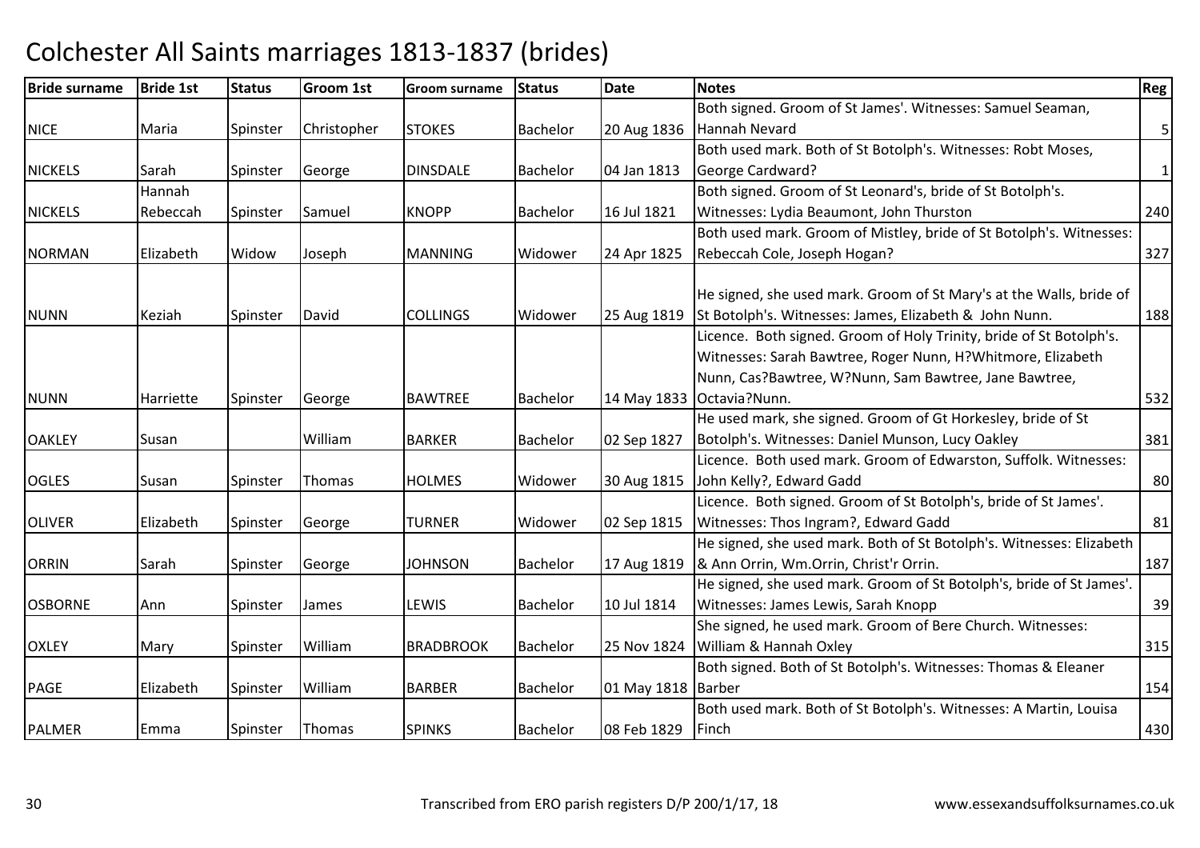# Colchester All Saints marriages 1813-1837 (brides)

| Bride surname | Bride 1st | Status | Groom 1st | Groom surname | Status | Date | Notes | Reg |
|---|---|---|---|---|---|---|---|---|
| NICE | Maria | Spinster | Christopher | STOKES | Bachelor | 20 Aug 1836 | Both signed. Groom of St James'. Witnesses: Samuel Seaman, Hannah Nevard | 5 |
| NICKELS | Sarah | Spinster | George | DINSDALE | Bachelor | 04 Jan 1813 | Both used mark. Both of St Botolph's. Witnesses: Robt Moses, George Cardward? | 1 |
| NICKELS | Hannah Rebeccah | Spinster | Samuel | KNOPP | Bachelor | 16 Jul 1821 | Both signed. Groom of St Leonard's, bride of St Botolph's. Witnesses: Lydia Beaumont, John Thurston | 240 |
| NORMAN | Elizabeth | Widow | Joseph | MANNING | Widower | 24 Apr 1825 | Both used mark. Groom of Mistley, bride of St Botolph's. Witnesses: Rebeccah Cole, Joseph Hogan? | 327 |
| NUNN | Keziah | Spinster | David | COLLINGS | Widower | 25 Aug 1819 | He signed, she used mark. Groom of St Mary's at the Walls, bride of St Botolph's. Witnesses: James, Elizabeth & John Nunn. | 188 |
| NUNN | Harriette | Spinster | George | BAWTREE | Bachelor | 14 May 1833 | Licence. Both signed. Groom of Holy Trinity, bride of St Botolph's. Witnesses: Sarah Bawtree, Roger Nunn, H?Whitmore, Elizabeth Nunn, Cas?Bawtree, W?Nunn, Sam Bawtree, Jane Bawtree, Octavia?Nunn. | 532 |
| OAKLEY | Susan | | William | BARKER | Bachelor | 02 Sep 1827 | He used mark, she signed. Groom of Gt Horkesley, bride of St Botolph's. Witnesses: Daniel Munson, Lucy Oakley | 381 |
| OGLES | Susan | Spinster | Thomas | HOLMES | Widower | 30 Aug 1815 | Licence. Both used mark. Groom of Edwarston, Suffolk. Witnesses: John Kelly?, Edward Gadd | 80 |
| OLIVER | Elizabeth | Spinster | George | TURNER | Widower | 02 Sep 1815 | Licence. Both signed. Groom of St Botolph's, bride of St James'. Witnesses: Thos Ingram?, Edward Gadd | 81 |
| ORRIN | Sarah | Spinster | George | JOHNSON | Bachelor | 17 Aug 1819 | He signed, she used mark. Both of St Botolph's. Witnesses: Elizabeth & Ann Orrin, Wm.Orrin, Christ'r Orrin. | 187 |
| OSBORNE | Ann | Spinster | James | LEWIS | Bachelor | 10 Jul 1814 | He signed, she used mark. Groom of St Botolph's, bride of St James'. Witnesses: James Lewis, Sarah Knopp | 39 |
| OXLEY | Mary | Spinster | William | BRADBROOK | Bachelor | 25 Nov 1824 | She signed, he used mark. Groom of Bere Church. Witnesses: William & Hannah Oxley | 315 |
| PAGE | Elizabeth | Spinster | William | BARBER | Bachelor | 01 May 1818 | Both signed. Both of St Botolph's. Witnesses: Thomas & Eleaner Barber | 154 |
| PALMER | Emma | Spinster | Thomas | SPINKS | Bachelor | 08 Feb 1829 | Both used mark. Both of St Botolph's. Witnesses: A Martin, Louisa Finch | 430 |

Transcribed from ERO parish registers D/P 200/1/17, 18 www.essexandsuffolksurnames.co.uk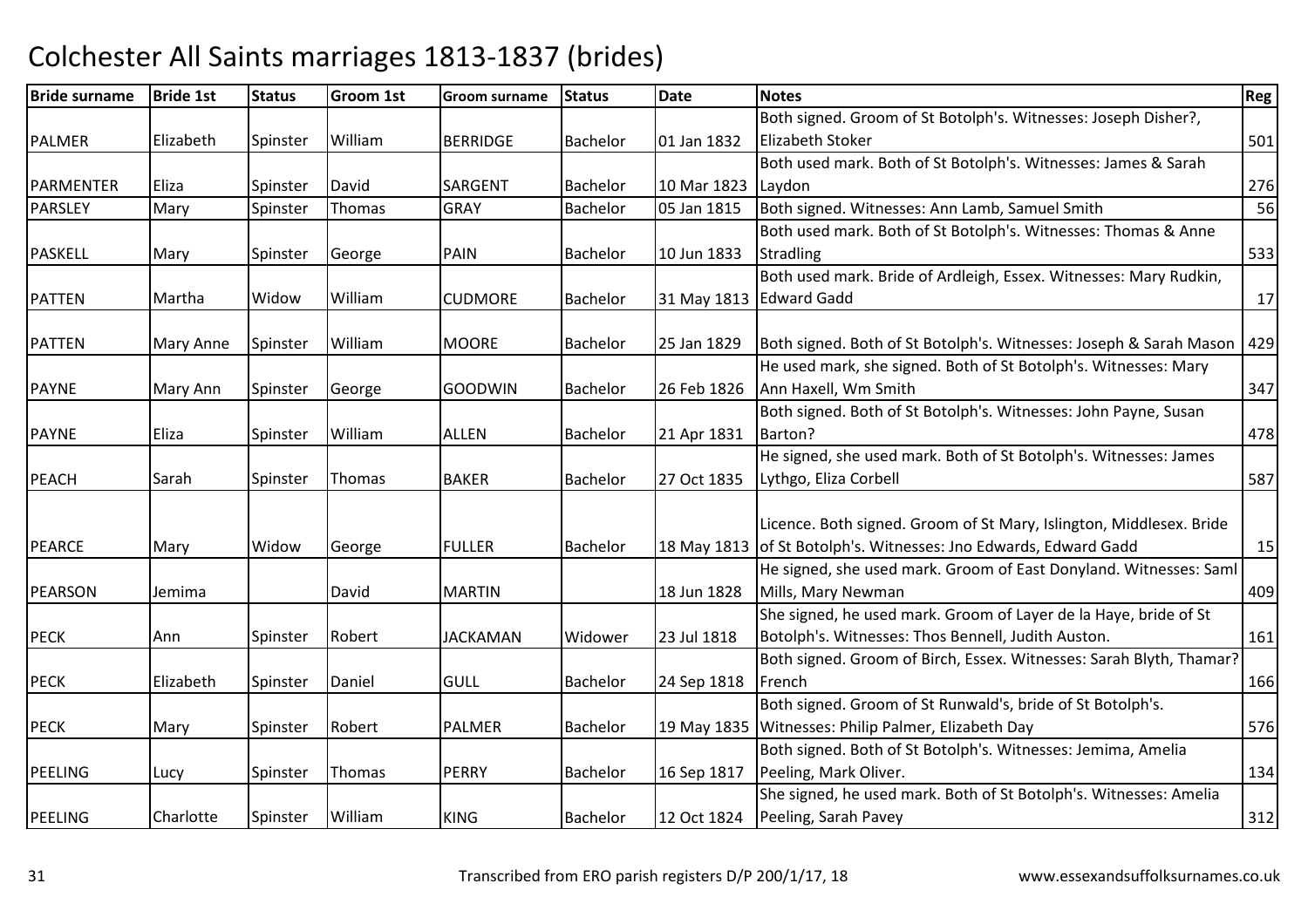# Colchester All Saints marriages 1813-1837 (brides)

| Bride surname | Bride 1st | Status | Groom 1st | Groom surname | Status | Date | Notes | Reg |
|---|---|---|---|---|---|---|---|---|
| PALMER | Elizabeth | Spinster | William | BERRIDGE | Bachelor | 01 Jan 1832 | Both signed. Groom of St Botolph's. Witnesses: Joseph Disher?, Elizabeth Stoker | 501 |
| PARMENTER | Eliza | Spinster | David | SARGENT | Bachelor | 10 Mar 1823 | Both used mark. Both of St Botolph's. Witnesses: James & Sarah Laydon | 276 |
| PARSLEY | Mary | Spinster | Thomas | GRAY | Bachelor | 05 Jan 1815 | Both signed. Witnesses: Ann Lamb, Samuel Smith | 56 |
| PASKELL | Mary | Spinster | George | PAIN | Bachelor | 10 Jun 1833 | Both used mark. Both of St Botolph's. Witnesses: Thomas & Anne Stradling | 533 |
| PATTEN | Martha | Widow | William | CUDMORE | Bachelor | 31 May 1813 | Both used mark. Bride of Ardleigh, Essex. Witnesses: Mary Rudkin, Edward Gadd | 17 |
| PATTEN | Mary Anne | Spinster | William | MOORE | Bachelor | 25 Jan 1829 | Both signed. Both of St Botolph's. Witnesses: Joseph & Sarah Mason | 429 |
| PAYNE | Mary Ann | Spinster | George | GOODWIN | Bachelor | 26 Feb 1826 | He used mark, she signed. Both of St Botolph's. Witnesses: Mary Ann Haxell, Wm Smith | 347 |
| PAYNE | Eliza | Spinster | William | ALLEN | Bachelor | 21 Apr 1831 | Both signed. Both of St Botolph's. Witnesses: John Payne, Susan Barton? | 478 |
| PEACH | Sarah | Spinster | Thomas | BAKER | Bachelor | 27 Oct 1835 | He signed, she used mark. Both of St Botolph's. Witnesses: James Lythgo, Eliza Corbell | 587 |
| PEARCE | Mary | Widow | George | FULLER | Bachelor | 18 May 1813 | Licence. Both signed. Groom of St Mary, Islington, Middlesex. Bride of St Botolph's. Witnesses: Jno Edwards, Edward Gadd | 15 |
| PEARSON | Jemima | | David | MARTIN | | 18 Jun 1828 | He signed, she used mark. Groom of East Donyland. Witnesses: Saml Mills, Mary Newman | 409 |
| PECK | Ann | Spinster | Robert | JACKAMAN | Widower | 23 Jul 1818 | She signed, he used mark. Groom of Layer de la Haye, bride of St Botolph's. Witnesses: Thos Bennell, Judith Auston. | 161 |
| PECK | Elizabeth | Spinster | Daniel | GULL | Bachelor | 24 Sep 1818 | Both signed. Groom of Birch, Essex. Witnesses: Sarah Blyth, Thamar? French | 166 |
| PECK | Mary | Spinster | Robert | PALMER | Bachelor | 19 May 1835 | Both signed. Groom of St Runwald's, bride of St Botolph's. Witnesses: Philip Palmer, Elizabeth Day | 576 |
| PEELING | Lucy | Spinster | Thomas | PERRY | Bachelor | 16 Sep 1817 | Both signed. Both of St Botolph's. Witnesses: Jemima, Amelia Peeling, Mark Oliver. | 134 |
| PEELING | Charlotte | Spinster | William | KING | Bachelor | 12 Oct 1824 | She signed, he used mark. Both of St Botolph's. Witnesses: Amelia Peeling, Sarah Pavey | 312 |

Transcribed from ERO parish registers D/P 200/1/17, 18

www.essexandsuffolksurnames.co.uk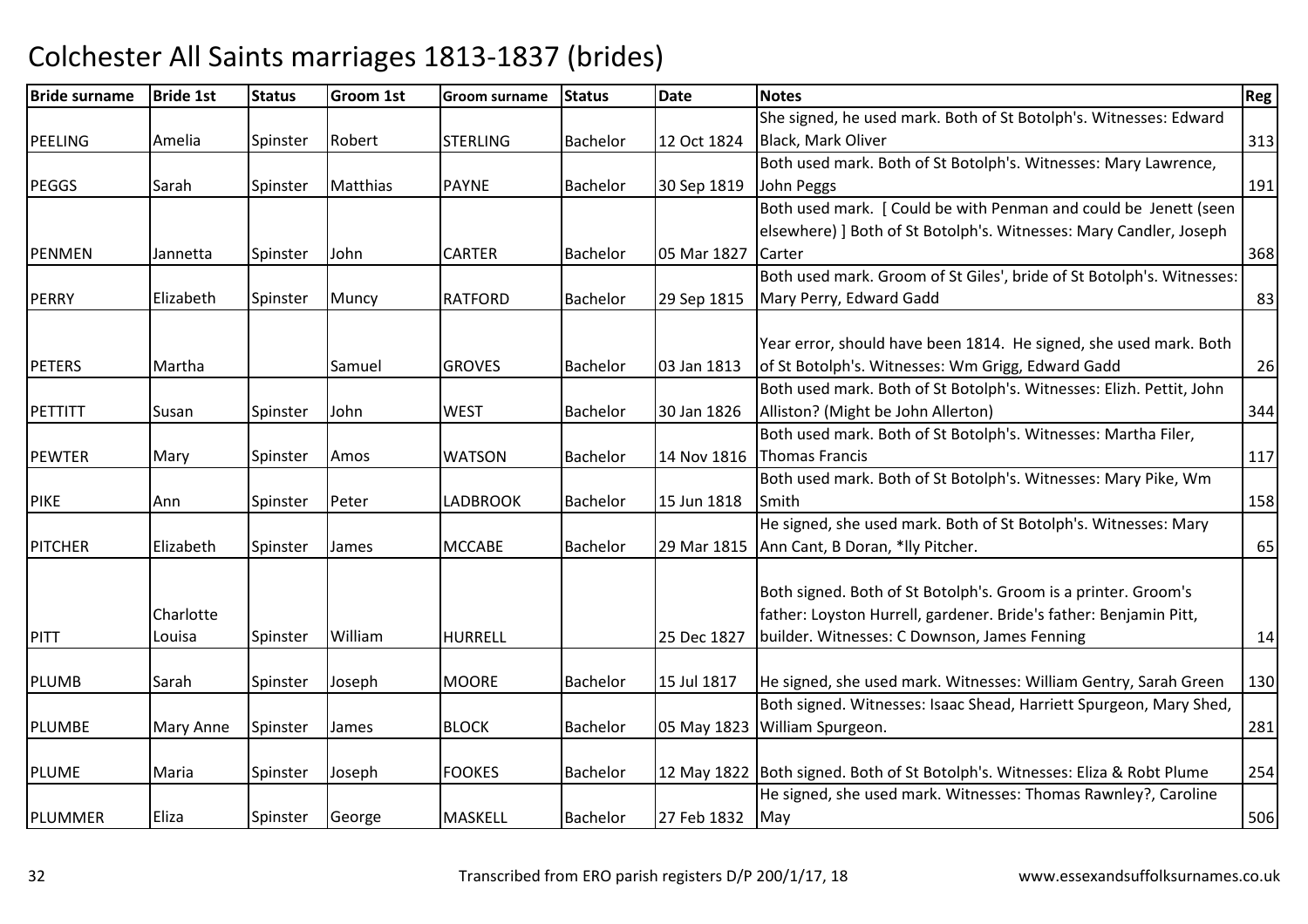# Colchester All Saints marriages 1813-1837 (brides)

| Bride surname | Bride 1st | Status | Groom 1st | Groom surname | Status | Date | Notes | Reg |
|---|---|---|---|---|---|---|---|---|
| PEELING | Amelia | Spinster | Robert | STERLING | Bachelor | 12 Oct 1824 | She signed, he used mark. Both of St Botolph's. Witnesses: Edward Black, Mark Oliver | 313 |
| PEGGS | Sarah | Spinster | Matthias | PAYNE | Bachelor | 30 Sep 1819 | Both used mark. Both of St Botolph's. Witnesses: Mary Lawrence, John Peggs | 191 |
| PENMEN | Jannetta | Spinster | John | CARTER | Bachelor | 05 Mar 1827 | Both used mark. [ Could be with Penman and could be Jenett (seen elsewhere) ] Both of St Botolph's. Witnesses: Mary Candler, Joseph Carter | 368 |
| PERRY | Elizabeth | Spinster | Muncy | RATFORD | Bachelor | 29 Sep 1815 | Both used mark. Groom of St Giles', bride of St Botolph's. Witnesses: Mary Perry, Edward Gadd | 83 |
| PETERS | Martha | | Samuel | GROVES | Bachelor | 03 Jan 1813 | Year error, should have been 1814. He signed, she used mark. Both of St Botolph's. Witnesses: Wm Grigg, Edward Gadd | 26 |
| PETTITT | Susan | Spinster | John | WEST | Bachelor | 30 Jan 1826 | Both used mark. Both of St Botolph's. Witnesses: Elizh. Pettit, John Alliston? (Might be John Allerton) | 344 |
| PEWTER | Mary | Spinster | Amos | WATSON | Bachelor | 14 Nov 1816 | Both used mark. Both of St Botolph's. Witnesses: Martha Filer, Thomas Francis | 117 |
| PIKE | Ann | Spinster | Peter | LADBROOK | Bachelor | 15 Jun 1818 | Both used mark. Both of St Botolph's. Witnesses: Mary Pike, Wm Smith | 158 |
| PITCHER | Elizabeth | Spinster | James | MCCABE | Bachelor | 29 Mar 1815 | He signed, she used mark. Both of St Botolph's. Witnesses: Mary Ann Cant, B Doran, *lly Pitcher. | 65 |
| PITT | Charlotte Louisa | Spinster | William | HURRELL | | 25 Dec 1827 | Both signed. Both of St Botolph's. Groom is a printer. Groom's father: Loyston Hurrell, gardener. Bride's father: Benjamin Pitt, builder. Witnesses: C Downson, James Fenning | 14 |
| PLUMB | Sarah | Spinster | Joseph | MOORE | Bachelor | 15 Jul 1817 | He signed, she used mark. Witnesses: William Gentry, Sarah Green | 130 |
| PLUMBE | Mary Anne | Spinster | James | BLOCK | Bachelor | 05 May 1823 | Both signed. Witnesses: Isaac Shead, Harriett Spurgeon, Mary Shed, William Spurgeon. | 281 |
| PLUME | Maria | Spinster | Joseph | FOOKES | Bachelor | 12 May 1822 | Both signed. Both of St Botolph's. Witnesses: Eliza & Robt Plume | 254 |
| PLUMMER | Eliza | Spinster | George | MASKELL | Bachelor | 27 Feb 1832 | He signed, she used mark. Witnesses: Thomas Rawnley?, Caroline May | 506 |

Transcribed from ERO parish registers D/P 200/1/17, 18 www.essexandsuffolksurnames.co.uk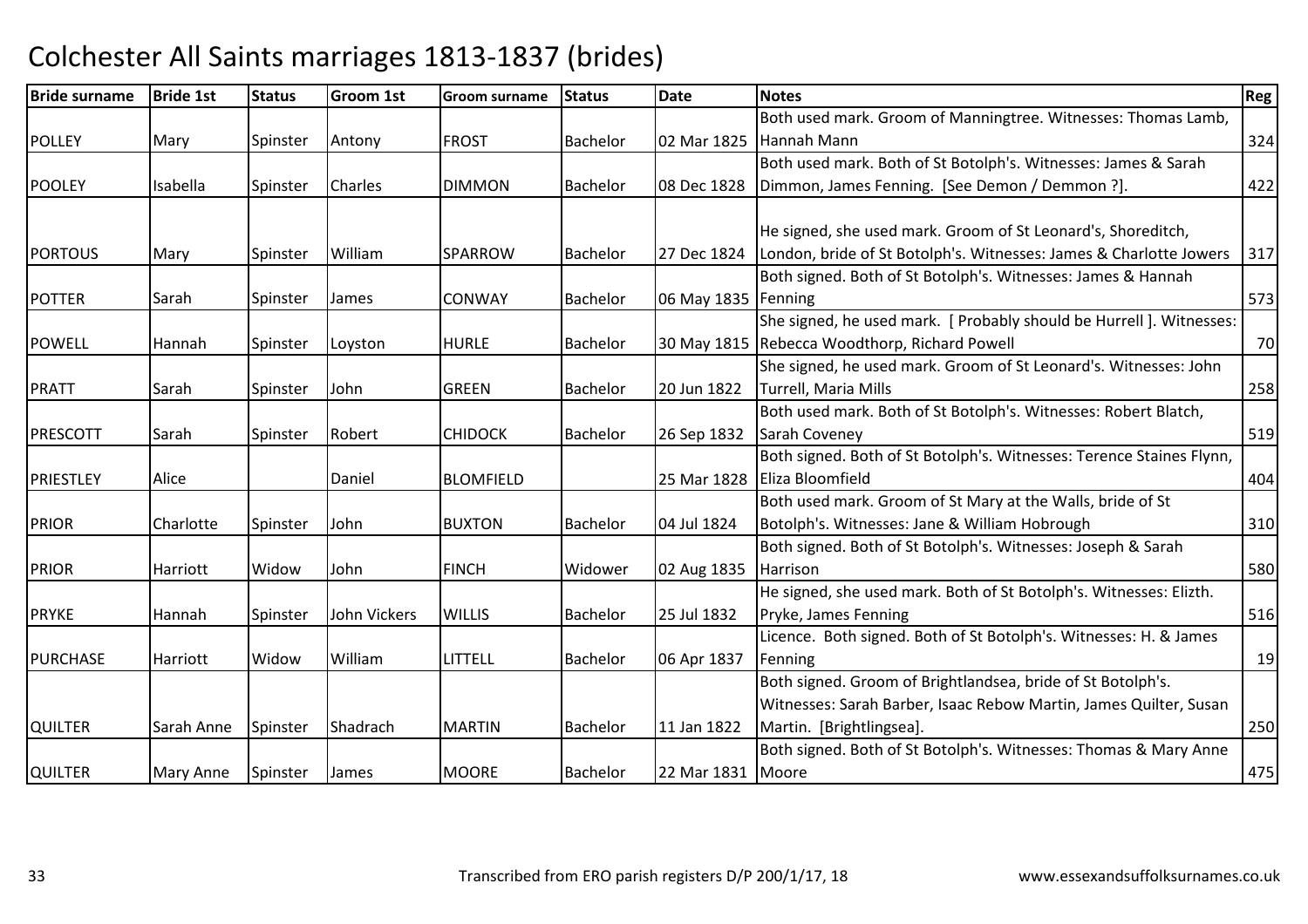# Colchester All Saints marriages 1813-1837 (brides)

| Bride surname | Bride 1st | Status | Groom 1st | Groom surname | Status | Date | Notes | Reg |
|---|---|---|---|---|---|---|---|---|
| POLLEY | Mary | Spinster | Antony | FROST | Bachelor | 02 Mar 1825 | Both used mark. Groom of Manningtree. Witnesses: Thomas Lamb, Hannah Mann | 324 |
| POOLEY | Isabella | Spinster | Charles | DIMMON | Bachelor | 08 Dec 1828 | Both used mark. Both of St Botolph's. Witnesses: James & Sarah Dimmon, James Fenning. [See Demon / Demmon ?]. | 422 |
| PORTOUS | Mary | Spinster | William | SPARROW | Bachelor | 27 Dec 1824 | He signed, she used mark. Groom of St Leonard's, Shoreditch, London, bride of St Botolph's. Witnesses: James & Charlotte Jowers | 317 |
| POTTER | Sarah | Spinster | James | CONWAY | Bachelor | 06 May 1835 | Both signed. Both of St Botolph's. Witnesses: James & Hannah Fenning | 573 |
| POWELL | Hannah | Spinster | Loyston | HURLE | Bachelor | 30 May 1815 | She signed, he used mark. [ Probably should be Hurrell ]. Witnesses: Rebecca Woodthorp, Richard Powell | 70 |
| PRATT | Sarah | Spinster | John | GREEN | Bachelor | 20 Jun 1822 | She signed, he used mark. Groom of St Leonard's. Witnesses: John Turrell, Maria Mills | 258 |
| PRESCOTT | Sarah | Spinster | Robert | CHIDOCK | Bachelor | 26 Sep 1832 | Both used mark. Both of St Botolph's. Witnesses: Robert Blatch, Sarah Coveney | 519 |
| PRIESTLEY | Alice | | Daniel | BLOMFIELD | | 25 Mar 1828 | Both signed. Both of St Botolph's. Witnesses: Terence Staines Flynn, Eliza Bloomfield | 404 |
| PRIOR | Charlotte | Spinster | John | BUXTON | Bachelor | 04 Jul 1824 | Both used mark. Groom of St Mary at the Walls, bride of St Botolph's. Witnesses: Jane & William Hobrough | 310 |
| PRIOR | Harriott | Widow | John | FINCH | Widower | 02 Aug 1835 | Both signed. Both of St Botolph's. Witnesses: Joseph & Sarah Harrison | 580 |
| PRYKE | Hannah | Spinster | John Vickers | WILLIS | Bachelor | 25 Jul 1832 | He signed, she used mark. Both of St Botolph's. Witnesses: Elizth. Pryke, James Fenning | 516 |
| PURCHASE | Harriott | Widow | William | LITTELL | Bachelor | 06 Apr 1837 | Licence. Both signed. Both of St Botolph's. Witnesses: H. & James Fenning | 19 |
| QUILTER | Sarah Anne | Spinster | Shadrach | MARTIN | Bachelor | 11 Jan 1822 | Both signed. Groom of Brightlandsea, bride of St Botolph's. Witnesses: Sarah Barber, Isaac Rebow Martin, James Quilter, Susan Martin. [Brightlingsea]. | 250 |
| QUILTER | Mary Anne | Spinster | James | MOORE | Bachelor | 22 Mar 1831 | Both signed. Both of St Botolph's. Witnesses: Thomas & Mary Anne Moore | 475 |

Transcribed from ERO parish registers D/P 200/1/17, 18 www.essexandsuffolksurnames.co.uk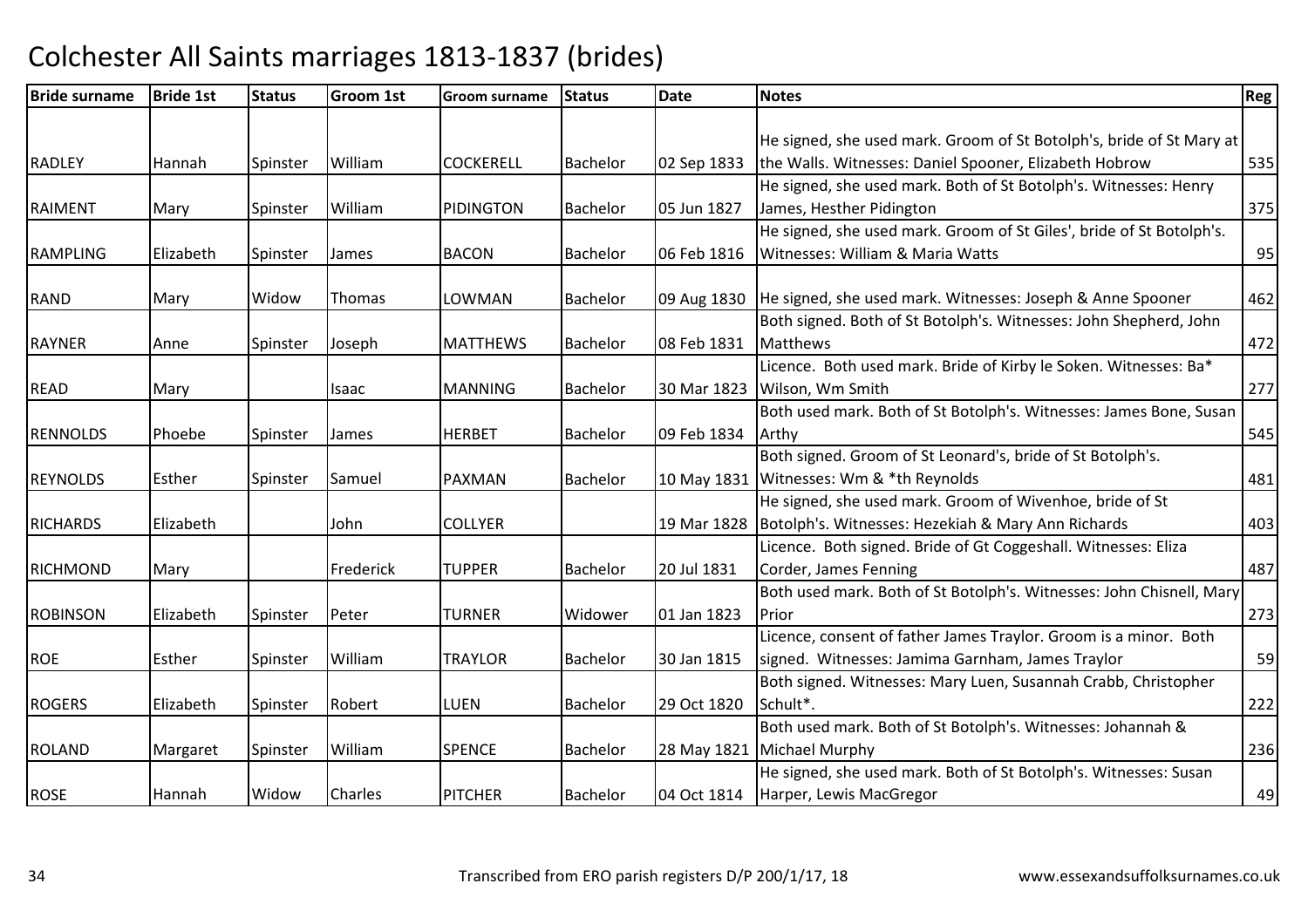# Colchester All Saints marriages 1813-1837 (brides)

| Bride surname | Bride 1st | Status | Groom 1st | Groom surname | Status | Date | Notes | Reg |
|---|---|---|---|---|---|---|---|---|
| RADLEY | Hannah | Spinster | William | COCKERELL | Bachelor | 02 Sep 1833 | He signed, she used mark. Groom of St Botolph's, bride of St Mary at the Walls. Witnesses: Daniel Spooner, Elizabeth Hobrow | 535 |
| RAIMENT | Mary | Spinster | William | PIDINGTON | Bachelor | 05 Jun 1827 | He signed, she used mark. Both of St Botolph's. Witnesses: Henry James, Hesther Pidington | 375 |
| RAMPLING | Elizabeth | Spinster | James | BACON | Bachelor | 06 Feb 1816 | He signed, she used mark. Groom of St Giles', bride of St Botolph's. Witnesses: William & Maria Watts | 95 |
| RAND | Mary | Widow | Thomas | LOWMAN | Bachelor | 09 Aug 1830 | He signed, she used mark. Witnesses: Joseph & Anne Spooner | 462 |
| RAYNER | Anne | Spinster | Joseph | MATTHEWS | Bachelor | 08 Feb 1831 | Both signed. Both of St Botolph's. Witnesses: John Shepherd, John Matthews | 472 |
| READ | Mary | | Isaac | MANNING | Bachelor | 30 Mar 1823 | Licence. Both used mark. Bride of Kirby le Soken. Witnesses: Ba* Wilson, Wm Smith | 277 |
| RENNOLDS | Phoebe | Spinster | James | HERBET | Bachelor | 09 Feb 1834 | Both used mark. Both of St Botolph's. Witnesses: James Bone, Susan Arthy | 545 |
| REYNOLDS | Esther | Spinster | Samuel | PAXMAN | Bachelor | 10 May 1831 | Both signed. Groom of St Leonard's, bride of St Botolph's. Witnesses: Wm & *th Reynolds | 481 |
| RICHARDS | Elizabeth | | John | COLLYER | | 19 Mar 1828 | He signed, she used mark. Groom of Wivenhoe, bride of St Botolph's. Witnesses: Hezekiah & Mary Ann Richards | 403 |
| RICHMOND | Mary | | Frederick | TUPPER | Bachelor | 20 Jul 1831 | Licence. Both signed. Bride of Gt Coggeshall. Witnesses: Eliza Corder, James Fenning | 487 |
| ROBINSON | Elizabeth | Spinster | Peter | TURNER | Widower | 01 Jan 1823 | Both used mark. Both of St Botolph's. Witnesses: John Chisnell, Mary Prior | 273 |
| ROE | Esther | Spinster | William | TRAYLOR | Bachelor | 30 Jan 1815 | Licence, consent of father James Traylor. Groom is a minor. Both signed. Witnesses: Jamima Garnham, James Traylor | 59 |
| ROGERS | Elizabeth | Spinster | Robert | LUEN | Bachelor | 29 Oct 1820 | Both signed. Witnesses: Mary Luen, Susannah Crabb, Christopher Schult*. | 222 |
| ROLAND | Margaret | Spinster | William | SPENCE | Bachelor | 28 May 1821 | Both used mark. Both of St Botolph's. Witnesses: Johannah & Michael Murphy | 236 |
| ROSE | Hannah | Widow | Charles | PITCHER | Bachelor | 04 Oct 1814 | He signed, she used mark. Both of St Botolph's. Witnesses: Susan Harper, Lewis MacGregor | 49 |

Transcribed from ERO parish registers D/P 200/1/17, 18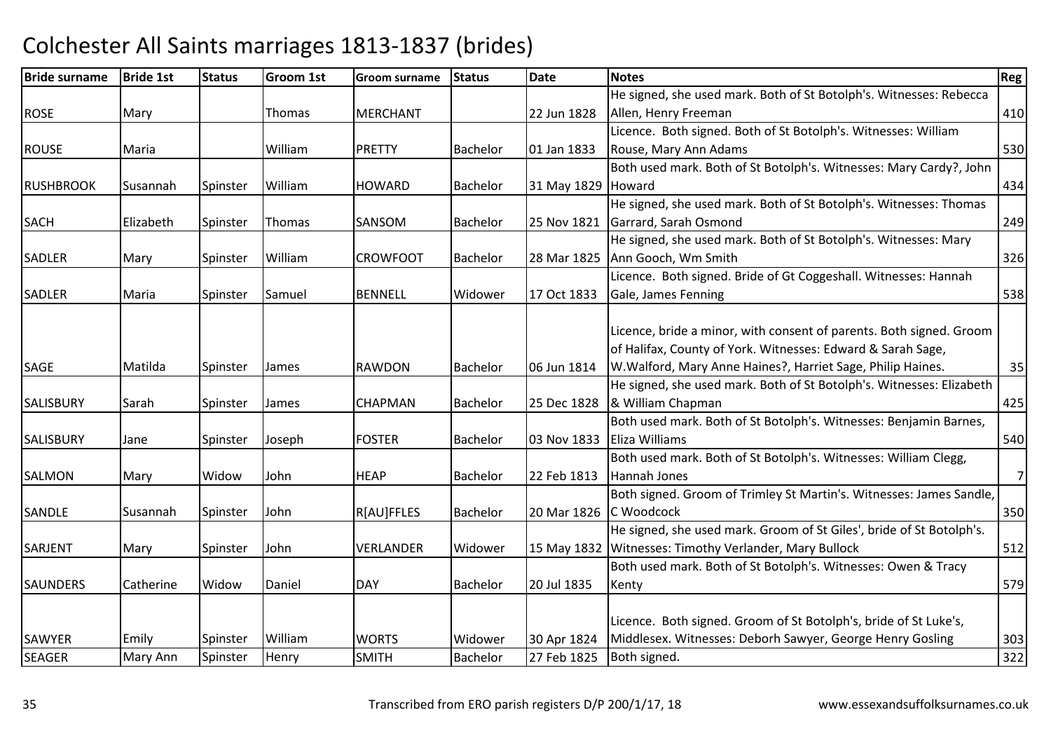# Colchester All Saints marriages 1813-1837 (brides)

| Bride surname | Bride 1st | Status | Groom 1st | Groom surname | Status | Date | Notes | Reg |
|---|---|---|---|---|---|---|---|---|
| ROSE | Mary | | Thomas | MERCHANT | | 22 Jun 1828 | He signed, she used mark. Both of St Botolph's. Witnesses: Rebecca Allen, Henry Freeman | 410 |
| ROUSE | Maria | | William | PRETTY | Bachelor | 01 Jan 1833 | Licence. Both signed. Both of St Botolph's. Witnesses: William Rouse, Mary Ann Adams | 530 |
| RUSHBROOK | Susannah | Spinster | William | HOWARD | Bachelor | 31 May 1829 | Both used mark. Both of St Botolph's. Witnesses: Mary Cardy?, John Howard | 434 |
| SACH | Elizabeth | Spinster | Thomas | SANSOM | Bachelor | 25 Nov 1821 | He signed, she used mark. Both of St Botolph's. Witnesses: Thomas Garrard, Sarah Osmond | 249 |
| SADLER | Mary | Spinster | William | CROWFOOT | Bachelor | 28 Mar 1825 | He signed, she used mark. Both of St Botolph's. Witnesses: Mary Ann Gooch, Wm Smith | 326 |
| SADLER | Maria | Spinster | Samuel | BENNELL | Widower | 17 Oct 1833 | Licence. Both signed. Bride of Gt Coggeshall. Witnesses: Hannah Gale, James Fenning | 538 |
| SAGE | Matilda | Spinster | James | RAWDON | Bachelor | 06 Jun 1814 | Licence, bride a minor, with consent of parents. Both signed. Groom of Halifax, County of York. Witnesses: Edward & Sarah Sage, W.Walford, Mary Anne Haines?, Harriet Sage, Philip Haines. | 35 |
| SALISBURY | Sarah | Spinster | James | CHAPMAN | Bachelor | 25 Dec 1828 | He signed, she used mark. Both of St Botolph's. Witnesses: Elizabeth & William Chapman | 425 |
| SALISBURY | Jane | Spinster | Joseph | FOSTER | Bachelor | 03 Nov 1833 | Both used mark. Both of St Botolph's. Witnesses: Benjamin Barnes, Eliza Williams | 540 |
| SALMON | Mary | Widow | John | HEAP | Bachelor | 22 Feb 1813 | Both used mark. Both of St Botolph's. Witnesses: William Clegg, Hannah Jones | 7 |
| SANDLE | Susannah | Spinster | John | R[AU]FFLES | Bachelor | 20 Mar 1826 | Both signed. Groom of Trimley St Martin's. Witnesses: James Sandle, C Woodcock | 350 |
| SARJENT | Mary | Spinster | John | VERLANDER | Widower | 15 May 1832 | He signed, she used mark. Groom of St Giles', bride of St Botolph's. Witnesses: Timothy Verlander, Mary Bullock | 512 |
| SAUNDERS | Catherine | Widow | Daniel | DAY | Bachelor | 20 Jul 1835 | Both used mark. Both of St Botolph's. Witnesses: Owen & Tracy Kenty | 579 |
| SAWYER | Emily | Spinster | William | WORTS | Widower | 30 Apr 1824 | Licence. Both signed. Groom of St Botolph's, bride of St Luke's, Middlesex. Witnesses: Deborh Sawyer, George Henry Gosling | 303 |
| SEAGER | Mary Ann | Spinster | Henry | SMITH | Bachelor | 27 Feb 1825 | Both signed. | 322 |

Transcribed from ERO parish registers D/P 200/1/17, 18 www.essexandsuffolksurnames.co.uk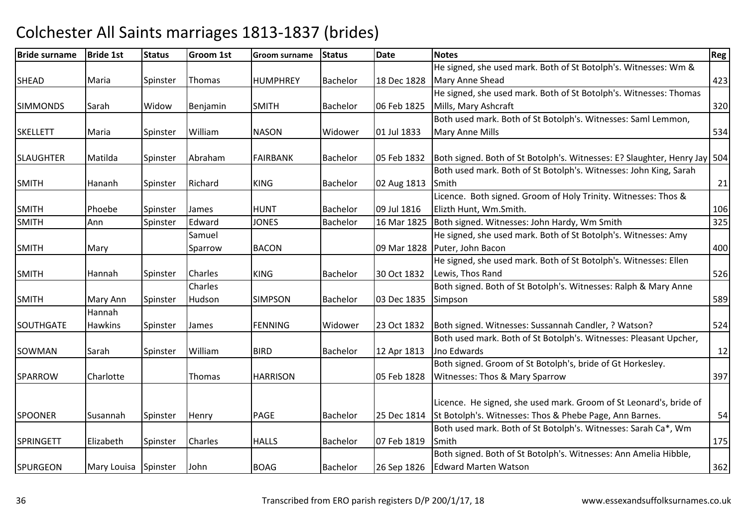# Colchester All Saints marriages 1813-1837 (brides)

| Bride surname | Bride 1st | Status | Groom 1st | Groom surname | Status | Date | Notes | Reg |
|---|---|---|---|---|---|---|---|---|
| SHEAD | Maria | Spinster | Thomas | HUMPHREY | Bachelor | 18 Dec 1828 | He signed, she used mark. Both of St Botolph's. Witnesses: Wm & Mary Anne Shead | 423 |
| SIMMONDS | Sarah | Widow | Benjamin | SMITH | Bachelor | 06 Feb 1825 | He signed, she used mark. Both of St Botolph's. Witnesses: Thomas Mills, Mary Ashcraft | 320 |
| SKELLETT | Maria | Spinster | William | NASON | Widower | 01 Jul 1833 | Both used mark. Both of St Botolph's. Witnesses: Saml Lemmon, Mary Anne Mills | 534 |
| SLAUGHTER | Matilda | Spinster | Abraham | FAIRBANK | Bachelor | 05 Feb 1832 | Both signed. Both of St Botolph's. Witnesses: E? Slaughter, Henry Jay | 504 |
| SMITH | Hananh | Spinster | Richard | KING | Bachelor | 02 Aug 1813 | Both used mark. Both of St Botolph's. Witnesses: John King, Sarah Smith | 21 |
| SMITH | Phoebe | Spinster | James | HUNT | Bachelor | 09 Jul 1816 | Licence. Both signed. Groom of Holy Trinity. Witnesses: Thos & Elizth Hunt, Wm.Smith. | 106 |
| SMITH | Ann | Spinster | Edward | JONES | Bachelor | 16 Mar 1825 | Both signed. Witnesses: John Hardy, Wm Smith | 325 |
| SMITH | Mary | | Samuel Sparrow | BACON | | 09 Mar 1828 | He signed, she used mark. Both of St Botolph's. Witnesses: Amy Puter, John Bacon | 400 |
| SMITH | Hannah | Spinster | Charles | KING | Bachelor | 30 Oct 1832 | He signed, she used mark. Both of St Botolph's. Witnesses: Ellen Lewis, Thos Rand | 526 |
| SMITH | Mary Ann | Spinster | Charles Hudson | SIMPSON | Bachelor | 03 Dec 1835 | Both signed. Both of St Botolph's. Witnesses: Ralph & Mary Anne Simpson | 589 |
| SOUTHGATE | Hannah Hawkins | Spinster | James | FENNING | Widower | 23 Oct 1832 | Both signed. Witnesses: Sussannah Candler, ? Watson? | 524 |
| SOWMAN | Sarah | Spinster | William | BIRD | Bachelor | 12 Apr 1813 | Both used mark. Both of St Botolph's. Witnesses: Pleasant Upcher, Jno Edwards | 12 |
| SPARROW | Charlotte | | Thomas | HARRISON | | 05 Feb 1828 | Both signed. Groom of St Botolph's, bride of Gt Horkesley. Witnesses: Thos & Mary Sparrow | 397 |
| SPOONER | Susannah | Spinster | Henry | PAGE | Bachelor | 25 Dec 1814 | Licence. He signed, she used mark. Groom of St Leonard's, bride of St Botolph's. Witnesses: Thos & Phebe Page, Ann Barnes. | 54 |
| SPRINGETT | Elizabeth | Spinster | Charles | HALLS | Bachelor | 07 Feb 1819 | Both used mark. Both of St Botolph's. Witnesses: Sarah Ca*, Wm Smith | 175 |
| SPURGEON | Mary Louisa | Spinster | John | BOAG | Bachelor | 26 Sep 1826 | Both signed. Both of St Botolph's. Witnesses: Ann Amelia Hibble, Edward Marten Watson | 362 |

Transcribed from ERO parish registers D/P 200/1/17, 18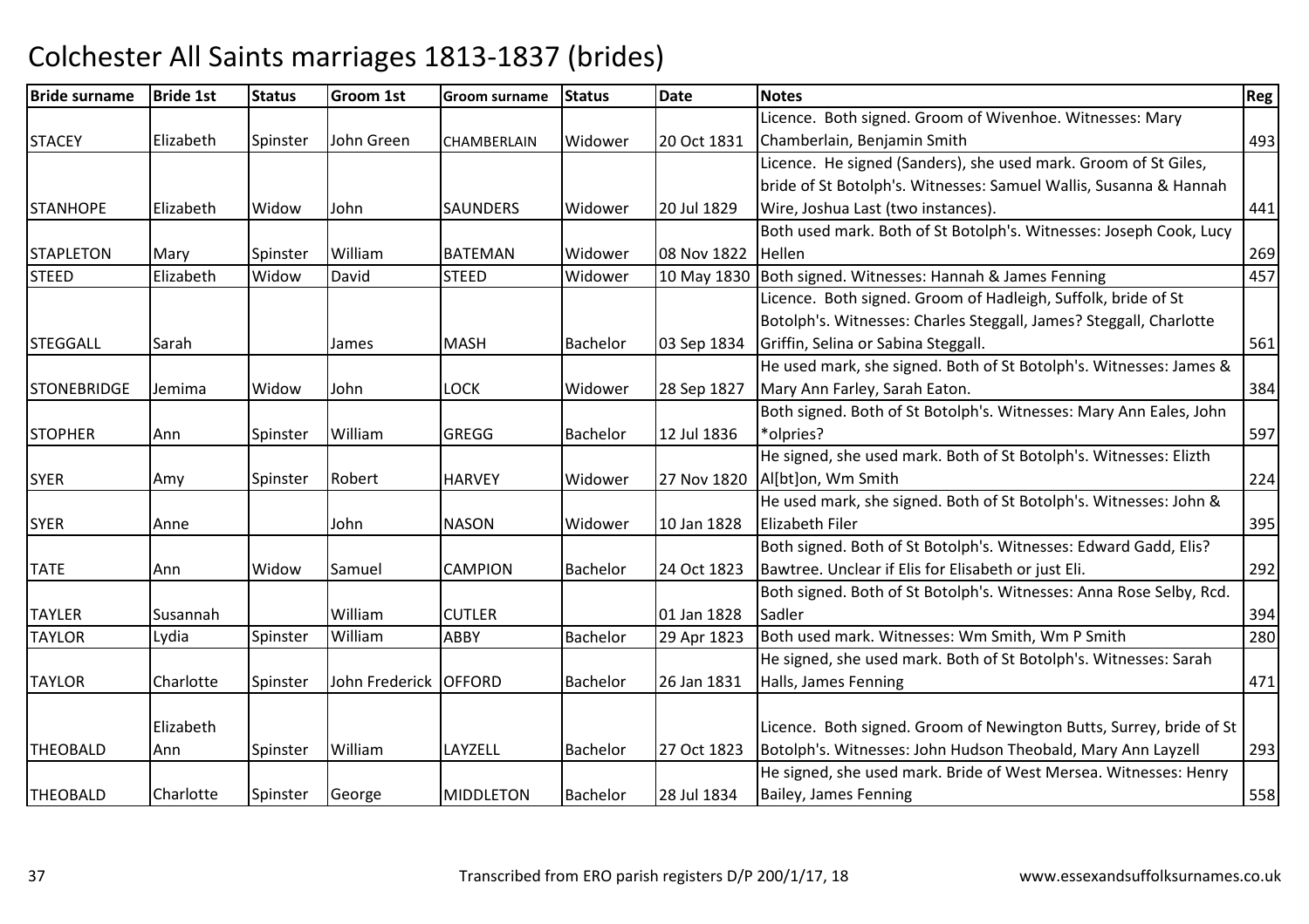# Colchester All Saints marriages 1813-1837 (brides)

| Bride surname | Bride 1st | Status | Groom 1st | Groom surname | Status | Date | Notes | Reg |
|---|---|---|---|---|---|---|---|---|
| STACEY | Elizabeth | Spinster | John Green | CHAMBERLAIN | Widower | 20 Oct 1831 | Licence. Both signed. Groom of Wivenhoe. Witnesses: Mary Chamberlain, Benjamin Smith | 493 |
| STANHOPE | Elizabeth | Widow | John | SAUNDERS | Widower | 20 Jul 1829 | Licence. He signed (Sanders), she used mark. Groom of St Giles, bride of St Botolph's. Witnesses: Samuel Wallis, Susanna & Hannah Wire, Joshua Last (two instances). | 441 |
| STAPLETON | Mary | Spinster | William | BATEMAN | Widower | 08 Nov 1822 | Both used mark. Both of St Botolph's. Witnesses: Joseph Cook, Lucy Hellen | 269 |
| STEED | Elizabeth | Widow | David | STEED | Widower | 10 May 1830 | Both signed. Witnesses: Hannah & James Fenning | 457 |
| STEGGALL | Sarah | | James | MASH | Bachelor | 03 Sep 1834 | Licence. Both signed. Groom of Hadleigh, Suffolk, bride of St Botolph's. Witnesses: Charles Steggall, James? Steggall, Charlotte Griffin, Selina or Sabina Steggall. | 561 |
| STONEBRIDGE | Jemima | Widow | John | LOCK | Widower | 28 Sep 1827 | He used mark, she signed. Both of St Botolph's. Witnesses: James & Mary Ann Farley, Sarah Eaton. | 384 |
| STOPHER | Ann | Spinster | William | GREGG | Bachelor | 12 Jul 1836 | Both signed. Both of St Botolph's. Witnesses: Mary Ann Eales, John *olpries? | 597 |
| SYER | Amy | Spinster | Robert | HARVEY | Widower | 27 Nov 1820 | He signed, she used mark. Both of St Botolph's. Witnesses: Elizth Al[bt]on, Wm Smith | 224 |
| SYER | Anne | | John | NASON | Widower | 10 Jan 1828 | He used mark, she signed. Both of St Botolph's. Witnesses: John & Elizabeth Filer | 395 |
| TATE | Ann | Widow | Samuel | CAMPION | Bachelor | 24 Oct 1823 | Both signed. Both of St Botolph's. Witnesses: Edward Gadd, Elis? Bawtree. Unclear if Elis for Elisabeth or just Eli. | 292 |
| TAYLER | Susannah | | William | CUTLER | | 01 Jan 1828 | Both signed. Both of St Botolph's. Witnesses: Anna Rose Selby, Rcd. Sadler | 394 |
| TAYLOR | Lydia | Spinster | William | ABBY | Bachelor | 29 Apr 1823 | Both used mark. Witnesses: Wm Smith, Wm P Smith | 280 |
| TAYLOR | Charlotte | Spinster | John Frederick | OFFORD | Bachelor | 26 Jan 1831 | He signed, she used mark. Both of St Botolph's. Witnesses: Sarah Halls, James Fenning | 471 |
| THEOBALD | Elizabeth Ann | Spinster | William | LAYZELL | Bachelor | 27 Oct 1823 | Licence. Both signed. Groom of Newington Butts, Surrey, bride of St Botolph's. Witnesses: John Hudson Theobald, Mary Ann Layzell | 293 |
| THEOBALD | Charlotte | Spinster | George | MIDDLETON | Bachelor | 28 Jul 1834 | He signed, she used mark. Bride of West Mersea. Witnesses: Henry Bailey, James Fenning | 558 |

Transcribed from ERO parish registers D/P 200/1/17, 18 www.essexandsuffolksurnames.co.uk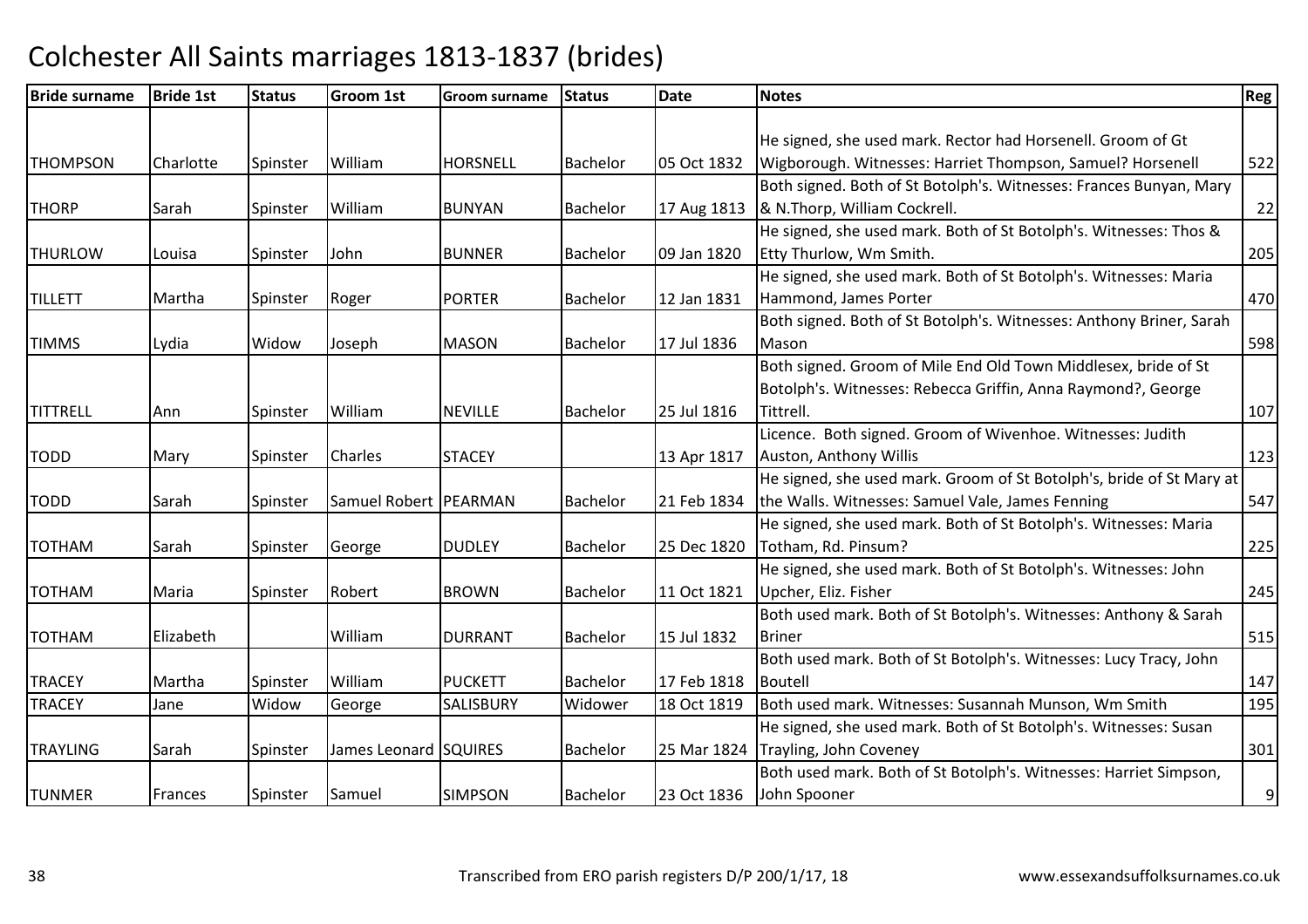# Colchester All Saints marriages 1813-1837 (brides)

| Bride surname | Bride 1st | Status | Groom 1st | Groom surname | Status | Date | Notes | Reg |
|---|---|---|---|---|---|---|---|---|
| THOMPSON | Charlotte | Spinster | William | HORSNELL | Bachelor | 05 Oct 1832 | He signed, she used mark. Rector had Horsenell. Groom of Gt Wigborough. Witnesses: Harriet Thompson, Samuel? Horsenell | 522 |
| THORP | Sarah | Spinster | William | BUNYAN | Bachelor | 17 Aug 1813 | Both signed. Both of St Botolph's. Witnesses: Frances Bunyan, Mary & N.Thorp, William Cockrell. | 22 |
| THURLOW | Louisa | Spinster | John | BUNNER | Bachelor | 09 Jan 1820 | He signed, she used mark. Both of St Botolph's. Witnesses: Thos & Etty Thurlow, Wm Smith. | 205 |
| TILLETT | Martha | Spinster | Roger | PORTER | Bachelor | 12 Jan 1831 | He signed, she used mark. Both of St Botolph's. Witnesses: Maria Hammond, James Porter | 470 |
| TIMMS | Lydia | Widow | Joseph | MASON | Bachelor | 17 Jul 1836 | Both signed. Both of St Botolph's. Witnesses: Anthony Briner, Sarah Mason | 598 |
| TITTRELL | Ann | Spinster | William | NEVILLE | Bachelor | 25 Jul 1816 | Both signed. Groom of Mile End Old Town Middlesex, bride of St Botolph's. Witnesses: Rebecca Griffin, Anna Raymond?, George Tittrell. | 107 |
| TODD | Mary | Spinster | Charles | STACEY | | 13 Apr 1817 | Licence. Both signed. Groom of Wivenhoe. Witnesses: Judith Auston, Anthony Willis | 123 |
| TODD | Sarah | Spinster | Samuel Robert | PEARMAN | Bachelor | 21 Feb 1834 | He signed, she used mark. Groom of St Botolph's, bride of St Mary at the Walls. Witnesses: Samuel Vale, James Fenning | 547 |
| TOTHAM | Sarah | Spinster | George | DUDLEY | Bachelor | 25 Dec 1820 | He signed, she used mark. Both of St Botolph's. Witnesses: Maria Totham, Rd. Pinsum? | 225 |
| TOTHAM | Maria | Spinster | Robert | BROWN | Bachelor | 11 Oct 1821 | He signed, she used mark. Both of St Botolph's. Witnesses: John Upcher, Eliz. Fisher | 245 |
| TOTHAM | Elizabeth | | William | DURRANT | Bachelor | 15 Jul 1832 | Both used mark. Both of St Botolph's. Witnesses: Anthony & Sarah Briner | 515 |
| TRACEY | Martha | Spinster | William | PUCKETT | Bachelor | 17 Feb 1818 | Both used mark. Both of St Botolph's. Witnesses: Lucy Tracy, John Boutell | 147 |
| TRACEY | Jane | Widow | George | SALISBURY | Widower | 18 Oct 1819 | Both used mark. Witnesses: Susannah Munson, Wm Smith | 195 |
| TRAYLING | Sarah | Spinster | James Leonard | SQUIRES | Bachelor | 25 Mar 1824 | He signed, she used mark. Both of St Botolph's. Witnesses: Susan Trayling, John Coveney | 301 |
| TUNMER | Frances | Spinster | Samuel | SIMPSON | Bachelor | 23 Oct 1836 | Both used mark. Both of St Botolph's. Witnesses: Harriet Simpson, John Spooner | 9 |

Transcribed from ERO parish registers D/P 200/1/17, 18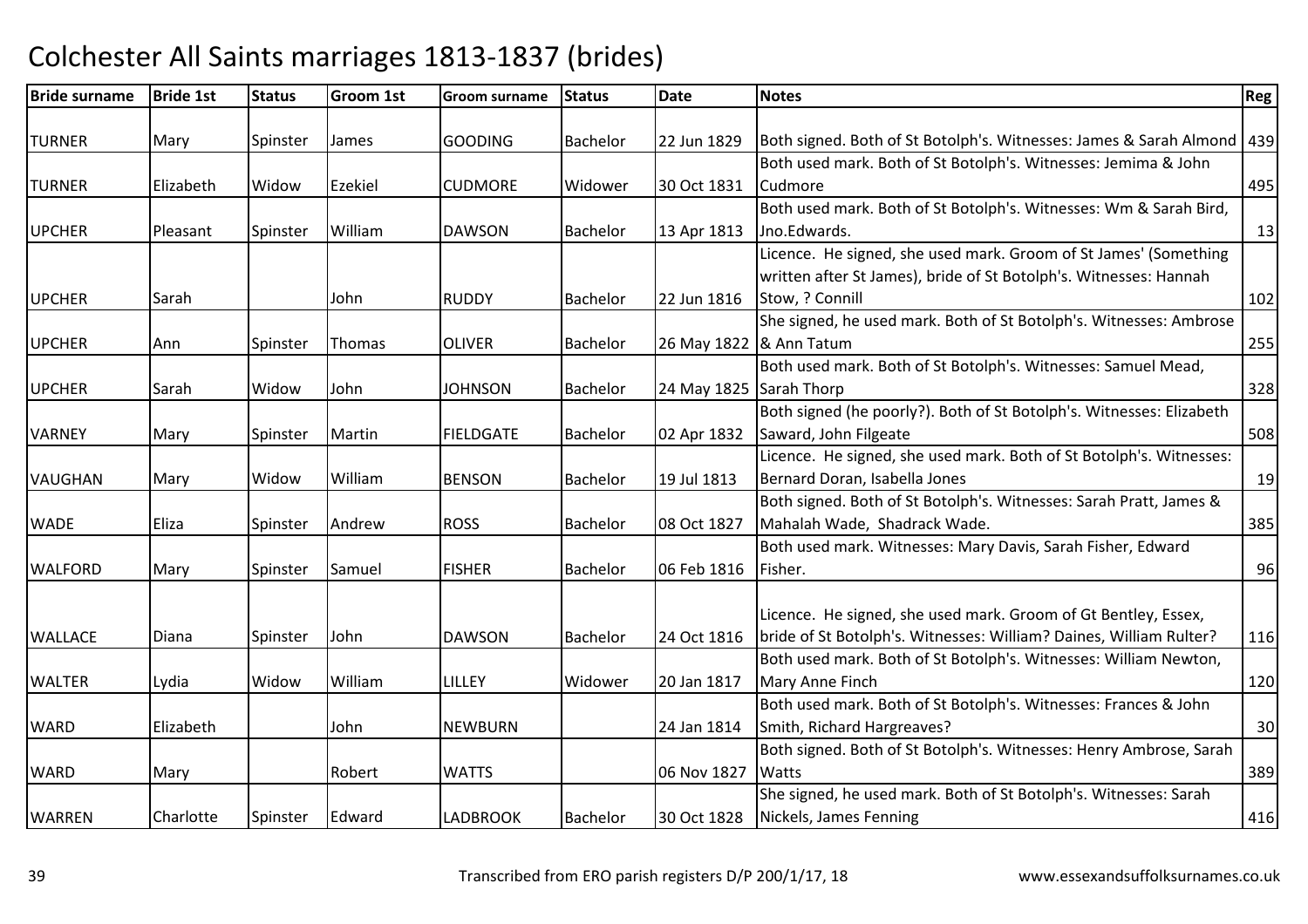# Colchester All Saints marriages 1813-1837 (brides)

| Bride surname | Bride 1st | Status | Groom 1st | Groom surname | Status | Date | Notes | Reg |
|---|---|---|---|---|---|---|---|---|
| TURNER | Mary | Spinster | James | GOODING | Bachelor | 22 Jun 1829 | Both signed. Both of St Botolph's. Witnesses: James & Sarah Almond | 439 |
| TURNER | Elizabeth | Widow | Ezekiel | CUDMORE | Widower | 30 Oct 1831 | Both used mark. Both of St Botolph's. Witnesses: Jemima & John Cudmore | 495 |
| UPCHER | Pleasant | Spinster | William | DAWSON | Bachelor | 13 Apr 1813 | Both used mark. Both of St Botolph's. Witnesses: Wm & Sarah Bird, Jno.Edwards. | 13 |
| UPCHER | Sarah | | John | RUDDY | Bachelor | 22 Jun 1816 | Licence. He signed, she used mark. Groom of St James' (Something written after St James), bride of St Botolph's. Witnesses: Hannah Stow, ? Connill | 102 |
| UPCHER | Ann | Spinster | Thomas | OLIVER | Bachelor | 26 May 1822 | She signed, he used mark. Both of St Botolph's. Witnesses: Ambrose & Ann Tatum | 255 |
| UPCHER | Sarah | Widow | John | JOHNSON | Bachelor | 24 May 1825 | Both used mark. Both of St Botolph's. Witnesses: Samuel Mead, Sarah Thorp | 328 |
| VARNEY | Mary | Spinster | Martin | FIELDGATE | Bachelor | 02 Apr 1832 | Both signed (he poorly?). Both of St Botolph's. Witnesses: Elizabeth Saward, John Filgeate | 508 |
| VAUGHAN | Mary | Widow | William | BENSON | Bachelor | 19 Jul 1813 | Licence. He signed, she used mark. Both of St Botolph's. Witnesses: Bernard Doran, Isabella Jones | 19 |
| WADE | Eliza | Spinster | Andrew | ROSS | Bachelor | 08 Oct 1827 | Both signed. Both of St Botolph's. Witnesses: Sarah Pratt, James & Mahalah Wade, Shadrack Wade. | 385 |
| WALFORD | Mary | Spinster | Samuel | FISHER | Bachelor | 06 Feb 1816 | Both used mark. Witnesses: Mary Davis, Sarah Fisher, Edward Fisher. | 96 |
| WALLACE | Diana | Spinster | John | DAWSON | Bachelor | 24 Oct 1816 | Licence. He signed, she used mark. Groom of Gt Bentley, Essex, bride of St Botolph's. Witnesses: William? Daines, William Rulter? | 116 |
| WALTER | Lydia | Widow | William | LILLEY | Widower | 20 Jan 1817 | Both used mark. Both of St Botolph's. Witnesses: William Newton, Mary Anne Finch | 120 |
| WARD | Elizabeth | | John | NEWBURN | | 24 Jan 1814 | Both used mark. Both of St Botolph's. Witnesses: Frances & John Smith, Richard Hargreaves? | 30 |
| WARD | Mary | | Robert | WATTS | | 06 Nov 1827 | Both signed. Both of St Botolph's. Witnesses: Henry Ambrose, Sarah Watts | 389 |
| WARREN | Charlotte | Spinster | Edward | LADBROOK | Bachelor | 30 Oct 1828 | She signed, he used mark. Both of St Botolph's. Witnesses: Sarah Nickels, James Fenning | 416 |

Transcribed from ERO parish registers D/P 200/1/17, 18 www.essexandsuffolksurnames.co.uk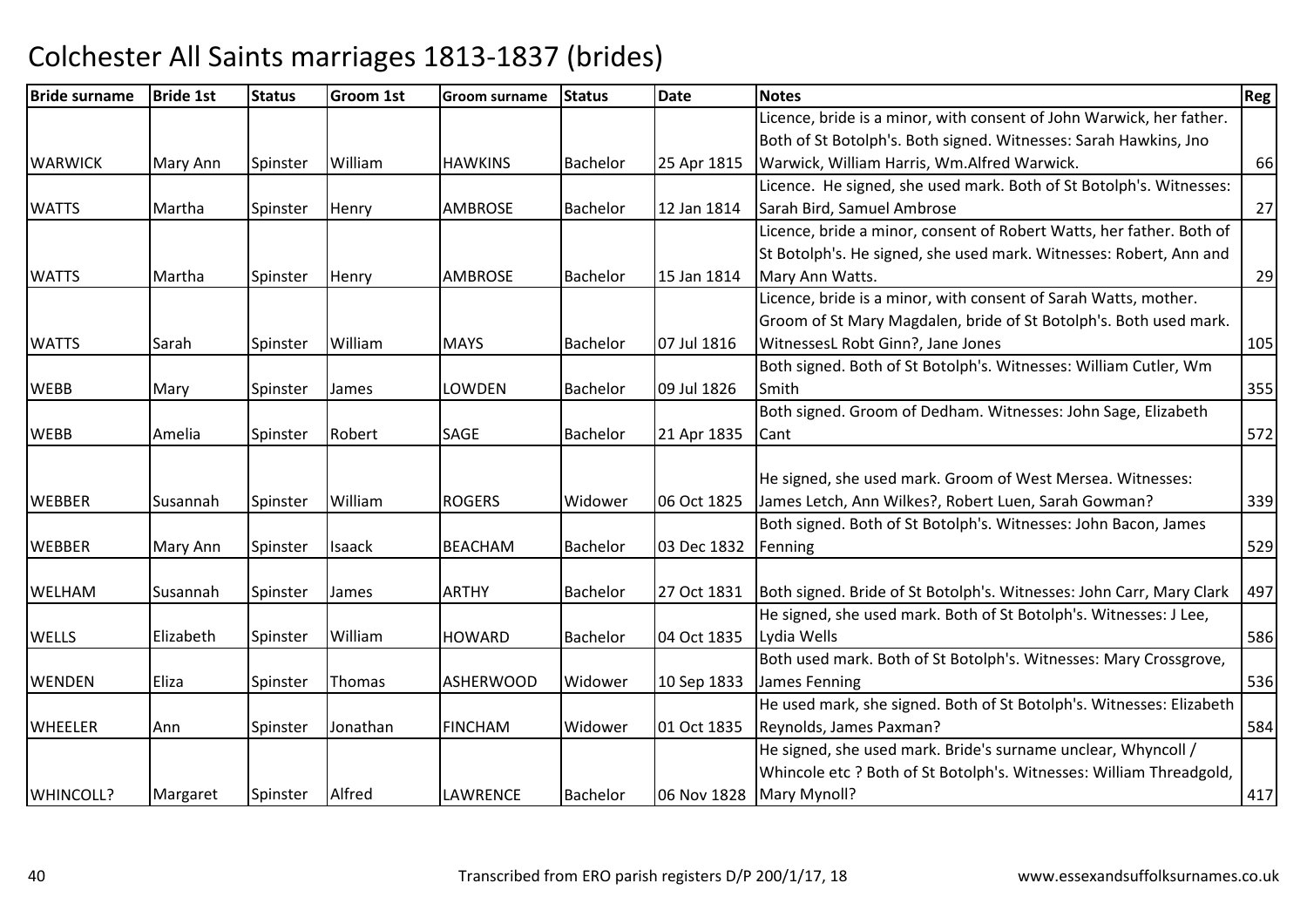# Colchester All Saints marriages 1813-1837 (brides)

| Bride surname | Bride 1st | Status | Groom 1st | Groom surname | Status | Date | Notes | Reg |
|---|---|---|---|---|---|---|---|---|
| WARWICK | Mary Ann | Spinster | William | HAWKINS | Bachelor | 25 Apr 1815 | Licence, bride is a minor, with consent of John Warwick, her father. Both of St Botolph's. Both signed. Witnesses: Sarah Hawkins, Jno Warwick, William Harris, Wm.Alfred Warwick. | 66 |
| WATTS | Martha | Spinster | Henry | AMBROSE | Bachelor | 12 Jan 1814 | Licence. He signed, she used mark. Both of St Botolph's. Witnesses: Sarah Bird, Samuel Ambrose | 27 |
| WATTS | Martha | Spinster | Henry | AMBROSE | Bachelor | 15 Jan 1814 | Licence, bride a minor, consent of Robert Watts, her father. Both of St Botolph's. He signed, she used mark. Witnesses: Robert, Ann and Mary Ann Watts. | 29 |
| WATTS | Sarah | Spinster | William | MAYS | Bachelor | 07 Jul 1816 | Licence, bride is a minor, with consent of Sarah Watts, mother. Groom of St Mary Magdalen, bride of St Botolph's. Both used mark. WitnessesL Robt Ginn?, Jane Jones | 105 |
| WEBB | Mary | Spinster | James | LOWDEN | Bachelor | 09 Jul 1826 | Both signed. Both of St Botolph's. Witnesses: William Cutler, Wm Smith | 355 |
| WEBB | Amelia | Spinster | Robert | SAGE | Bachelor | 21 Apr 1835 | Both signed. Groom of Dedham. Witnesses: John Sage, Elizabeth Cant | 572 |
| WEBBER | Susannah | Spinster | William | ROGERS | Widower | 06 Oct 1825 | He signed, she used mark. Groom of West Mersea. Witnesses: James Letch, Ann Wilkes?, Robert Luen, Sarah Gowman? | 339 |
| WEBBER | Mary Ann | Spinster | Isaack | BEACHAM | Bachelor | 03 Dec 1832 | Both signed. Both of St Botolph's. Witnesses: John Bacon, James Fenning | 529 |
| WELHAM | Susannah | Spinster | James | ARTHY | Bachelor | 27 Oct 1831 | Both signed. Bride of St Botolph's. Witnesses: John Carr, Mary Clark | 497 |
| WELLS | Elizabeth | Spinster | William | HOWARD | Bachelor | 04 Oct 1835 | He signed, she used mark. Both of St Botolph's. Witnesses: J Lee, Lydia Wells | 586 |
| WENDEN | Eliza | Spinster | Thomas | ASHERWOOD | Widower | 10 Sep 1833 | Both used mark. Both of St Botolph's. Witnesses: Mary Crossgrove, James Fenning | 536 |
| WHEELER | Ann | Spinster | Jonathan | FINCHAM | Widower | 01 Oct 1835 | He used mark, she signed. Both of St Botolph's. Witnesses: Elizabeth Reynolds, James Paxman? | 584 |
| WHINCOLL? | Margaret | Spinster | Alfred | LAWRENCE | Bachelor | 06 Nov 1828 | He signed, she used mark. Bride's surname unclear, Whyncoll / Whincole etc ? Both of St Botolph's. Witnesses: William Threadgold, Mary Mynoll? | 417 |

Transcribed from ERO parish registers D/P 200/1/17, 18 www.essexandsuffolksurnames.co.uk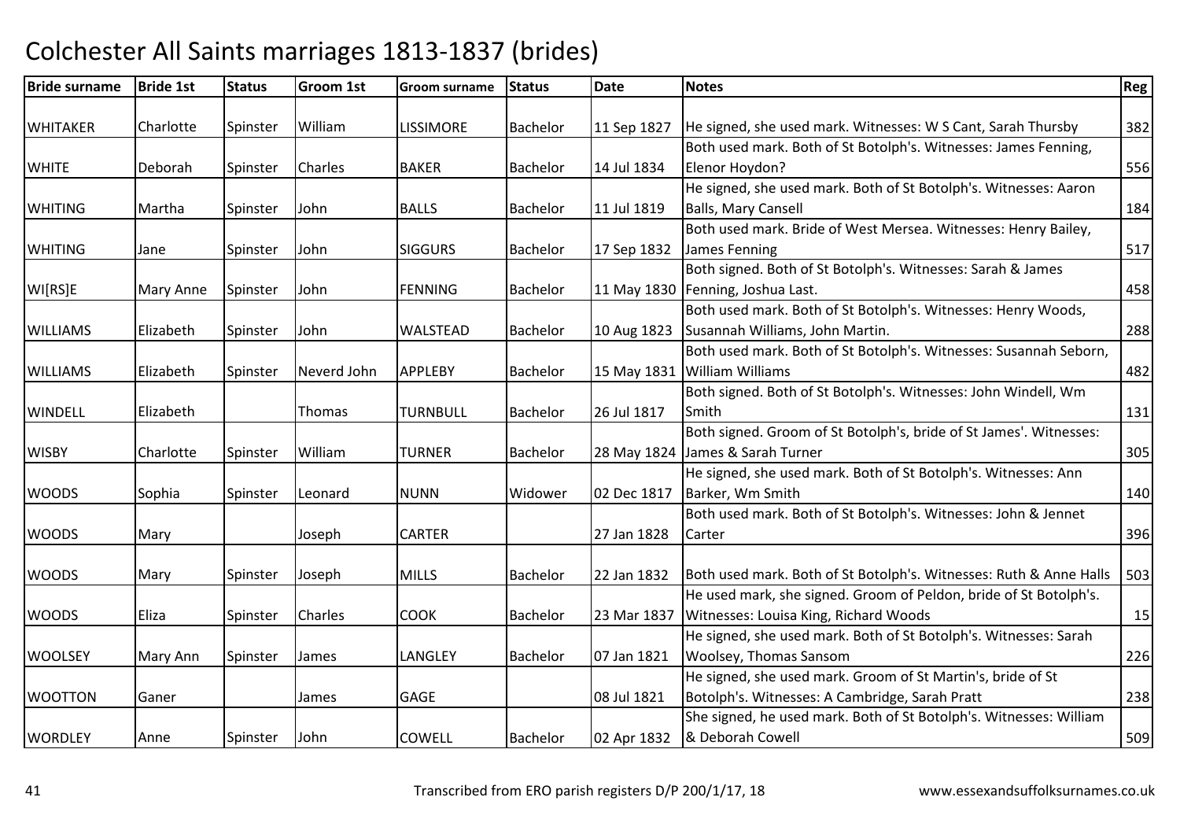# Colchester All Saints marriages 1813-1837 (brides)

| Bride surname | Bride 1st | Status | Groom 1st | Groom surname | Status | Date | Notes | Reg |
|---|---|---|---|---|---|---|---|---|
| WHITAKER | Charlotte | Spinster | William | LISSIMORE | Bachelor | 11 Sep 1827 | He signed, she used mark. Witnesses: W S Cant, Sarah Thursby | 382 |
| WHITE | Deborah | Spinster | Charles | BAKER | Bachelor | 14 Jul 1834 | Both used mark. Both of St Botolph's. Witnesses: James Fenning, Elenor Hoydon? | 556 |
| WHITING | Martha | Spinster | John | BALLS | Bachelor | 11 Jul 1819 | He signed, she used mark. Both of St Botolph's. Witnesses: Aaron Balls, Mary Cansell | 184 |
| WHITING | Jane | Spinster | John | SIGGURS | Bachelor | 17 Sep 1832 | Both used mark. Bride of West Mersea. Witnesses: Henry Bailey, James Fenning | 517 |
| WI[RS]E | Mary Anne | Spinster | John | FENNING | Bachelor | 11 May 1830 | Both signed. Both of St Botolph's. Witnesses: Sarah & James Fenning, Joshua Last. | 458 |
| WILLIAMS | Elizabeth | Spinster | John | WALSTEAD | Bachelor | 10 Aug 1823 | Both used mark. Both of St Botolph's. Witnesses: Henry Woods, Susannah Williams, John Martin. | 288 |
| WILLIAMS | Elizabeth | Spinster | Neverd John | APPLEBY | Bachelor | 15 May 1831 | Both used mark. Both of St Botolph's. Witnesses: Susannah Seborn, William Williams | 482 |
| WINDELL | Elizabeth | | Thomas | TURNBULL | Bachelor | 26 Jul 1817 | Both signed. Both of St Botolph's. Witnesses: John Windell, Wm Smith | 131 |
| WISBY | Charlotte | Spinster | William | TURNER | Bachelor | 28 May 1824 | Both signed. Groom of St Botolph's, bride of St James'. Witnesses: James & Sarah Turner | 305 |
| WOODS | Sophia | Spinster | Leonard | NUNN | Widower | 02 Dec 1817 | He signed, she used mark. Both of St Botolph's. Witnesses: Ann Barker, Wm Smith | 140 |
| WOODS | Mary | | Joseph | CARTER | | 27 Jan 1828 | Both used mark. Both of St Botolph's. Witnesses: John & Jennet Carter | 396 |
| WOODS | Mary | Spinster | Joseph | MILLS | Bachelor | 22 Jan 1832 | Both used mark. Both of St Botolph's. Witnesses: Ruth & Anne Halls | 503 |
| WOODS | Eliza | Spinster | Charles | COOK | Bachelor | 23 Mar 1837 | He used mark, she signed. Groom of Peldon, bride of St Botolph's. Witnesses: Louisa King, Richard Woods | 15 |
| WOOLSEY | Mary Ann | Spinster | James | LANGLEY | Bachelor | 07 Jan 1821 | He signed, she used mark. Both of St Botolph's. Witnesses: Sarah Woolsey, Thomas Sansom | 226 |
| WOOTTON | Ganer | | James | GAGE | | 08 Jul 1821 | He signed, she used mark. Groom of St Martin's, bride of St Botolph's. Witnesses: A Cambridge, Sarah Pratt | 238 |
| WORDLEY | Anne | Spinster | John | COWELL | Bachelor | 02 Apr 1832 | She signed, he used mark. Both of St Botolph's. Witnesses: William & Deborah Cowell | 509 |

Transcribed from ERO parish registers D/P 200/1/17, 18 www.essexandsuffolksurnames.co.uk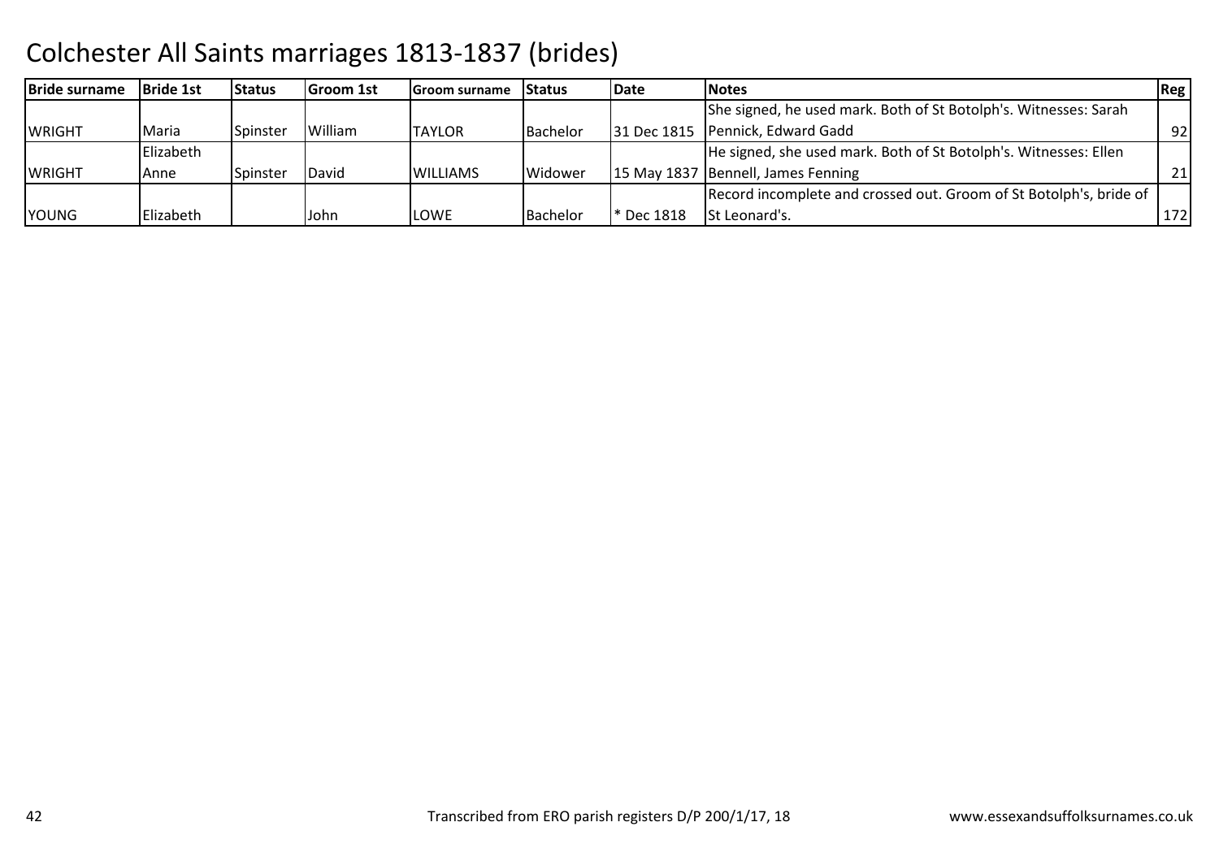# Colchester All Saints marriages 1813-1837 (brides)

| Bride surname | Bride 1st | Status | Groom 1st | Groom surname | Status | Date | Notes | Reg |
|---|---|---|---|---|---|---|---|---|
| WRIGHT | Maria | Spinster | William | TAYLOR | Bachelor | 31 Dec 1815 | She signed, he used mark. Both of St Botolph's. Witnesses: Sarah Pennick, Edward Gadd | 92 |
| WRIGHT | Elizabeth Anne | Spinster | David | WILLIAMS | Widower | 15 May 1837 | He signed, she used mark. Both of St Botolph's. Witnesses: Ellen Bennell, James Fenning | 21 |
| YOUNG | Elizabeth | | John | LOWE | Bachelor | * Dec 1818 | Record incomplete and crossed out. Groom of St Botolph's, bride of St Leonard's. | 172 |

Transcribed from ERO parish registers D/P 200/1/17, 18

www.essexandsuffolksurnames.co.uk